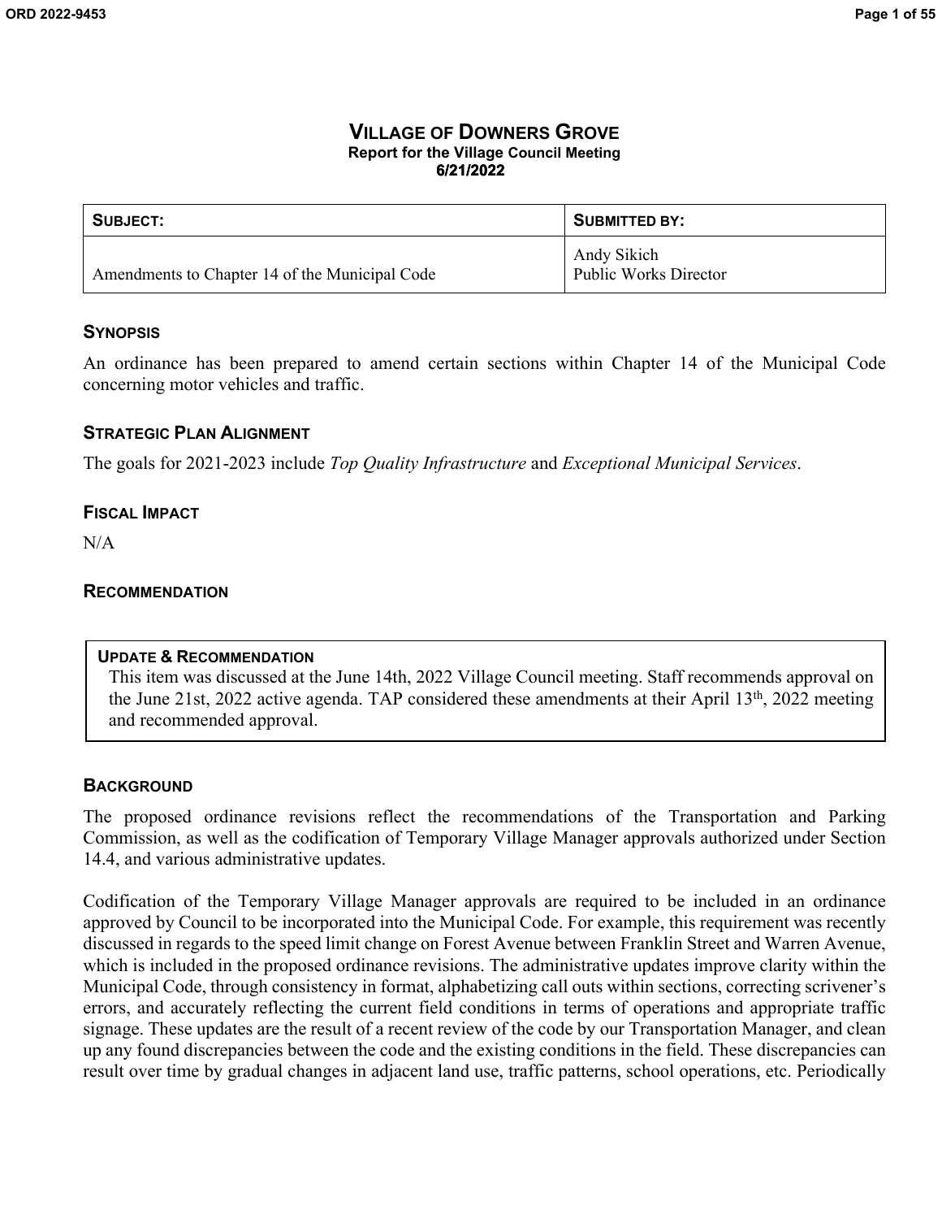# VILLAGE OF DOWNERS GROVE
**Report for the Village Council Meeting**
**6/21/2022**

| SUBJECT: | SUBMITTED BY: |
|---|---|
| Amendments to Chapter 14 of the Municipal Code | Andy Sikich<br>Public Works Director |

## SYNOPSIS

An ordinance has been prepared to amend certain sections within Chapter 14 of the Municipal Code concerning motor vehicles and traffic.

## STRATEGIC PLAN ALIGNMENT

The goals for 2021-2023 include *Top Quality Infrastructure* and *Exceptional Municipal Services*.

## FISCAL IMPACT

N/A

## RECOMMENDATION

> **UPDATE & RECOMMENDATION**
> This item was discussed at the June 14th, 2022 Village Council meeting. Staff recommends approval on the June 21st, 2022 active agenda. TAP considered these amendments at their April 13th, 2022 meeting and recommended approval.

## BACKGROUND

The proposed ordinance revisions reflect the recommendations of the Transportation and Parking Commission, as well as the codification of Temporary Village Manager approvals authorized under Section 14.4, and various administrative updates.

Codification of the Temporary Village Manager approvals are required to be included in an ordinance approved by Council to be incorporated into the Municipal Code. For example, this requirement was recently discussed in regards to the speed limit change on Forest Avenue between Franklin Street and Warren Avenue, which is included in the proposed ordinance revisions. The administrative updates improve clarity within the Municipal Code, through consistency in format, alphabetizing call outs within sections, correcting scrivener's errors, and accurately reflecting the current field conditions in terms of operations and appropriate traffic signage. These updates are the result of a recent review of the code by our Transportation Manager, and clean up any found discrepancies between the code and the existing conditions in the field. These discrepancies can result over time by gradual changes in adjacent land use, traffic patterns, school operations, etc. Periodically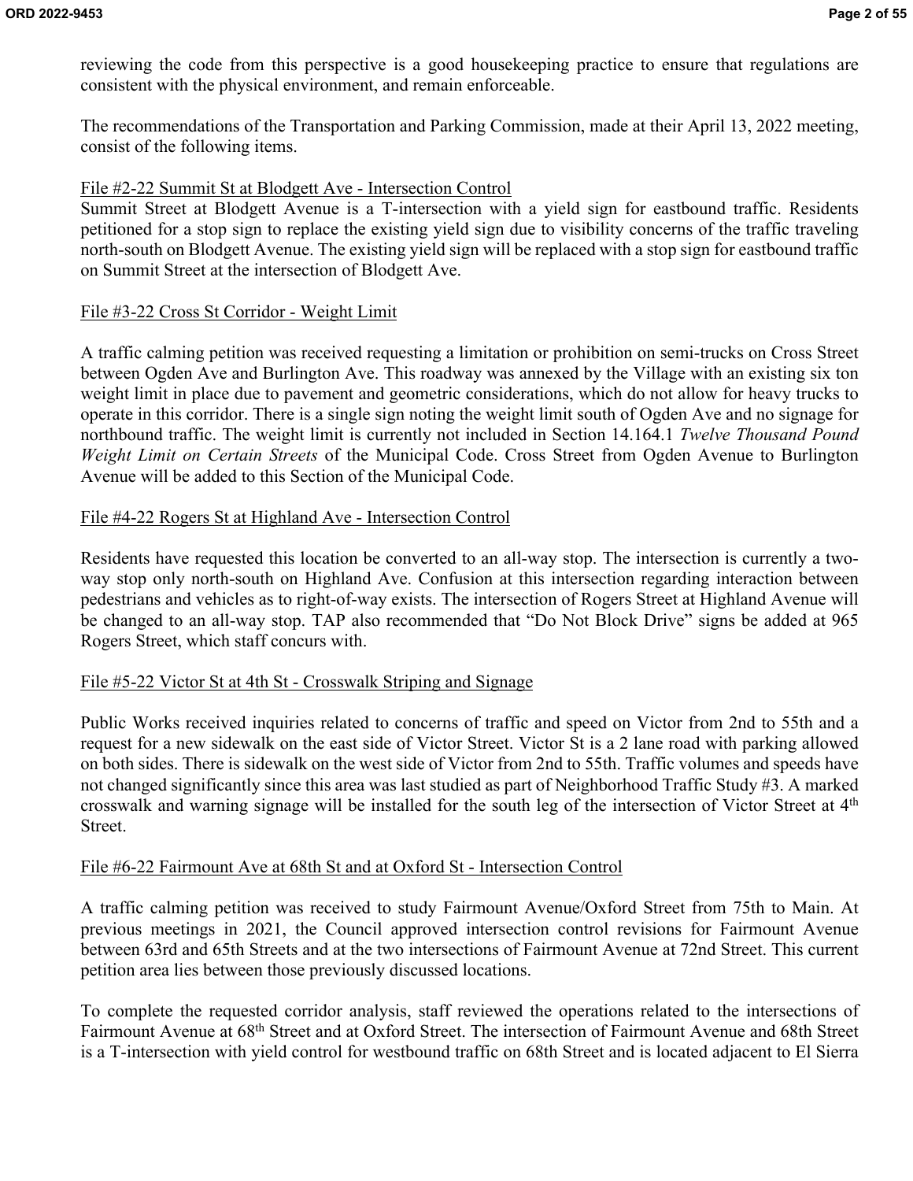reviewing the code from this perspective is a good housekeeping practice to ensure that regulations are consistent with the physical environment, and remain enforceable.

The recommendations of the Transportation and Parking Commission, made at their April 13, 2022 meeting, consist of the following items.

File #2-22 Summit St at Blodgett Ave - Intersection Control

Summit Street at Blodgett Avenue is a T-intersection with a yield sign for eastbound traffic. Residents petitioned for a stop sign to replace the existing yield sign due to visibility concerns of the traffic traveling north-south on Blodgett Avenue. The existing yield sign will be replaced with a stop sign for eastbound traffic on Summit Street at the intersection of Blodgett Ave.

File #3-22 Cross St Corridor - Weight Limit

A traffic calming petition was received requesting a limitation or prohibition on semi-trucks on Cross Street between Ogden Ave and Burlington Ave. This roadway was annexed by the Village with an existing six ton weight limit in place due to pavement and geometric considerations, which do not allow for heavy trucks to operate in this corridor. There is a single sign noting the weight limit south of Ogden Ave and no signage for northbound traffic. The weight limit is currently not included in Section 14.164.1 *Twelve Thousand Pound Weight Limit on Certain Streets* of the Municipal Code. Cross Street from Ogden Avenue to Burlington Avenue will be added to this Section of the Municipal Code.

File #4-22 Rogers St at Highland Ave - Intersection Control

Residents have requested this location be converted to an all-way stop. The intersection is currently a two-way stop only north-south on Highland Ave. Confusion at this intersection regarding interaction between pedestrians and vehicles as to right-of-way exists. The intersection of Rogers Street at Highland Avenue will be changed to an all-way stop. TAP also recommended that "Do Not Block Drive" signs be added at 965 Rogers Street, which staff concurs with.

File #5-22 Victor St at 4th St - Crosswalk Striping and Signage

Public Works received inquiries related to concerns of traffic and speed on Victor from 2nd to 55th and a request for a new sidewalk on the east side of Victor Street. Victor St is a 2 lane road with parking allowed on both sides. There is sidewalk on the west side of Victor from 2nd to 55th. Traffic volumes and speeds have not changed significantly since this area was last studied as part of Neighborhood Traffic Study #3. A marked crosswalk and warning signage will be installed for the south leg of the intersection of Victor Street at 4th Street.

File #6-22 Fairmount Ave at 68th St and at Oxford St - Intersection Control

A traffic calming petition was received to study Fairmount Avenue/Oxford Street from 75th to Main. At previous meetings in 2021, the Council approved intersection control revisions for Fairmount Avenue between 63rd and 65th Streets and at the two intersections of Fairmount Avenue at 72nd Street. This current petition area lies between those previously discussed locations.

To complete the requested corridor analysis, staff reviewed the operations related to the intersections of Fairmount Avenue at 68th Street and at Oxford Street. The intersection of Fairmount Avenue and 68th Street is a T-intersection with yield control for westbound traffic on 68th Street and is located adjacent to El Sierra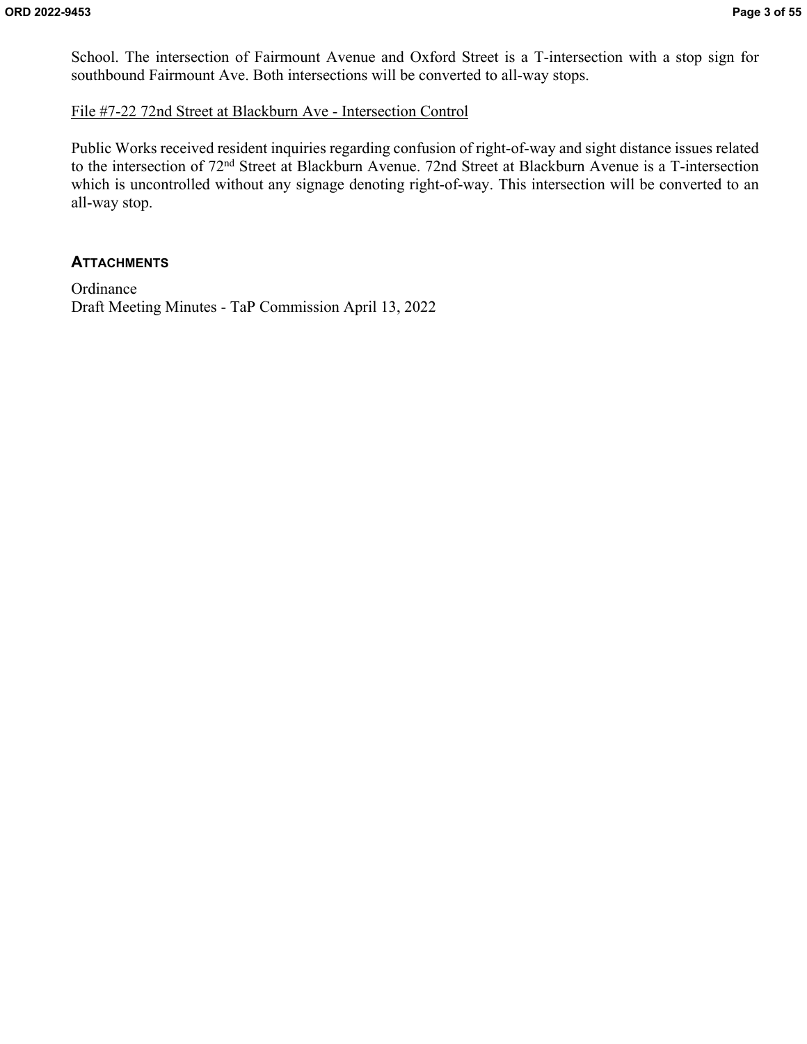School. The intersection of Fairmount Avenue and Oxford Street is a T-intersection with a stop sign for southbound Fairmount Ave. Both intersections will be converted to all-way stops.

File #7-22 72nd Street at Blackburn Ave - Intersection Control

Public Works received resident inquiries regarding confusion of right-of-way and sight distance issues related to the intersection of 72nd Street at Blackburn Avenue. 72nd Street at Blackburn Avenue is a T-intersection which is uncontrolled without any signage denoting right-of-way. This intersection will be converted to an all-way stop.

## ATTACHMENTS

Ordinance
Draft Meeting Minutes - TaP Commission April 13, 2022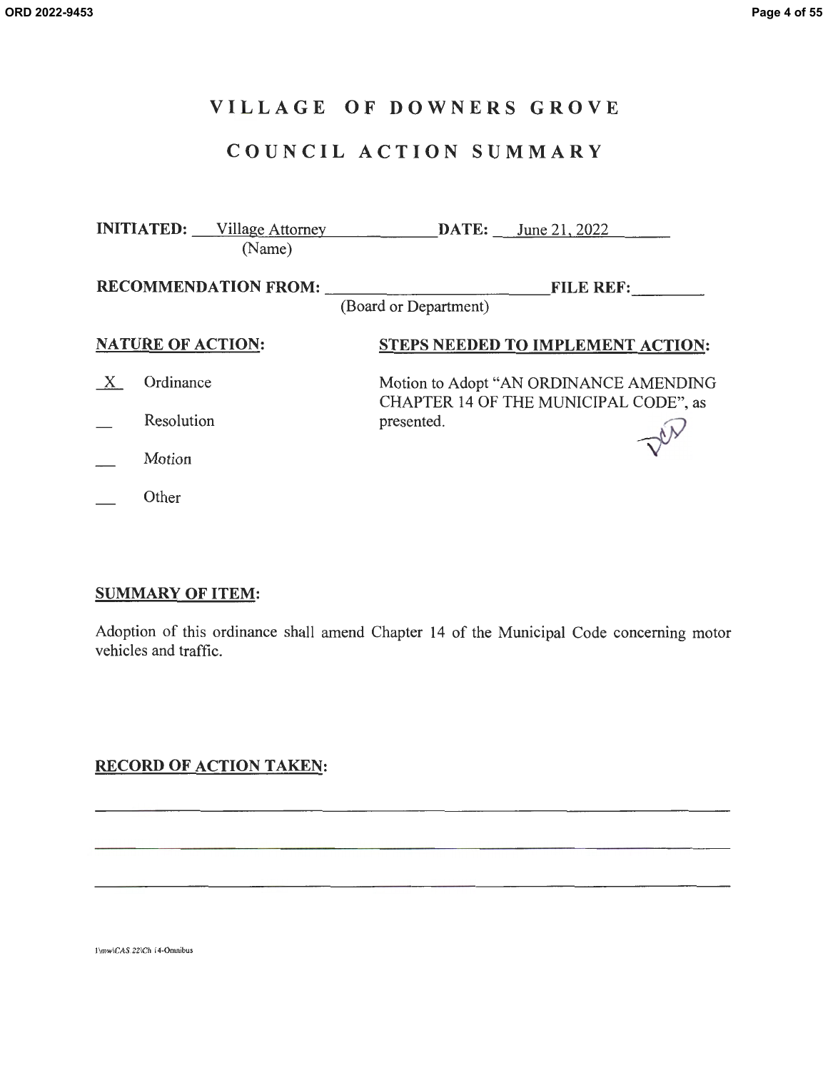# VILLAGE OF DOWNERS GROVE

## COUNCIL ACTION SUMMARY

**INITIATED:** Village Attorney (Name) **DATE:** June 21, 2022

**RECOMMENDATION FROM:** ____________ (Board or Department) **FILE REF:** ________

**NATURE OF ACTION:**

X Ordinance

__ Resolution

__ Motion

__ Other

**STEPS NEEDED TO IMPLEMENT ACTION:**

Motion to Adopt "AN ORDINANCE AMENDING CHAPTER 14 OF THE MUNICIPAL CODE", as presented.

**SUMMARY OF ITEM:**

Adoption of this ordinance shall amend Chapter 14 of the Municipal Code concerning motor vehicles and traffic.

**RECORD OF ACTION TAKEN:**

______________________________________________

______________________________________________

______________________________________________

1\mw\CAS 22\Ch 14-Omnibus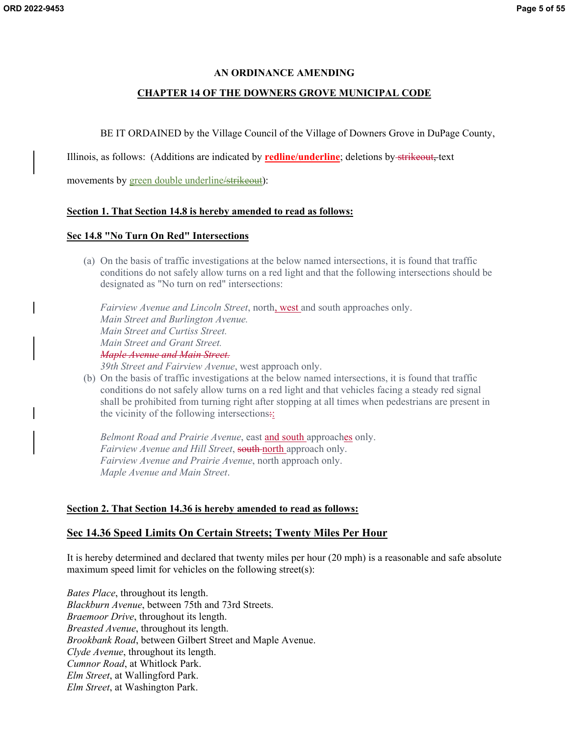**AN ORDINANCE AMENDING**

**CHAPTER 14 OF THE DOWNERS GROVE MUNICIPAL CODE**

BE IT ORDAINED by the Village Council of the Village of Downers Grove in DuPage County, Illinois, as follows: (Additions are indicated by **<u>redline/underline</u>**; deletions by ~~strikeout,~~ text movements by <u>green double underline/~~strikeout~~</u>):

**<u>Section 1. That Section 14.8 is hereby amended to read as follows:</u>**

**<u>Sec 14.8 "No Turn On Red" Intersections</u>**

(a) On the basis of traffic investigations at the below named intersections, it is found that traffic conditions do not safely allow turns on a red light and that the following intersections should be designated as "No turn on red" intersections:

*Fairview Avenue and Lincoln Street*, north<u>, west</u> and south approaches only.
*Main Street and Burlington Avenue.*
*Main Street and Curtiss Street.*
*Main Street and Grant Street.*
~~*Maple Avenue and Main Street.*~~
*39th Street and Fairview Avenue*, west approach only.

(b) On the basis of traffic investigations at the below named intersections, it is found that traffic conditions do not safely allow turns on a red light and that vehicles facing a steady red signal shall be prohibited from turning right after stopping at all times when pedestrians are present in the vicinity of the following intersections~~:~~<u>:</u>

*Belmont Road and Prairie Avenue*, east <u>and south</u> approach<u>es</u> only.
*Fairview Avenue and Hill Street*, ~~south~~ <u>north</u> approach only.
*Fairview Avenue and Prairie Avenue*, north approach only.
*Maple Avenue and Main Street*.

**<u>Section 2. That Section 14.36 is hereby amended to read as follows:</u>**

## <u>Sec 14.36 Speed Limits On Certain Streets; Twenty Miles Per Hour</u>

It is hereby determined and declared that twenty miles per hour (20 mph) is a reasonable and safe absolute maximum speed limit for vehicles on the following street(s):

*Bates Place*, throughout its length.
*Blackburn Avenue*, between 75th and 73rd Streets.
*Braemoor Drive*, throughout its length.
*Breasted Avenue*, throughout its length.
*Brookbank Road*, between Gilbert Street and Maple Avenue.
*Clyde Avenue*, throughout its length.
*Cumnor Road*, at Whitlock Park.
*Elm Street*, at Wallingford Park.
*Elm Street*, at Washington Park.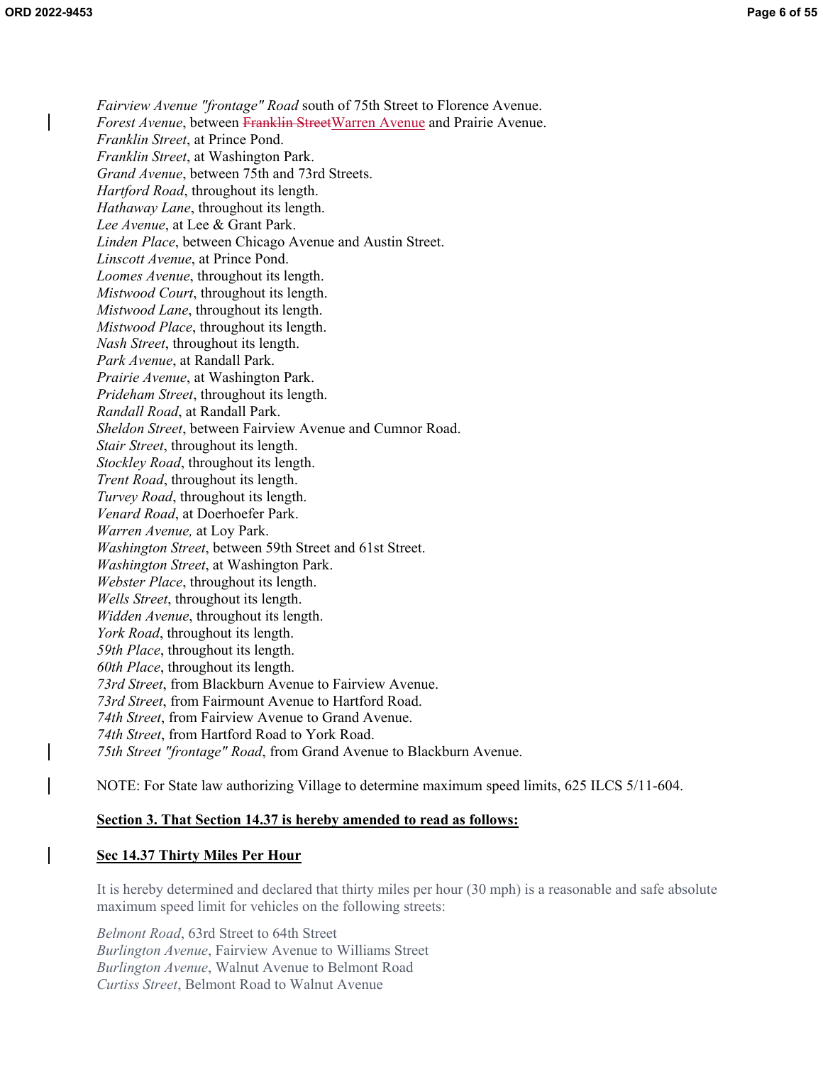*Fairview Avenue "frontage" Road* south of 75th Street to Florence Avenue.
*Forest Avenue*, between ~~Franklin Street~~Warren Avenue and Prairie Avenue.
*Franklin Street*, at Prince Pond.
*Franklin Street*, at Washington Park.
*Grand Avenue*, between 75th and 73rd Streets.
*Hartford Road*, throughout its length.
*Hathaway Lane*, throughout its length.
*Lee Avenue*, at Lee & Grant Park.
*Linden Place*, between Chicago Avenue and Austin Street.
*Linscott Avenue*, at Prince Pond.
*Loomes Avenue*, throughout its length.
*Mistwood Court*, throughout its length.
*Mistwood Lane*, throughout its length.
*Mistwood Place*, throughout its length.
*Nash Street*, throughout its length.
*Park Avenue*, at Randall Park.
*Prairie Avenue*, at Washington Park.
*Prideham Street*, throughout its length.
*Randall Road*, at Randall Park.
*Sheldon Street*, between Fairview Avenue and Cumnor Road.
*Stair Street*, throughout its length.
*Stockley Road*, throughout its length.
*Trent Road*, throughout its length.
*Turvey Road*, throughout its length.
*Venard Road*, at Doerhoefer Park.
*Warren Avenue,* at Loy Park.
*Washington Street*, between 59th Street and 61st Street.
*Washington Street*, at Washington Park.
*Webster Place*, throughout its length.
*Wells Street*, throughout its length.
*Widden Avenue*, throughout its length.
*York Road*, throughout its length.
*59th Place*, throughout its length.
*60th Place*, throughout its length.
*73rd Street*, from Blackburn Avenue to Fairview Avenue.
*73rd Street*, from Fairmount Avenue to Hartford Road.
*74th Street*, from Fairview Avenue to Grand Avenue.
*74th Street*, from Hartford Road to York Road.
*75th Street "frontage" Road*, from Grand Avenue to Blackburn Avenue.

NOTE: For State law authorizing Village to determine maximum speed limits, 625 ILCS 5/11-604.

**Section 3. That Section 14.37 is hereby amended to read as follows:**

**Sec 14.37 Thirty Miles Per Hour**

It is hereby determined and declared that thirty miles per hour (30 mph) is a reasonable and safe absolute maximum speed limit for vehicles on the following streets:

*Belmont Road*, 63rd Street to 64th Street
*Burlington Avenue*, Fairview Avenue to Williams Street
*Burlington Avenue*, Walnut Avenue to Belmont Road
*Curtiss Street*, Belmont Road to Walnut Avenue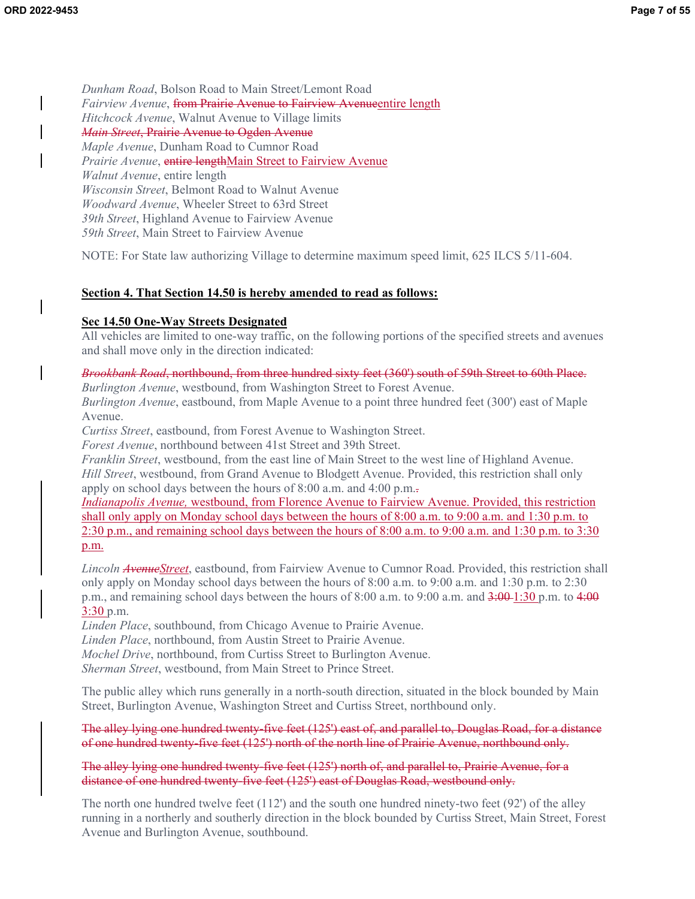*Dunham Road*, Bolson Road to Main Street/Lemont Road
*Fairview Avenue*, ~~from Prairie Avenue to Fairview Avenue~~entire length
*Hitchcock Avenue*, Walnut Avenue to Village limits
~~*Main Street*, Prairie Avenue to Ogden Avenue~~
*Maple Avenue*, Dunham Road to Cumnor Road
*Prairie Avenue*, ~~entire length~~Main Street to Fairview Avenue
*Walnut Avenue*, entire length
*Wisconsin Street*, Belmont Road to Walnut Avenue
*Woodward Avenue*, Wheeler Street to 63rd Street
*39th Street*, Highland Avenue to Fairview Avenue
*59th Street*, Main Street to Fairview Avenue

NOTE: For State law authorizing Village to determine maximum speed limit, 625 ILCS 5/11-604.

**Section 4. That Section 14.50 is hereby amended to read as follows:**

**Sec 14.50 One-Way Streets Designated**

All vehicles are limited to one-way traffic, on the following portions of the specified streets and avenues and shall move only in the direction indicated:

~~*Brookbank Road*, northbound, from three hundred sixty feet (360') south of 59th Street to 60th Place.~~
*Burlington Avenue*, westbound, from Washington Street to Forest Avenue.
*Burlington Avenue*, eastbound, from Maple Avenue to a point three hundred feet (300') east of Maple Avenue.
*Curtiss Street*, eastbound, from Forest Avenue to Washington Street.
*Forest Avenue*, northbound between 41st Street and 39th Street.
*Franklin Street*, westbound, from the east line of Main Street to the west line of Highland Avenue.
*Hill Street*, westbound, from Grand Avenue to Blodgett Avenue. Provided, this restriction shall only apply on school days between the hours of 8:00 a.m. and 4:00 p.m.~~.~~
*Indianapolis Avenue,* westbound, from Florence Avenue to Fairview Avenue. Provided, this restriction shall only apply on Monday school days between the hours of 8:00 a.m. to 9:00 a.m. and 1:30 p.m. to 2:30 p.m., and remaining school days between the hours of 8:00 a.m. to 9:00 a.m. and 1:30 p.m. to 3:30 p.m.

*Lincoln ~~Avenue~~Street*, eastbound, from Fairview Avenue to Cumnor Road. Provided, this restriction shall only apply on Monday school days between the hours of 8:00 a.m. to 9:00 a.m. and 1:30 p.m. to 2:30 p.m., and remaining school days between the hours of 8:00 a.m. to 9:00 a.m. and ~~3:00~~ 1:30 p.m. to ~~4:00~~ 3:30 p.m.
*Linden Place*, southbound, from Chicago Avenue to Prairie Avenue.
*Linden Place*, northbound, from Austin Street to Prairie Avenue.
*Mochel Drive*, northbound, from Curtiss Street to Burlington Avenue.
*Sherman Street*, westbound, from Main Street to Prince Street.

The public alley which runs generally in a north-south direction, situated in the block bounded by Main Street, Burlington Avenue, Washington Street and Curtiss Street, northbound only.

~~The alley lying one hundred twenty-five feet (125') east of, and parallel to, Douglas Road, for a distance of one hundred twenty-five feet (125') north of the north line of Prairie Avenue, northbound only.~~

~~The alley lying one hundred twenty-five feet (125') north of, and parallel to, Prairie Avenue, for a distance of one hundred twenty-five feet (125') east of Douglas Road, westbound only.~~

The north one hundred twelve feet (112') and the south one hundred ninety-two feet (92') of the alley running in a northerly and southerly direction in the block bounded by Curtiss Street, Main Street, Forest Avenue and Burlington Avenue, southbound.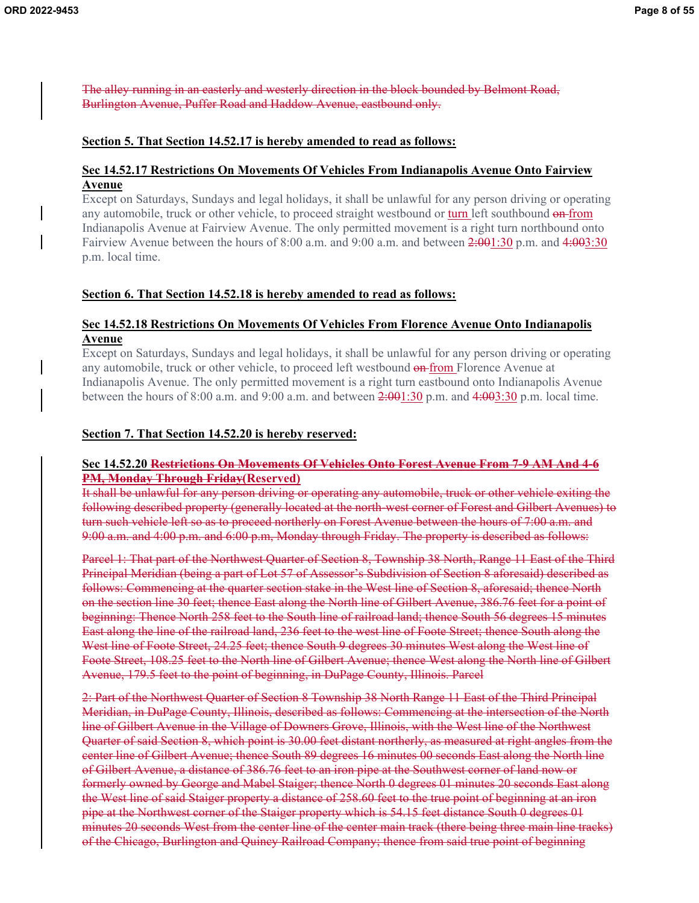~~The alley running in an easterly and westerly direction in the block bounded by Belmont Road, Burlington Avenue, Puffer Road and Haddow Avenue, eastbound only.~~

**Section 5. That Section 14.52.17 is hereby amended to read as follows:**

**Sec 14.52.17 Restrictions On Movements Of Vehicles From Indianapolis Avenue Onto Fairview Avenue**

Except on Saturdays, Sundays and legal holidays, it shall be unlawful for any person driving or operating any automobile, truck or other vehicle, to proceed straight westbound or turn left southbound ~~on~~ from Indianapolis Avenue at Fairview Avenue. The only permitted movement is a right turn northbound onto Fairview Avenue between the hours of 8:00 a.m. and 9:00 a.m. and between ~~2:00~~1:30 p.m. and ~~4:00~~3:30 p.m. local time.

**Section 6. That Section 14.52.18 is hereby amended to read as follows:**

**Sec 14.52.18 Restrictions On Movements Of Vehicles From Florence Avenue Onto Indianapolis Avenue**

Except on Saturdays, Sundays and legal holidays, it shall be unlawful for any person driving or operating any automobile, truck or other vehicle, to proceed left westbound ~~on~~ from Florence Avenue at Indianapolis Avenue. The only permitted movement is a right turn eastbound onto Indianapolis Avenue between the hours of 8:00 a.m. and 9:00 a.m. and between ~~2:00~~1:30 p.m. and ~~4:00~~3:30 p.m. local time.

**Section 7. That Section 14.52.20 is hereby reserved:**

**Sec 14.52.20 ~~Restrictions On Movements Of Vehicles Onto Forest Avenue From 7-9 AM And 4-6 PM, Monday Through Friday~~(Reserved)**

~~It shall be unlawful for any person driving or operating any automobile, truck or other vehicle exiting the following described property (generally located at the north-west corner of Forest and Gilbert Avenues) to turn such vehicle left so as to proceed northerly on Forest Avenue between the hours of 7:00 a.m. and 9:00 a.m. and 4:00 p.m. and 6:00 p.m, Monday through Friday. The property is described as follows:~~

~~Parcel 1: That part of the Northwest Quarter of Section 8, Township 38 North, Range 11 East of the Third Principal Meridian (being a part of Lot 57 of Assessor's Subdivision of Section 8 aforesaid) described as follows: Commencing at the quarter section stake in the West line of Section 8, aforesaid; thence North on the section line 30 feet; thence East along the North line of Gilbert Avenue, 386.76 feet for a point of beginning: Thence North 258 feet to the South line of railroad land; thence South 56 degrees 15 minutes East along the line of the railroad land, 236 feet to the west line of Foote Street; thence South along the West line of Foote Street, 24.25 feet; thence South 9 degrees 30 minutes West along the West line of Foote Street, 108.25 feet to the North line of Gilbert Avenue; thence West along the North line of Gilbert Avenue, 179.5 feet to the point of beginning, in DuPage County, Illinois. Parcel~~

~~2: Part of the Northwest Quarter of Section 8 Township 38 North Range 11 East of the Third Principal Meridian, in DuPage County, Illinois, described as follows: Commencing at the intersection of the North line of Gilbert Avenue in the Village of Downers Grove, Illinois, with the West line of the Northwest Quarter of said Section 8, which point is 30.00 feet distant northerly, as measured at right angles from the center line of Gilbert Avenue; thence South 89 degrees 16 minutes 00 seconds East along the North line of Gilbert Avenue, a distance of 386.76 feet to an iron pipe at the Southwest corner of land now or formerly owned by George and Mabel Staiger; thence North 0 degrees 01 minutes 20 seconds East along the West line of said Staiger property a distance of 258.60 feet to the true point of beginning at an iron pipe at the Northwest corner of the Staiger property which is 54.15 feet distance South 0 degrees 01 minutes 20 seconds West from the center line of the center main track (there being three main line tracks) of the Chicago, Burlington and Quincy Railroad Company; thence from said true point of beginning~~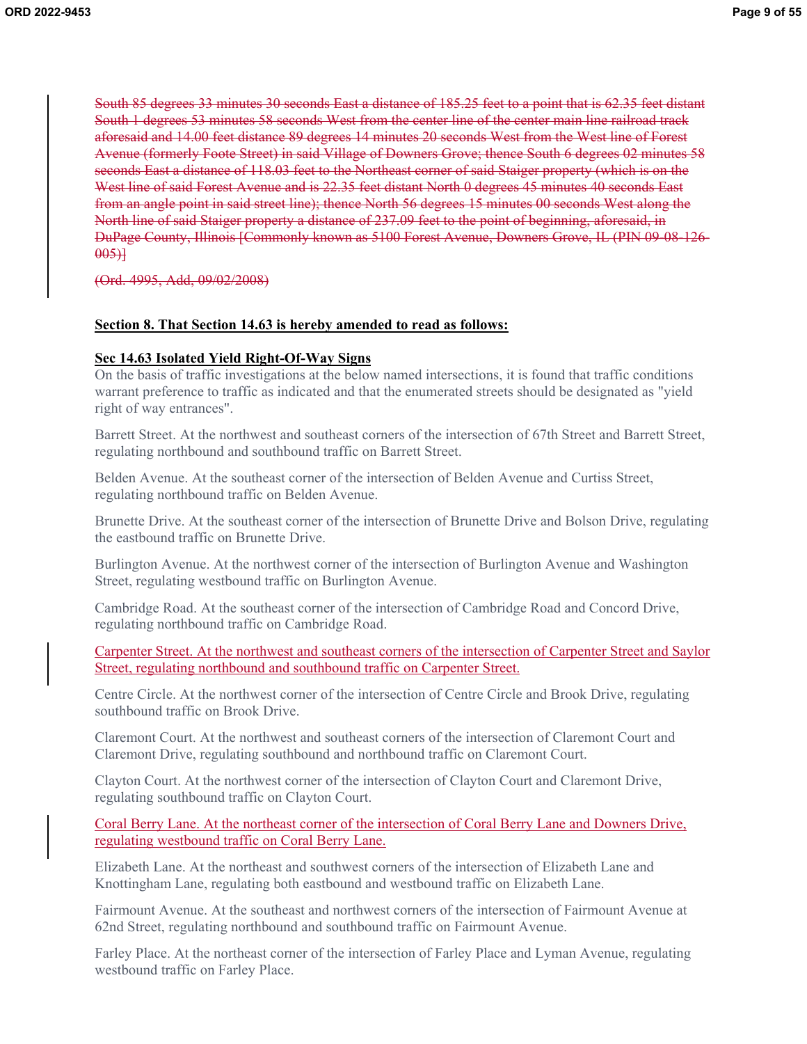~~South 85 degrees 33 minutes 30 seconds East a distance of 185.25 feet to a point that is 62.35 feet distant South 1 degrees 53 minutes 58 seconds West from the center line of the center main line railroad track aforesaid and 14.00 feet distance 89 degrees 14 minutes 20 seconds West from the West line of Forest Avenue (formerly Foote Street) in said Village of Downers Grove; thence South 6 degrees 02 minutes 58 seconds East a distance of 118.03 feet to the Northeast corner of said Staiger property (which is on the West line of said Forest Avenue and is 22.35 feet distant North 0 degrees 45 minutes 40 seconds East from an angle point in said street line); thence North 56 degrees 15 minutes 00 seconds West along the North line of said Staiger property a distance of 237.09 feet to the point of beginning, aforesaid, in DuPage County, Illinois [Commonly known as 5100 Forest Avenue, Downers Grove, IL (PIN 09-08-126-005)]~~

~~(Ord. 4995, Add, 09/02/2008)~~

**Section 8. That Section 14.63 is hereby amended to read as follows:**

**Sec 14.63 Isolated Yield Right-Of-Way Signs**

On the basis of traffic investigations at the below named intersections, it is found that traffic conditions warrant preference to traffic as indicated and that the enumerated streets should be designated as "yield right of way entrances".

Barrett Street. At the northwest and southeast corners of the intersection of 67th Street and Barrett Street, regulating northbound and southbound traffic on Barrett Street.

Belden Avenue. At the southeast corner of the intersection of Belden Avenue and Curtiss Street, regulating northbound traffic on Belden Avenue.

Brunette Drive. At the southeast corner of the intersection of Brunette Drive and Bolson Drive, regulating the eastbound traffic on Brunette Drive.

Burlington Avenue. At the northwest corner of the intersection of Burlington Avenue and Washington Street, regulating westbound traffic on Burlington Avenue.

Cambridge Road. At the southeast corner of the intersection of Cambridge Road and Concord Drive, regulating northbound traffic on Cambridge Road.

<u>Carpenter Street. At the northwest and southeast corners of the intersection of Carpenter Street and Saylor Street, regulating northbound and southbound traffic on Carpenter Street.</u>

Centre Circle. At the northwest corner of the intersection of Centre Circle and Brook Drive, regulating southbound traffic on Brook Drive.

Claremont Court. At the northwest and southeast corners of the intersection of Claremont Court and Claremont Drive, regulating southbound and northbound traffic on Claremont Court.

Clayton Court. At the northwest corner of the intersection of Clayton Court and Claremont Drive, regulating southbound traffic on Clayton Court.

<u>Coral Berry Lane. At the northeast corner of the intersection of Coral Berry Lane and Downers Drive, regulating westbound traffic on Coral Berry Lane.</u>

Elizabeth Lane. At the northeast and southwest corners of the intersection of Elizabeth Lane and Knottingham Lane, regulating both eastbound and westbound traffic on Elizabeth Lane.

Fairmount Avenue. At the southeast and northwest corners of the intersection of Fairmount Avenue at 62nd Street, regulating northbound and southbound traffic on Fairmount Avenue.

Farley Place. At the northeast corner of the intersection of Farley Place and Lyman Avenue, regulating westbound traffic on Farley Place.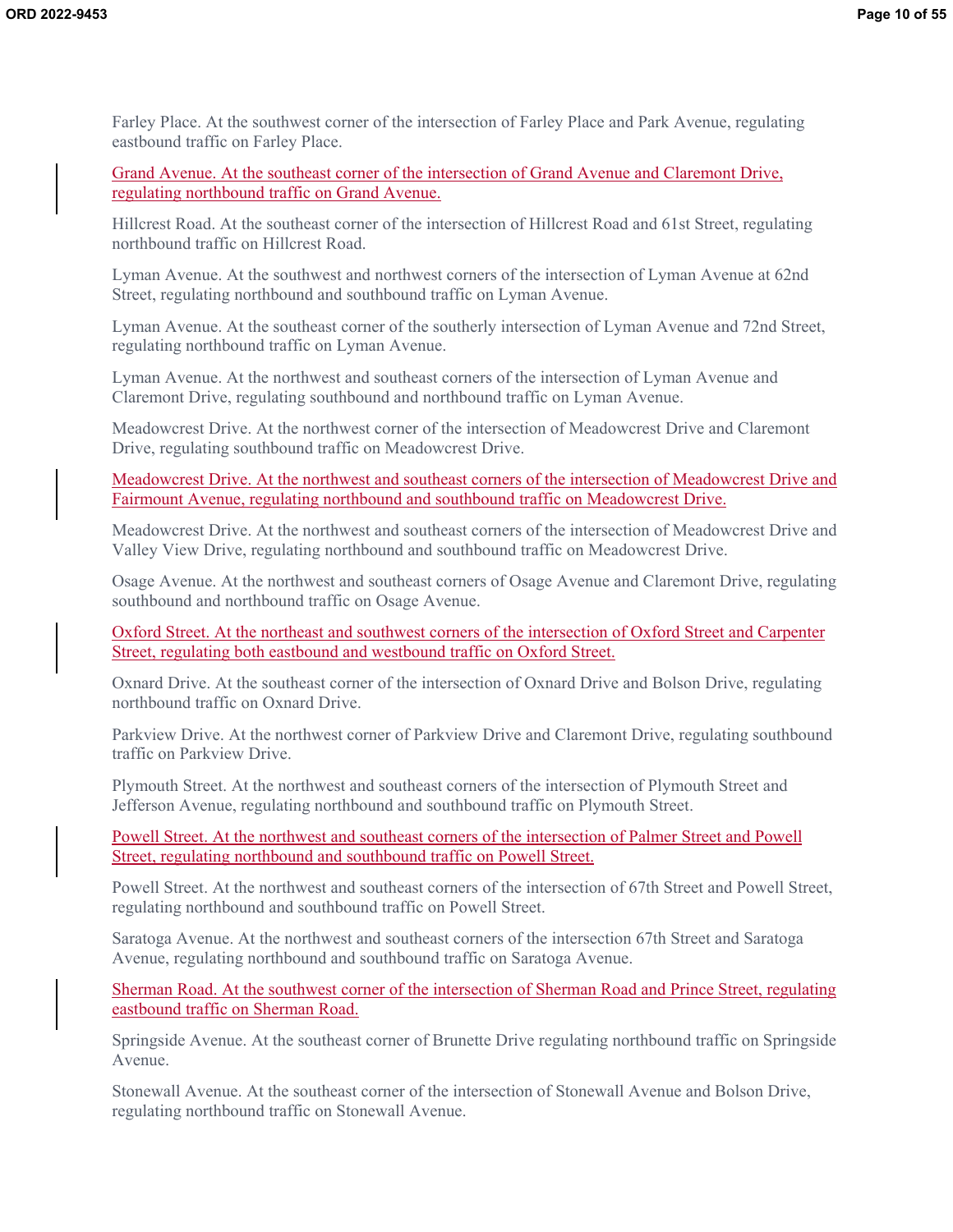Farley Place. At the southwest corner of the intersection of Farley Place and Park Avenue, regulating eastbound traffic on Farley Place.

Grand Avenue. At the southeast corner of the intersection of Grand Avenue and Claremont Drive, regulating northbound traffic on Grand Avenue.

Hillcrest Road. At the southeast corner of the intersection of Hillcrest Road and 61st Street, regulating northbound traffic on Hillcrest Road.

Lyman Avenue. At the southwest and northwest corners of the intersection of Lyman Avenue at 62nd Street, regulating northbound and southbound traffic on Lyman Avenue.

Lyman Avenue. At the southeast corner of the southerly intersection of Lyman Avenue and 72nd Street, regulating northbound traffic on Lyman Avenue.

Lyman Avenue. At the northwest and southeast corners of the intersection of Lyman Avenue and Claremont Drive, regulating southbound and northbound traffic on Lyman Avenue.

Meadowcrest Drive. At the northwest corner of the intersection of Meadowcrest Drive and Claremont Drive, regulating southbound traffic on Meadowcrest Drive.

Meadowcrest Drive. At the northwest and southeast corners of the intersection of Meadowcrest Drive and Fairmount Avenue, regulating northbound and southbound traffic on Meadowcrest Drive.

Meadowcrest Drive. At the northwest and southeast corners of the intersection of Meadowcrest Drive and Valley View Drive, regulating northbound and southbound traffic on Meadowcrest Drive.

Osage Avenue. At the northwest and southeast corners of Osage Avenue and Claremont Drive, regulating southbound and northbound traffic on Osage Avenue.

Oxford Street. At the northeast and southwest corners of the intersection of Oxford Street and Carpenter Street, regulating both eastbound and westbound traffic on Oxford Street.

Oxnard Drive. At the southeast corner of the intersection of Oxnard Drive and Bolson Drive, regulating northbound traffic on Oxnard Drive.

Parkview Drive. At the northwest corner of Parkview Drive and Claremont Drive, regulating southbound traffic on Parkview Drive.

Plymouth Street. At the northwest and southeast corners of the intersection of Plymouth Street and Jefferson Avenue, regulating northbound and southbound traffic on Plymouth Street.

Powell Street. At the northwest and southeast corners of the intersection of Palmer Street and Powell Street, regulating northbound and southbound traffic on Powell Street.

Powell Street. At the northwest and southeast corners of the intersection of 67th Street and Powell Street, regulating northbound and southbound traffic on Powell Street.

Saratoga Avenue. At the northwest and southeast corners of the intersection 67th Street and Saratoga Avenue, regulating northbound and southbound traffic on Saratoga Avenue.

Sherman Road. At the southwest corner of the intersection of Sherman Road and Prince Street, regulating eastbound traffic on Sherman Road.

Springside Avenue. At the southeast corner of Brunette Drive regulating northbound traffic on Springside Avenue.

Stonewall Avenue. At the southeast corner of the intersection of Stonewall Avenue and Bolson Drive, regulating northbound traffic on Stonewall Avenue.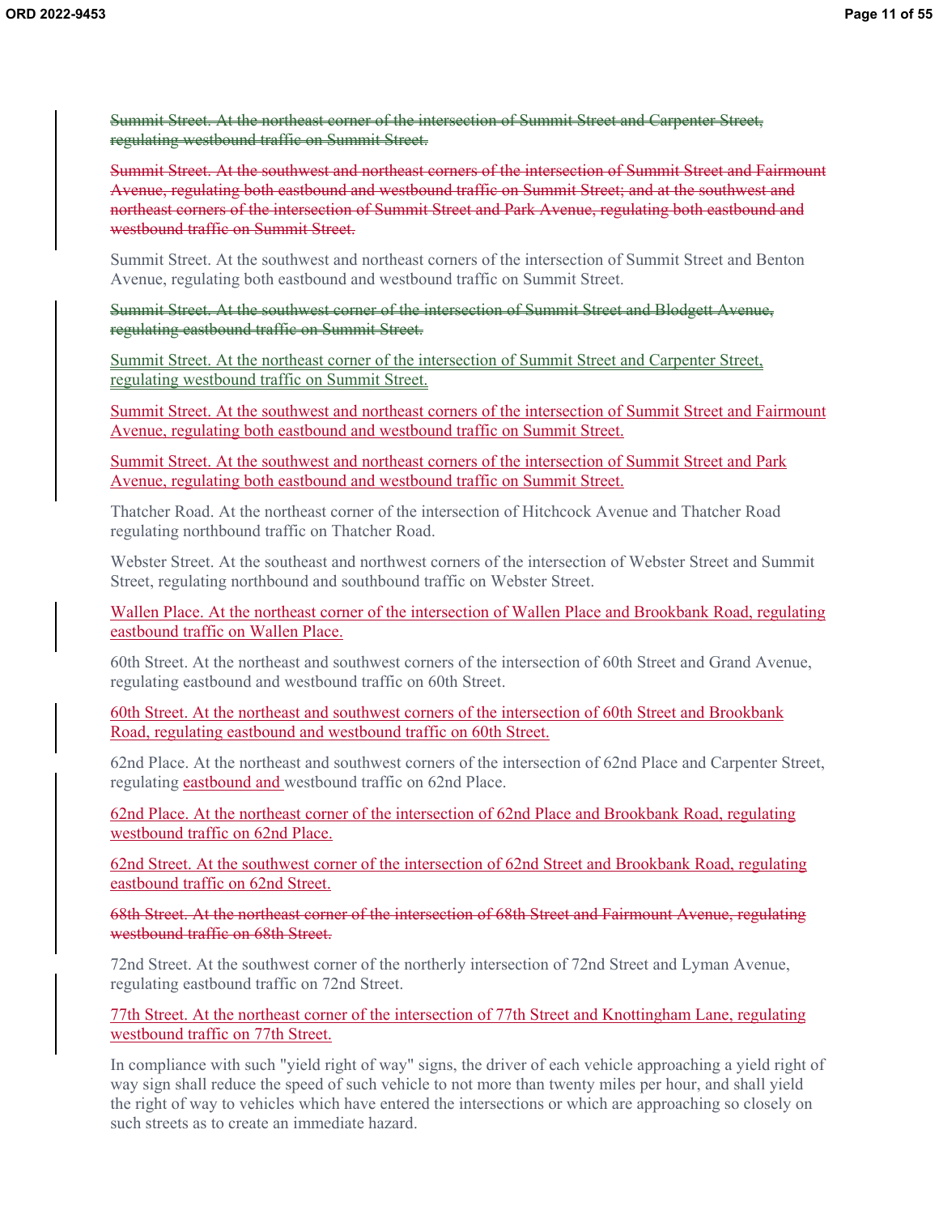~~Summit Street. At the northeast corner of the intersection of Summit Street and Carpenter Street, regulating westbound traffic on Summit Street.~~

~~Summit Street. At the southwest and northeast corners of the intersection of Summit Street and Fairmount Avenue, regulating both eastbound and westbound traffic on Summit Street; and at the southwest and northeast corners of the intersection of Summit Street and Park Avenue, regulating both eastbound and westbound traffic on Summit Street.~~

Summit Street. At the southwest and northeast corners of the intersection of Summit Street and Benton Avenue, regulating both eastbound and westbound traffic on Summit Street.

~~Summit Street. At the southwest corner of the intersection of Summit Street and Blodgett Avenue, regulating eastbound traffic on Summit Street.~~

Summit Street. At the northeast corner of the intersection of Summit Street and Carpenter Street, regulating westbound traffic on Summit Street.

Summit Street. At the southwest and northeast corners of the intersection of Summit Street and Fairmount Avenue, regulating both eastbound and westbound traffic on Summit Street.

Summit Street. At the southwest and northeast corners of the intersection of Summit Street and Park Avenue, regulating both eastbound and westbound traffic on Summit Street.

Thatcher Road. At the northeast corner of the intersection of Hitchcock Avenue and Thatcher Road regulating northbound traffic on Thatcher Road.

Webster Street. At the southeast and northwest corners of the intersection of Webster Street and Summit Street, regulating northbound and southbound traffic on Webster Street.

Wallen Place. At the northeast corner of the intersection of Wallen Place and Brookbank Road, regulating eastbound traffic on Wallen Place.

60th Street. At the northeast and southwest corners of the intersection of 60th Street and Grand Avenue, regulating eastbound and westbound traffic on 60th Street.

60th Street. At the northeast and southwest corners of the intersection of 60th Street and Brookbank Road, regulating eastbound and westbound traffic on 60th Street.

62nd Place. At the northeast and southwest corners of the intersection of 62nd Place and Carpenter Street, regulating eastbound and westbound traffic on 62nd Place.

62nd Place. At the northeast corner of the intersection of 62nd Place and Brookbank Road, regulating westbound traffic on 62nd Place.

62nd Street. At the southwest corner of the intersection of 62nd Street and Brookbank Road, regulating eastbound traffic on 62nd Street.

~~68th Street. At the northeast corner of the intersection of 68th Street and Fairmount Avenue, regulating westbound traffic on 68th Street.~~

72nd Street. At the southwest corner of the northerly intersection of 72nd Street and Lyman Avenue, regulating eastbound traffic on 72nd Street.

77th Street. At the northeast corner of the intersection of 77th Street and Knottingham Lane, regulating westbound traffic on 77th Street.

In compliance with such "yield right of way" signs, the driver of each vehicle approaching a yield right of way sign shall reduce the speed of such vehicle to not more than twenty miles per hour, and shall yield the right of way to vehicles which have entered the intersections or which are approaching so closely on such streets as to create an immediate hazard.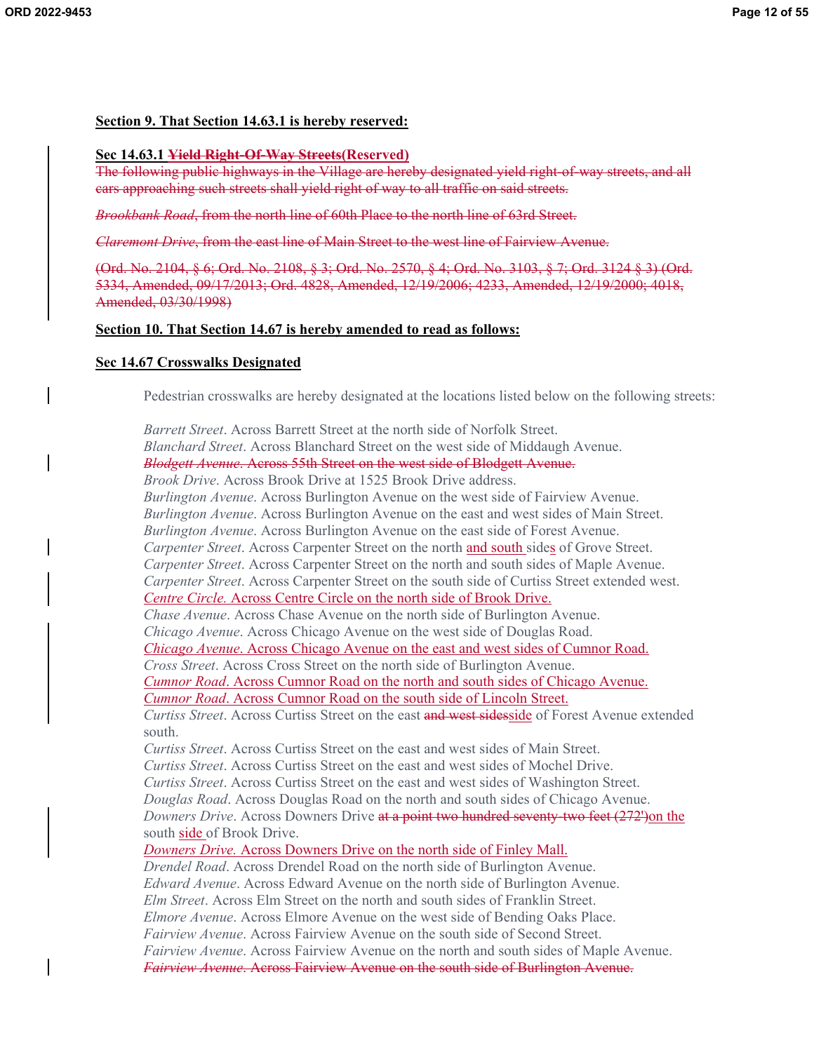**Section 9. That Section 14.63.1 is hereby reserved:**

**Sec 14.63.1 ~~Yield Right-Of-Way Streets~~(Reserved)**

~~The following public highways in the Village are hereby designated yield right-of-way streets, and all cars approaching such streets shall yield right of way to all traffic on said streets.~~

~~*Brookbank Road*, from the north line of 60th Place to the north line of 63rd Street.~~

~~*Claremont Drive*, from the east line of Main Street to the west line of Fairview Avenue.~~

~~(Ord. No. 2104, § 6; Ord. No. 2108, § 3; Ord. No. 2570, § 4; Ord. No. 3103, § 7; Ord. 3124 § 3) (Ord. 5334, Amended, 09/17/2013; Ord. 4828, Amended, 12/19/2006; 4233, Amended, 12/19/2000; 4018, Amended, 03/30/1998)~~

**Section 10. That Section 14.67 is hereby amended to read as follows:**

**Sec 14.67 Crosswalks Designated**

Pedestrian crosswalks are hereby designated at the locations listed below on the following streets:

*Barrett Street*. Across Barrett Street at the north side of Norfolk Street.
*Blanchard Street*. Across Blanchard Street on the west side of Middaugh Avenue.
~~*Blodgett Avenue*. Across 55th Street on the west side of Blodgett Avenue.~~
*Brook Drive*. Across Brook Drive at 1525 Brook Drive address.
*Burlington Avenue*. Across Burlington Avenue on the west side of Fairview Avenue.
*Burlington Avenue*. Across Burlington Avenue on the east and west sides of Main Street.
*Burlington Avenue*. Across Burlington Avenue on the east side of Forest Avenue.
*Carpenter Street*. Across Carpenter Street on the north <u>and south</u> side<u>s</u> of Grove Street.
*Carpenter Street*. Across Carpenter Street on the north and south sides of Maple Avenue.
*Carpenter Street*. Across Carpenter Street on the south side of Curtiss Street extended west.
<u>*Centre Circle*. Across Centre Circle on the north side of Brook Drive.</u>
*Chase Avenue*. Across Chase Avenue on the north side of Burlington Avenue.
*Chicago Avenue*. Across Chicago Avenue on the west side of Douglas Road.
<u>*Chicago Avenue*. Across Chicago Avenue on the east and west sides of Cumnor Road.</u>
*Cross Street*. Across Cross Street on the north side of Burlington Avenue.
<u>*Cumnor Road*. Across Cumnor Road on the north and south sides of Chicago Avenue.</u>
<u>*Cumnor Road*. Across Cumnor Road on the south side of Lincoln Street.</u>
*Curtiss Street*. Across Curtiss Street on the east ~~and west sides~~<u>side</u> of Forest Avenue extended south.
*Curtiss Street*. Across Curtiss Street on the east and west sides of Main Street.
*Curtiss Street*. Across Curtiss Street on the east and west sides of Mochel Drive.
*Curtiss Street*. Across Curtiss Street on the east and west sides of Washington Street.
*Douglas Road*. Across Douglas Road on the north and south sides of Chicago Avenue.
*Downers Drive*. Across Downers Drive ~~at a point two hundred seventy-two feet (272')~~<u>on the</u> south <u>side</u> of Brook Drive.
<u>*Downers Drive*. Across Downers Drive on the north side of Finley Mall.</u>
*Drendel Road*. Across Drendel Road on the north side of Burlington Avenue.
*Edward Avenue*. Across Edward Avenue on the north side of Burlington Avenue.
*Elm Street*. Across Elm Street on the north and south sides of Franklin Street.
*Elmore Avenue*. Across Elmore Avenue on the west side of Bending Oaks Place.
*Fairview Avenue*. Across Fairview Avenue on the south side of Second Street.
*Fairview Avenue*. Across Fairview Avenue on the north and south sides of Maple Avenue.
~~*Fairview Avenue*. Across Fairview Avenue on the south side of Burlington Avenue.~~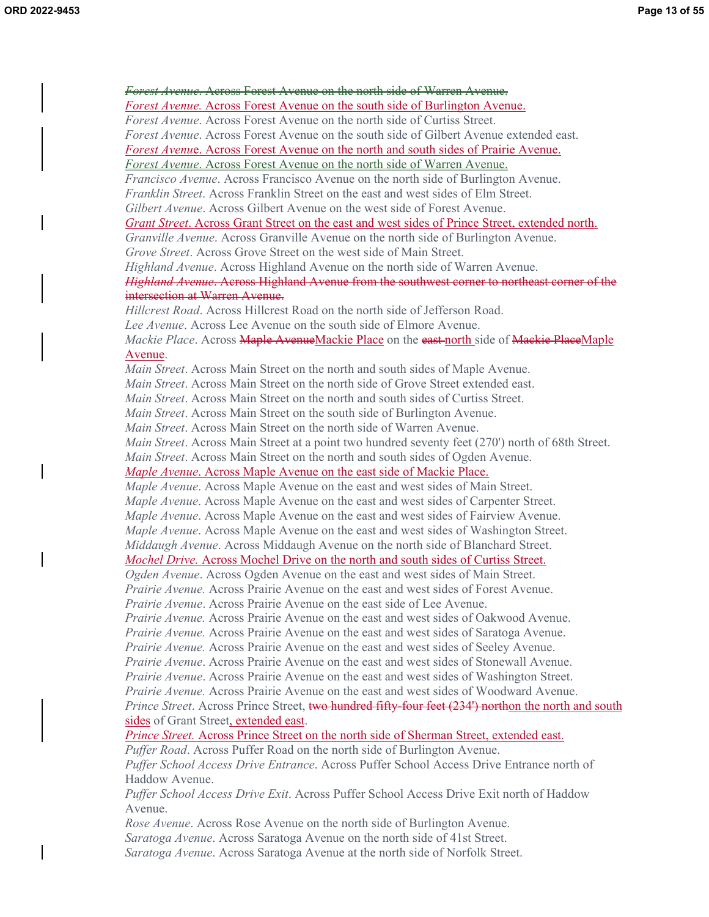~~*Forest Avenue*. Across Forest Avenue on the north side of Warren Avenue.~~

<u>*Forest Avenue.* Across Forest Avenue on the south side of Burlington Avenue.</u>

*Forest Avenue*. Across Forest Avenue on the north side of Curtiss Street.

*Forest Avenue*. Across Forest Avenue on the south side of Gilbert Avenue extended east.

<u>*Forest Avenue*. Across Forest Avenue on the north and south sides of Prairie Avenue.</u>

<u>*Forest Avenue*. Across Forest Avenue on the north side of Warren Avenue.</u>

*Francisco Avenue*. Across Francisco Avenue on the north side of Burlington Avenue.

*Franklin Street*. Across Franklin Street on the east and west sides of Elm Street.

*Gilbert Avenue*. Across Gilbert Avenue on the west side of Forest Avenue.

<u>*Grant Street*. Across Grant Street on the east and west sides of Prince Street, extended north.</u>

*Granville Avenue*. Across Granville Avenue on the north side of Burlington Avenue.

*Grove Street*. Across Grove Street on the west side of Main Street.

*Highland Avenue*. Across Highland Avenue on the north side of Warren Avenue.

~~*Highland Avenue*. Across Highland Avenue from the southwest corner to northeast corner of the intersection at Warren Avenue.~~

*Hillcrest Road*. Across Hillcrest Road on the north side of Jefferson Road.

*Lee Avenue*. Across Lee Avenue on the south side of Elmore Avenue.

*Mackie Place*. Across ~~Maple Avenue~~<u>Mackie Place</u> on the ~~east~~ <u>north</u> side of ~~Mackie Place~~<u>Maple Avenue</u>.

*Main Street*. Across Main Street on the north and south sides of Maple Avenue.

*Main Street*. Across Main Street on the north side of Grove Street extended east.

*Main Street*. Across Main Street on the north and south sides of Curtiss Street.

*Main Street*. Across Main Street on the south side of Burlington Avenue.

*Main Street*. Across Main Street on the north side of Warren Avenue.

*Main Street*. Across Main Street at a point two hundred seventy feet (270') north of 68th Street.

*Main Street*. Across Main Street on the north and south sides of Ogden Avenue.

<u>*Maple Avenue*. Across Maple Avenue on the east side of Mackie Place.</u>

*Maple Avenue*. Across Maple Avenue on the east and west sides of Main Street.

*Maple Avenue*. Across Maple Avenue on the east and west sides of Carpenter Street.

*Maple Avenue*. Across Maple Avenue on the east and west sides of Fairview Avenue.

*Maple Avenue*. Across Maple Avenue on the east and west sides of Washington Street.

*Middaugh Avenue*. Across Middaugh Avenue on the north side of Blanchard Street.

<u>*Mochel Drive.* Across Mochel Drive on the north and south sides of Curtiss Street.</u>

*Ogden Avenue*. Across Ogden Avenue on the east and west sides of Main Street.

*Prairie Avenue.* Across Prairie Avenue on the east and west sides of Forest Avenue.

*Prairie Avenue*. Across Prairie Avenue on the east side of Lee Avenue.

*Prairie Avenue.* Across Prairie Avenue on the east and west sides of Oakwood Avenue.

*Prairie Avenue.* Across Prairie Avenue on the east and west sides of Saratoga Avenue.

*Prairie Avenue.* Across Prairie Avenue on the east and west sides of Seeley Avenue.

*Prairie Avenue*. Across Prairie Avenue on the east and west sides of Stonewall Avenue.

*Prairie Avenue*. Across Prairie Avenue on the east and west sides of Washington Street.

*Prairie Avenue.* Across Prairie Avenue on the east and west sides of Woodward Avenue.

*Prince Street*. Across Prince Street, ~~two hundred fifty-four feet (234') north~~<u>on the north and south sides</u> of Grant Street<u>, extended east</u>.

<u>*Prince Street.* Across Prince Street on the north side of Sherman Street, extended east.</u>

*Puffer Road*. Across Puffer Road on the north side of Burlington Avenue.

*Puffer School Access Drive Entrance*. Across Puffer School Access Drive Entrance north of Haddow Avenue.

*Puffer School Access Drive Exit*. Across Puffer School Access Drive Exit north of Haddow Avenue.

*Rose Avenue*. Across Rose Avenue on the north side of Burlington Avenue.

*Saratoga Avenue*. Across Saratoga Avenue on the north side of 41st Street.

*Saratoga Avenue*. Across Saratoga Avenue at the north side of Norfolk Street.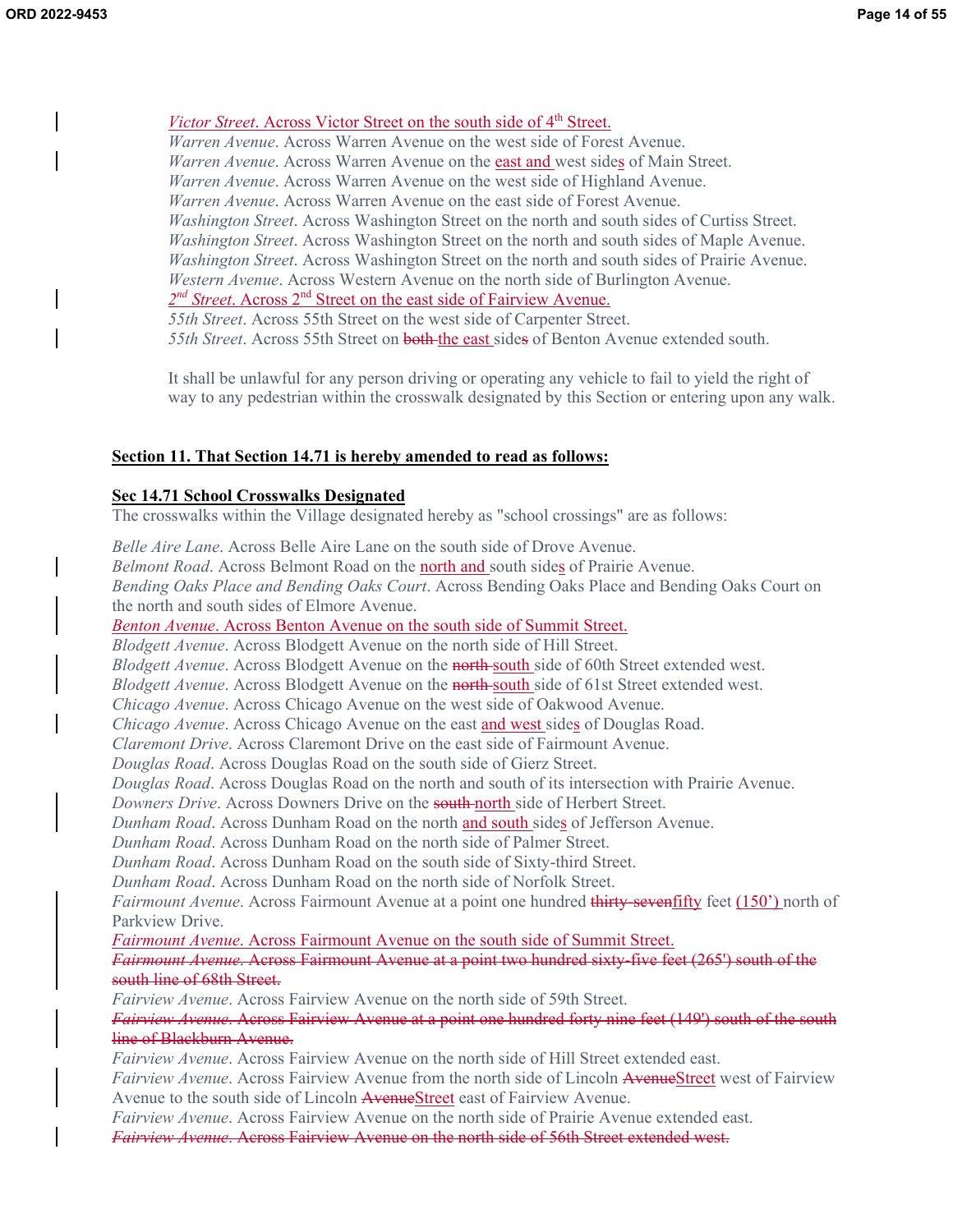*<u>Victor Street</u>*<u>. Across Victor Street on the south side of 4th Street.</u>
*Warren Avenue*. Across Warren Avenue on the west side of Forest Avenue.
*Warren Avenue*. Across Warren Avenue on the <u>east and </u>west side<u>s</u> of Main Street.
*Warren Avenue*. Across Warren Avenue on the west side of Highland Avenue.
*Warren Avenue*. Across Warren Avenue on the east side of Forest Avenue.
*Washington Street*. Across Washington Street on the north and south sides of Curtiss Street.
*Washington Street*. Across Washington Street on the north and south sides of Maple Avenue.
*Washington Street*. Across Washington Street on the north and south sides of Prairie Avenue.
*Western Avenue*. Across Western Avenue on the north side of Burlington Avenue.
*<u>2nd Street</u>*<u>. Across 2nd Street on the east side of Fairview Avenue.</u>
*55th Street*. Across 55th Street on the west side of Carpenter Street.
*55th Street*. Across 55th Street on ~~both~~ <u>the east </u>side~~s~~ of Benton Avenue extended south.

It shall be unlawful for any person driving or operating any vehicle to fail to yield the right of way to any pedestrian within the crosswalk designated by this Section or entering upon any walk.

**<u>Section 11. That Section 14.71 is hereby amended to read as follows:</u>**

**<u>Sec 14.71 School Crosswalks Designated</u>**

The crosswalks within the Village designated hereby as "school crossings" are as follows:

*Belle Aire Lane*. Across Belle Aire Lane on the south side of Drove Avenue.
*Belmont Road*. Across Belmont Road on the <u>north and </u>south side<u>s</u> of Prairie Avenue.
*Bending Oaks Place and Bending Oaks Court*. Across Bending Oaks Place and Bending Oaks Court on the north and south sides of Elmore Avenue.
*<u>Benton Avenue</u>*<u>. Across Benton Avenue on the south side of Summit Street.</u>
*Blodgett Avenue*. Across Blodgett Avenue on the north side of Hill Street.
*Blodgett Avenue*. Across Blodgett Avenue on the ~~north~~ <u>south </u>side of 60th Street extended west.
*Blodgett Avenue*. Across Blodgett Avenue on the ~~north~~ <u>south </u>side of 61st Street extended west.
*Chicago Avenue*. Across Chicago Avenue on the west side of Oakwood Avenue.
*Chicago Avenue*. Across Chicago Avenue on the east <u>and west </u>side<u>s</u> of Douglas Road.
*Claremont Drive*. Across Claremont Drive on the east side of Fairmount Avenue.
*Douglas Road*. Across Douglas Road on the south side of Gierz Street.
*Douglas Road*. Across Douglas Road on the north and south of its intersection with Prairie Avenue.
*Downers Drive*. Across Downers Drive on the ~~south~~ <u>north </u>side of Herbert Street.
*Dunham Road*. Across Dunham Road on the north <u>and south </u>side<u>s</u> of Jefferson Avenue.
*Dunham Road*. Across Dunham Road on the north side of Palmer Street.
*Dunham Road*. Across Dunham Road on the south side of Sixty-third Street.
*Dunham Road*. Across Dunham Road on the north side of Norfolk Street.
*Fairmount Avenue*. Across Fairmount Avenue at a point one hundred ~~thirty-seven~~<u>fifty</u> feet <u>(150') </u>north of Parkview Drive.
*<u>Fairmount Avenue</u>*<u>. Across Fairmount Avenue on the south side of Summit Street.</u>
~~*Fairmount Avenue*. Across Fairmount Avenue at a point two hundred sixty-five feet (265') south of the south line of 68th Street.~~
*Fairview Avenue*. Across Fairview Avenue on the north side of 59th Street.
~~*Fairview Avenue*. Across Fairview Avenue at a point one hundred forty nine feet (149') south of the south line of Blackburn Avenue.~~
*Fairview Avenue*. Across Fairview Avenue on the north side of Hill Street extended east.
*Fairview Avenue*. Across Fairview Avenue from the north side of Lincoln ~~Avenue~~<u>Street</u> west of Fairview Avenue to the south side of Lincoln ~~Avenue~~<u>Street</u> east of Fairview Avenue.
*Fairview Avenue*. Across Fairview Avenue on the north side of Prairie Avenue extended east.
~~*Fairview Avenue*. Across Fairview Avenue on the north side of 56th Street extended west.~~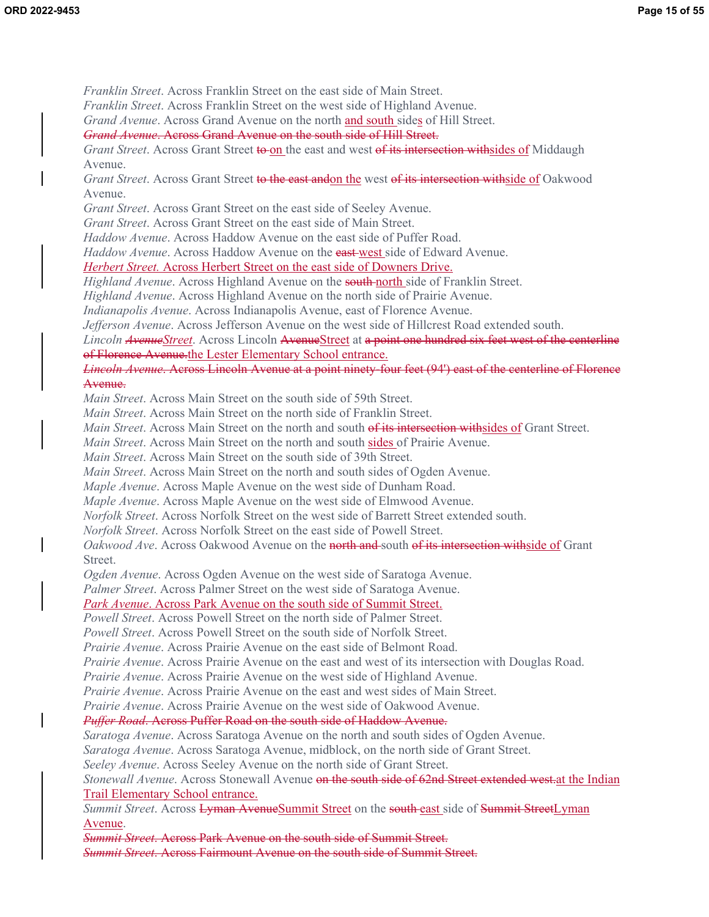*Franklin Street*. Across Franklin Street on the east side of Main Street.

*Franklin Street*. Across Franklin Street on the west side of Highland Avenue.

*Grand Avenue*. Across Grand Avenue on the north <u>and south </u>side<u>s</u> of Hill Street.

~~*Grand Avenue*. Across Grand Avenue on the south side of Hill Street.~~

*Grant Street*. Across Grant Street ~~to~~ <u>on </u>the east and west ~~of its intersection with~~<u>sides of</u> Middaugh Avenue.

*Grant Street*. Across Grant Street ~~to the east and~~<u>on the</u> west ~~of its intersection with~~<u>side of</u> Oakwood Avenue.

*Grant Street*. Across Grant Street on the east side of Seeley Avenue.

*Grant Street*. Across Grant Street on the east side of Main Street.

*Haddow Avenue*. Across Haddow Avenue on the east side of Puffer Road.

*Haddow Avenue*. Across Haddow Avenue on the ~~east~~ <u>west </u>side of Edward Avenue.

<u>*Herbert Street*. Across Herbert Street on the east side of Downers Drive.</u>

*Highland Avenue*. Across Highland Avenue on the ~~south~~ <u>north </u>side of Franklin Street.

*Highland Avenue*. Across Highland Avenue on the north side of Prairie Avenue.

*Indianapolis Avenue*. Across Indianapolis Avenue, east of Florence Avenue.

*Jefferson Avenue*. Across Jefferson Avenue on the west side of Hillcrest Road extended south.

*Lincoln* ~~*Avenue*~~<u>*Street*</u>. Across Lincoln ~~Avenue~~<u>Street</u> at ~~a point one hundred six feet west of the centerline of Florence Avenue.~~<u>the Lester Elementary School entrance.</u>

~~*Lincoln Avenue*. Across Lincoln Avenue at a point ninety-four feet (94') east of the centerline of Florence Avenue.~~

*Main Street*. Across Main Street on the south side of 59th Street.

*Main Street*. Across Main Street on the north side of Franklin Street.

*Main Street*. Across Main Street on the north and south ~~of its intersection with~~<u>sides of</u> Grant Street.

*Main Street*. Across Main Street on the north and south <u>sides </u>of Prairie Avenue.

*Main Street*. Across Main Street on the south side of 39th Street.

*Main Street*. Across Main Street on the north and south sides of Ogden Avenue.

*Maple Avenue*. Across Maple Avenue on the west side of Dunham Road.

*Maple Avenue*. Across Maple Avenue on the west side of Elmwood Avenue.

*Norfolk Street*. Across Norfolk Street on the west side of Barrett Street extended south.

*Norfolk Street*. Across Norfolk Street on the east side of Powell Street.

*Oakwood Ave*. Across Oakwood Avenue on the ~~north and~~ south ~~of its intersection with~~<u>side of</u> Grant Street.

*Ogden Avenue*. Across Ogden Avenue on the west side of Saratoga Avenue.

*Palmer Street*. Across Palmer Street on the west side of Saratoga Avenue.

<u>*Park Avenue*. Across Park Avenue on the south side of Summit Street.</u>

*Powell Street*. Across Powell Street on the north side of Palmer Street.

*Powell Street*. Across Powell Street on the south side of Norfolk Street.

*Prairie Avenue*. Across Prairie Avenue on the east side of Belmont Road.

*Prairie Avenue*. Across Prairie Avenue on the east and west of its intersection with Douglas Road.

*Prairie Avenue*. Across Prairie Avenue on the west side of Highland Avenue.

*Prairie Avenue*. Across Prairie Avenue on the east and west sides of Main Street.

*Prairie Avenue*. Across Prairie Avenue on the west side of Oakwood Avenue.

~~*Puffer Road*. Across Puffer Road on the south side of Haddow Avenue.~~

*Saratoga Avenue*. Across Saratoga Avenue on the north and south sides of Ogden Avenue.

*Saratoga Avenue*. Across Saratoga Avenue, midblock, on the north side of Grant Street.

*Seeley Avenue*. Across Seeley Avenue on the north side of Grant Street.

*Stonewall Avenue*. Across Stonewall Avenue ~~on the south side of 62nd Street extended west.~~<u>at the Indian Trail Elementary School entrance.</u>

*Summit Street*. Across ~~Lyman Avenue~~<u>Summit Street</u> on the ~~south~~ <u>east </u>side of ~~Summit Street~~<u>Lyman Avenue</u>.

~~*Summit Street*. Across Park Avenue on the south side of Summit Street.~~

~~*Summit Street*. Across Fairmount Avenue on the south side of Summit Street.~~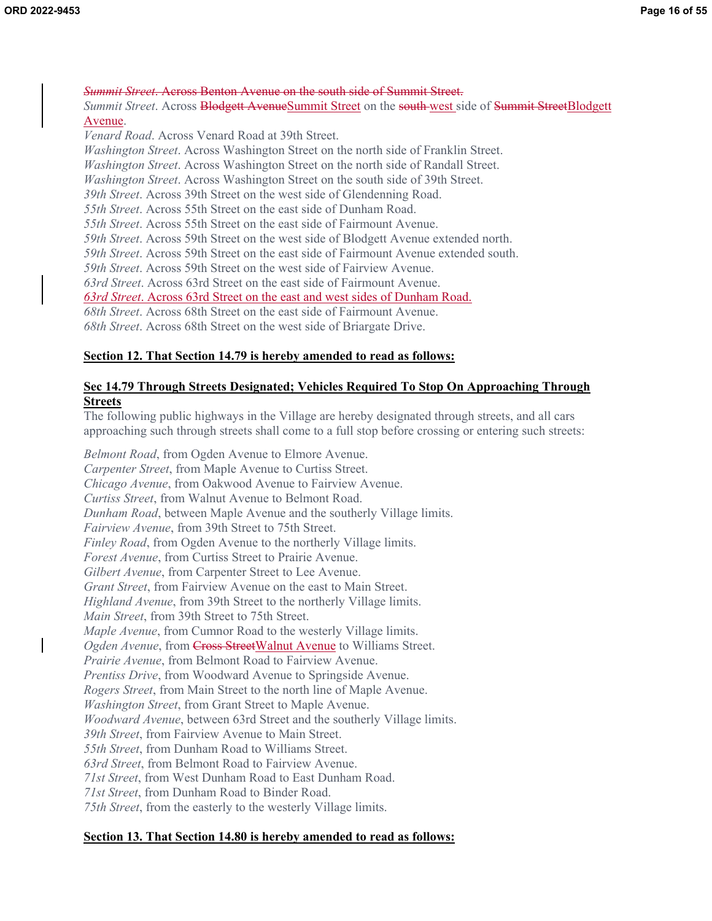~~*Summit Street*. Across Benton Avenue on the south side of Summit Street.~~
*Summit Street*. Across ~~Blodgett Avenue~~<u>Summit Street</u> on the ~~south~~ <u>west</u> side of ~~Summit Street~~<u>Blodgett Avenue</u>.
*Venard Road*. Across Venard Road at 39th Street.
*Washington Street*. Across Washington Street on the north side of Franklin Street.
*Washington Street*. Across Washington Street on the north side of Randall Street.
*Washington Street*. Across Washington Street on the south side of 39th Street.
*39th Street*. Across 39th Street on the west side of Glendenning Road.
*55th Street*. Across 55th Street on the east side of Dunham Road.
*55th Street*. Across 55th Street on the east side of Fairmount Avenue.
*59th Street*. Across 59th Street on the west side of Blodgett Avenue extended north.
*59th Street*. Across 59th Street on the east side of Fairmount Avenue extended south.
*59th Street*. Across 59th Street on the west side of Fairview Avenue.
*63rd Street*. Across 63rd Street on the east side of Fairmount Avenue.
<u>*63rd Street*. Across 63rd Street on the east and west sides of Dunham Road.</u>
*68th Street*. Across 68th Street on the east side of Fairmount Avenue.
*68th Street*. Across 68th Street on the west side of Briargate Drive.

**<u>Section 12. That Section 14.79 is hereby amended to read as follows:</u>**

**<u>Sec 14.79 Through Streets Designated; Vehicles Required To Stop On Approaching Through Streets</u>**

The following public highways in the Village are hereby designated through streets, and all cars approaching such through streets shall come to a full stop before crossing or entering such streets:

*Belmont Road*, from Ogden Avenue to Elmore Avenue.
*Carpenter Street*, from Maple Avenue to Curtiss Street.
*Chicago Avenue*, from Oakwood Avenue to Fairview Avenue.
*Curtiss Street*, from Walnut Avenue to Belmont Road.
*Dunham Road*, between Maple Avenue and the southerly Village limits.
*Fairview Avenue*, from 39th Street to 75th Street.
*Finley Road*, from Ogden Avenue to the northerly Village limits.
*Forest Avenue*, from Curtiss Street to Prairie Avenue.
*Gilbert Avenue*, from Carpenter Street to Lee Avenue.
*Grant Street*, from Fairview Avenue on the east to Main Street.
*Highland Avenue*, from 39th Street to the northerly Village limits.
*Main Street*, from 39th Street to 75th Street.
*Maple Avenue*, from Cumnor Road to the westerly Village limits.
*Ogden Avenue*, from ~~Cross Street~~<u>Walnut Avenue</u> to Williams Street.
*Prairie Avenue*, from Belmont Road to Fairview Avenue.
*Prentiss Drive*, from Woodward Avenue to Springside Avenue.
*Rogers Street*, from Main Street to the north line of Maple Avenue.
*Washington Street*, from Grant Street to Maple Avenue.
*Woodward Avenue*, between 63rd Street and the southerly Village limits.
*39th Street*, from Fairview Avenue to Main Street.
*55th Street*, from Dunham Road to Williams Street.
*63rd Street*, from Belmont Road to Fairview Avenue.
*71st Street*, from West Dunham Road to East Dunham Road.
*71st Street*, from Dunham Road to Binder Road.
*75th Street*, from the easterly to the westerly Village limits.

**<u>Section 13. That Section 14.80 is hereby amended to read as follows:</u>**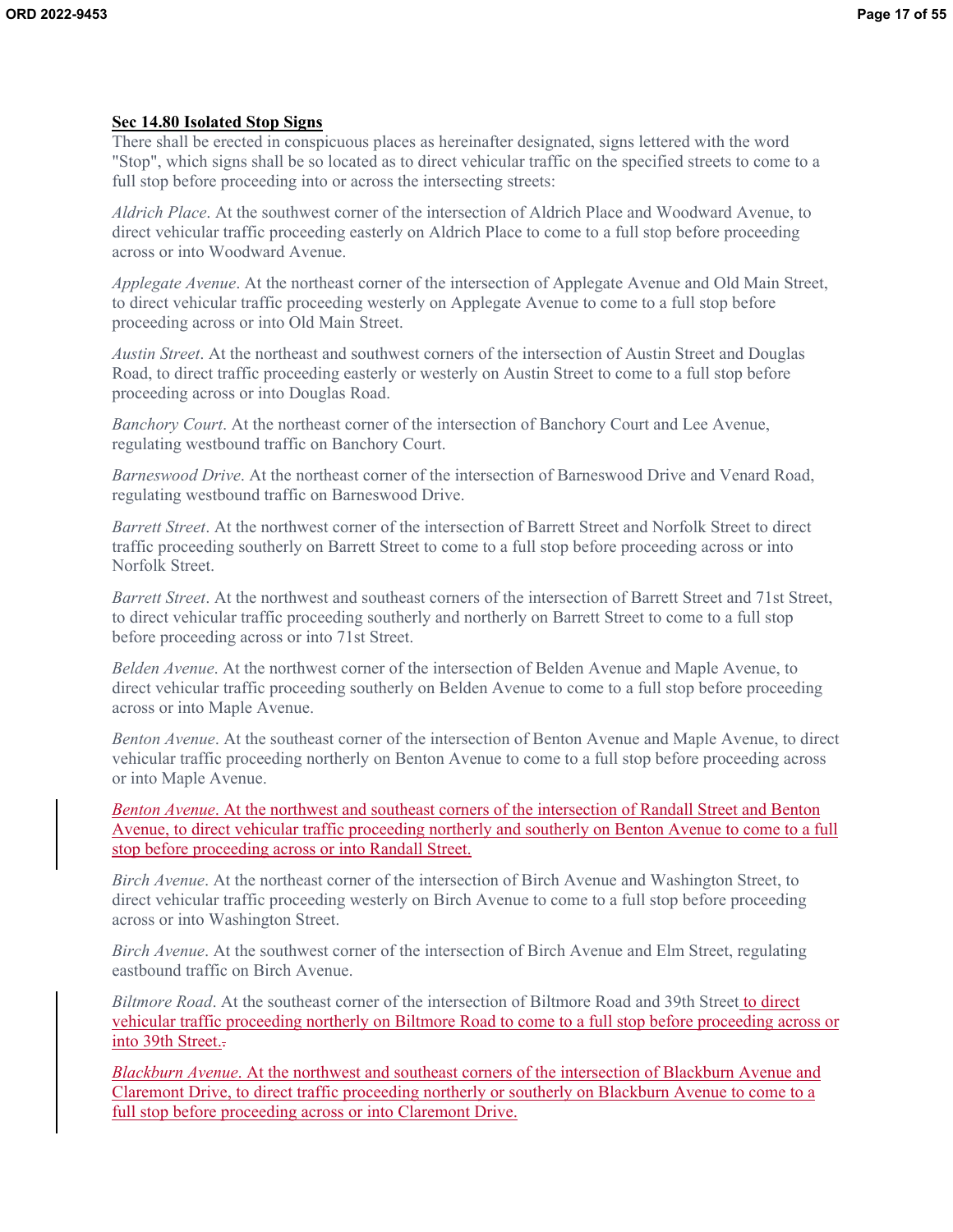**Sec 14.80 Isolated Stop Signs**

There shall be erected in conspicuous places as hereinafter designated, signs lettered with the word "Stop", which signs shall be so located as to direct vehicular traffic on the specified streets to come to a full stop before proceeding into or across the intersecting streets:

*Aldrich Place*. At the southwest corner of the intersection of Aldrich Place and Woodward Avenue, to direct vehicular traffic proceeding easterly on Aldrich Place to come to a full stop before proceeding across or into Woodward Avenue.

*Applegate Avenue*. At the northeast corner of the intersection of Applegate Avenue and Old Main Street, to direct vehicular traffic proceeding westerly on Applegate Avenue to come to a full stop before proceeding across or into Old Main Street.

*Austin Street*. At the northeast and southwest corners of the intersection of Austin Street and Douglas Road, to direct traffic proceeding easterly or westerly on Austin Street to come to a full stop before proceeding across or into Douglas Road.

*Banchory Court*. At the northeast corner of the intersection of Banchory Court and Lee Avenue, regulating westbound traffic on Banchory Court.

*Barneswood Drive*. At the northeast corner of the intersection of Barneswood Drive and Venard Road, regulating westbound traffic on Barneswood Drive.

*Barrett Street*. At the northwest corner of the intersection of Barrett Street and Norfolk Street to direct traffic proceeding southerly on Barrett Street to come to a full stop before proceeding across or into Norfolk Street.

*Barrett Street*. At the northwest and southeast corners of the intersection of Barrett Street and 71st Street, to direct vehicular traffic proceeding southerly and northerly on Barrett Street to come to a full stop before proceeding across or into 71st Street.

*Belden Avenue*. At the northwest corner of the intersection of Belden Avenue and Maple Avenue, to direct vehicular traffic proceeding southerly on Belden Avenue to come to a full stop before proceeding across or into Maple Avenue.

*Benton Avenue*. At the southeast corner of the intersection of Benton Avenue and Maple Avenue, to direct vehicular traffic proceeding northerly on Benton Avenue to come to a full stop before proceeding across or into Maple Avenue.

*Benton Avenue*. At the northwest and southeast corners of the intersection of Randall Street and Benton Avenue, to direct vehicular traffic proceeding northerly and southerly on Benton Avenue to come to a full stop before proceeding across or into Randall Street.

*Birch Avenue*. At the northeast corner of the intersection of Birch Avenue and Washington Street, to direct vehicular traffic proceeding westerly on Birch Avenue to come to a full stop before proceeding across or into Washington Street.

*Birch Avenue*. At the southwest corner of the intersection of Birch Avenue and Elm Street, regulating eastbound traffic on Birch Avenue.

*Biltmore Road*. At the southeast corner of the intersection of Biltmore Road and 39th Street to direct vehicular traffic proceeding northerly on Biltmore Road to come to a full stop before proceeding across or into 39th Street.

*Blackburn Avenue*. At the northwest and southeast corners of the intersection of Blackburn Avenue and Claremont Drive, to direct traffic proceeding northerly or southerly on Blackburn Avenue to come to a full stop before proceeding across or into Claremont Drive.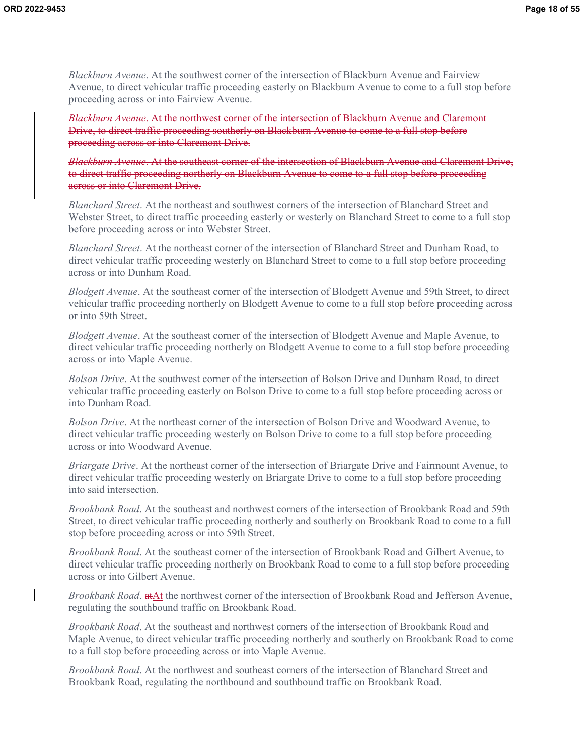*Blackburn Avenue*. At the southwest corner of the intersection of Blackburn Avenue and Fairview Avenue, to direct vehicular traffic proceeding easterly on Blackburn Avenue to come to a full stop before proceeding across or into Fairview Avenue.

~~*Blackburn Avenue*. At the northwest corner of the intersection of Blackburn Avenue and Claremont Drive, to direct traffic proceeding southerly on Blackburn Avenue to come to a full stop before proceeding across or into Claremont Drive.~~

~~*Blackburn Avenue*. At the southeast corner of the intersection of Blackburn Avenue and Claremont Drive, to direct traffic proceeding northerly on Blackburn Avenue to come to a full stop before proceeding across or into Claremont Drive.~~

*Blanchard Street*. At the northeast and southwest corners of the intersection of Blanchard Street and Webster Street, to direct traffic proceeding easterly or westerly on Blanchard Street to come to a full stop before proceeding across or into Webster Street.

*Blanchard Street*. At the northeast corner of the intersection of Blanchard Street and Dunham Road, to direct vehicular traffic proceeding westerly on Blanchard Street to come to a full stop before proceeding across or into Dunham Road.

*Blodgett Avenue*. At the southeast corner of the intersection of Blodgett Avenue and 59th Street, to direct vehicular traffic proceeding northerly on Blodgett Avenue to come to a full stop before proceeding across or into 59th Street.

*Blodgett Avenue*. At the southeast corner of the intersection of Blodgett Avenue and Maple Avenue, to direct vehicular traffic proceeding northerly on Blodgett Avenue to come to a full stop before proceeding across or into Maple Avenue.

*Bolson Drive*. At the southwest corner of the intersection of Bolson Drive and Dunham Road, to direct vehicular traffic proceeding easterly on Bolson Drive to come to a full stop before proceeding across or into Dunham Road.

*Bolson Drive*. At the northeast corner of the intersection of Bolson Drive and Woodward Avenue, to direct vehicular traffic proceeding westerly on Bolson Drive to come to a full stop before proceeding across or into Woodward Avenue.

*Briargate Drive*. At the northeast corner of the intersection of Briargate Drive and Fairmount Avenue, to direct vehicular traffic proceeding westerly on Briargate Drive to come to a full stop before proceeding into said intersection.

*Brookbank Road*. At the southeast and northwest corners of the intersection of Brookbank Road and 59th Street, to direct vehicular traffic proceeding northerly and southerly on Brookbank Road to come to a full stop before proceeding across or into 59th Street.

*Brookbank Road*. At the southeast corner of the intersection of Brookbank Road and Gilbert Avenue, to direct vehicular traffic proceeding northerly on Brookbank Road to come to a full stop before proceeding across or into Gilbert Avenue.

*Brookbank Road*. ~~at~~At the northwest corner of the intersection of Brookbank Road and Jefferson Avenue, regulating the southbound traffic on Brookbank Road.

*Brookbank Road*. At the southeast and northwest corners of the intersection of Brookbank Road and Maple Avenue, to direct vehicular traffic proceeding northerly and southerly on Brookbank Road to come to a full stop before proceeding across or into Maple Avenue.

*Brookbank Road*. At the northwest and southeast corners of the intersection of Blanchard Street and Brookbank Road, regulating the northbound and southbound traffic on Brookbank Road.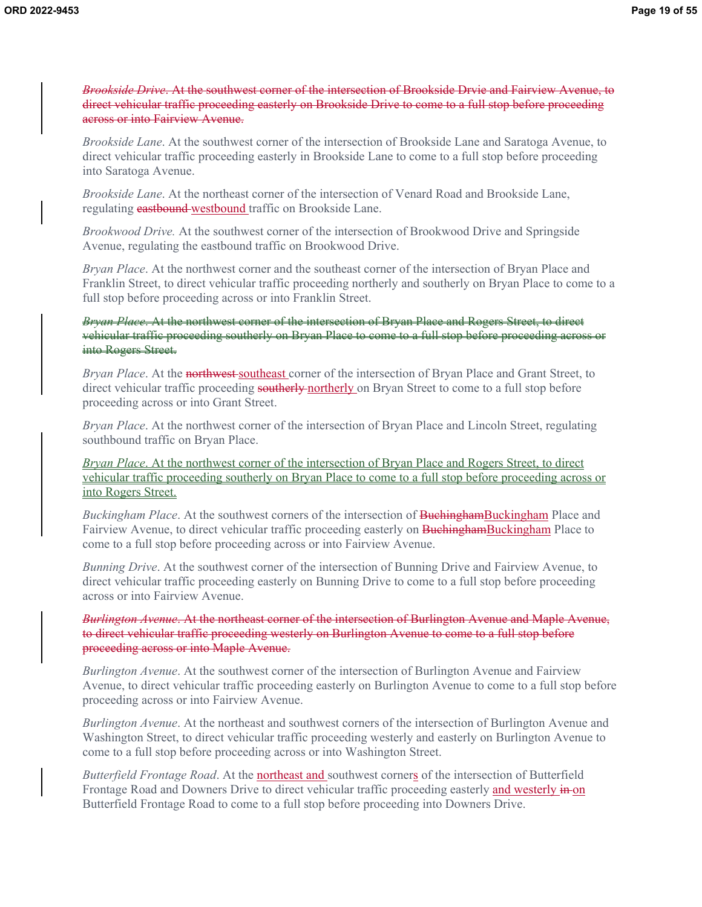~~*Brookside Drive*. At the southwest corner of the intersection of Brookside Drvie and Fairview Avenue, to direct vehicular traffic proceeding easterly on Brookside Drive to come to a full stop before proceeding across or into Fairview Avenue.~~

*Brookside Lane*. At the southwest corner of the intersection of Brookside Lane and Saratoga Avenue, to direct vehicular traffic proceeding easterly in Brookside Lane to come to a full stop before proceeding into Saratoga Avenue.

*Brookside Lane*. At the northeast corner of the intersection of Venard Road and Brookside Lane, regulating ~~eastbound~~ westbound traffic on Brookside Lane.

*Brookwood Drive.* At the southwest corner of the intersection of Brookwood Drive and Springside Avenue, regulating the eastbound traffic on Brookwood Drive.

*Bryan Place*. At the northwest corner and the southeast corner of the intersection of Bryan Place and Franklin Street, to direct vehicular traffic proceeding northerly and southerly on Bryan Place to come to a full stop before proceeding across or into Franklin Street.

~~*Bryan Place*. At the northwest corner of the intersection of Bryan Place and Rogers Street, to direct vehicular traffic proceeding southerly on Bryan Place to come to a full stop before proceeding across or into Rogers Street.~~

*Bryan Place*. At the ~~northwest~~ southeast corner of the intersection of Bryan Place and Grant Street, to direct vehicular traffic proceeding ~~southerly~~ northerly on Bryan Street to come to a full stop before proceeding across or into Grant Street.

*Bryan Place*. At the northwest corner of the intersection of Bryan Place and Lincoln Street, regulating southbound traffic on Bryan Place.

<u>*Bryan Place*. At the northwest corner of the intersection of Bryan Place and Rogers Street, to direct vehicular traffic proceeding southerly on Bryan Place to come to a full stop before proceeding across or into Rogers Street.</u>

*Buckingham Place*. At the southwest corners of the intersection of ~~Buchingham~~Buckingham Place and Fairview Avenue, to direct vehicular traffic proceeding easterly on ~~Buchingham~~Buckingham Place to come to a full stop before proceeding across or into Fairview Avenue.

*Bunning Drive*. At the southwest corner of the intersection of Bunning Drive and Fairview Avenue, to direct vehicular traffic proceeding easterly on Bunning Drive to come to a full stop before proceeding across or into Fairview Avenue.

~~*Burlington Avenue*. At the northeast corner of the intersection of Burlington Avenue and Maple Avenue, to direct vehicular traffic proceeding westerly on Burlington Avenue to come to a full stop before proceeding across or into Maple Avenue.~~

*Burlington Avenue*. At the southwest corner of the intersection of Burlington Avenue and Fairview Avenue, to direct vehicular traffic proceeding easterly on Burlington Avenue to come to a full stop before proceeding across or into Fairview Avenue.

*Burlington Avenue*. At the northeast and southwest corners of the intersection of Burlington Avenue and Washington Street, to direct vehicular traffic proceeding westerly and easterly on Burlington Avenue to come to a full stop before proceeding across or into Washington Street.

*Butterfield Frontage Road*. At the <u>northeast and</u> southwest corner<u>s</u> of the intersection of Butterfield Frontage Road and Downers Drive to direct vehicular traffic proceeding easterly <u>and westerly</u> ~~in~~ <u>on</u> Butterfield Frontage Road to come to a full stop before proceeding into Downers Drive.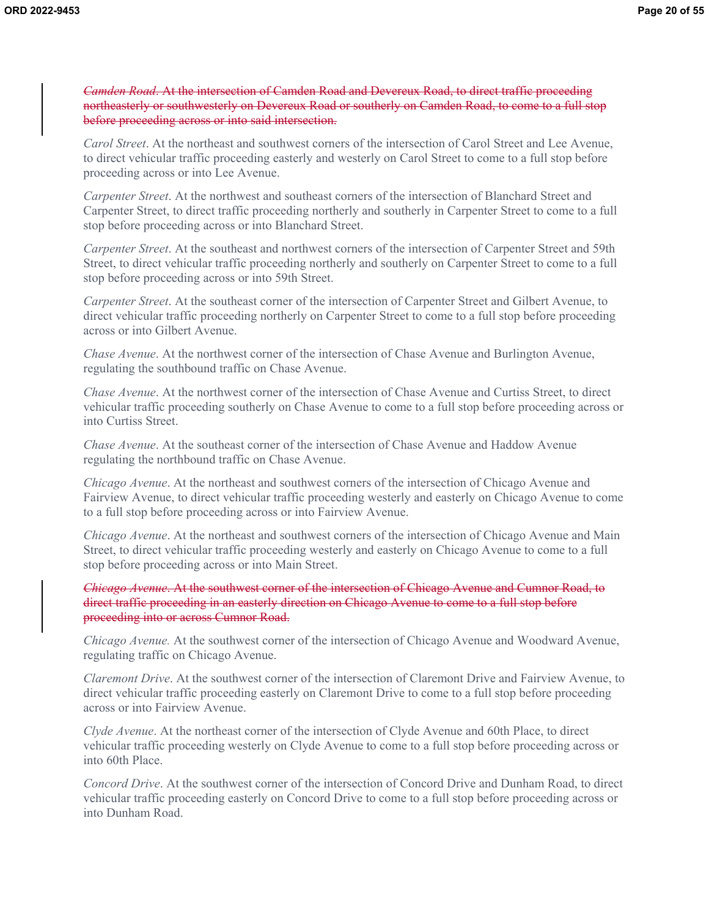~~*Camden Road*. At the intersection of Camden Road and Devereux Road, to direct traffic proceeding northeasterly or southwesterly on Devereux Road or southerly on Camden Road, to come to a full stop before proceeding across or into said intersection.~~

*Carol Street*. At the northeast and southwest corners of the intersection of Carol Street and Lee Avenue, to direct vehicular traffic proceeding easterly and westerly on Carol Street to come to a full stop before proceeding across or into Lee Avenue.

*Carpenter Street*. At the northwest and southeast corners of the intersection of Blanchard Street and Carpenter Street, to direct traffic proceeding northerly and southerly in Carpenter Street to come to a full stop before proceeding across or into Blanchard Street.

*Carpenter Street*. At the southeast and northwest corners of the intersection of Carpenter Street and 59th Street, to direct vehicular traffic proceeding northerly and southerly on Carpenter Street to come to a full stop before proceeding across or into 59th Street.

*Carpenter Street*. At the southeast corner of the intersection of Carpenter Street and Gilbert Avenue, to direct vehicular traffic proceeding northerly on Carpenter Street to come to a full stop before proceeding across or into Gilbert Avenue.

*Chase Avenue*. At the northwest corner of the intersection of Chase Avenue and Burlington Avenue, regulating the southbound traffic on Chase Avenue.

*Chase Avenue*. At the northwest corner of the intersection of Chase Avenue and Curtiss Street, to direct vehicular traffic proceeding southerly on Chase Avenue to come to a full stop before proceeding across or into Curtiss Street.

*Chase Avenue*. At the southeast corner of the intersection of Chase Avenue and Haddow Avenue regulating the northbound traffic on Chase Avenue.

*Chicago Avenue*. At the northeast and southwest corners of the intersection of Chicago Avenue and Fairview Avenue, to direct vehicular traffic proceeding westerly and easterly on Chicago Avenue to come to a full stop before proceeding across or into Fairview Avenue.

*Chicago Avenue*. At the northeast and southwest corners of the intersection of Chicago Avenue and Main Street, to direct vehicular traffic proceeding westerly and easterly on Chicago Avenue to come to a full stop before proceeding across or into Main Street.

~~*Chicago Avenue*. At the southwest corner of the intersection of Chicago Avenue and Cumnor Road, to direct traffic proceeding in an easterly direction on Chicago Avenue to come to a full stop before proceeding into or across Cumnor Road.~~

*Chicago Avenue.* At the southwest corner of the intersection of Chicago Avenue and Woodward Avenue, regulating traffic on Chicago Avenue.

*Claremont Drive*. At the southwest corner of the intersection of Claremont Drive and Fairview Avenue, to direct vehicular traffic proceeding easterly on Claremont Drive to come to a full stop before proceeding across or into Fairview Avenue.

*Clyde Avenue*. At the northeast corner of the intersection of Clyde Avenue and 60th Place, to direct vehicular traffic proceeding westerly on Clyde Avenue to come to a full stop before proceeding across or into 60th Place.

*Concord Drive*. At the southwest corner of the intersection of Concord Drive and Dunham Road, to direct vehicular traffic proceeding easterly on Concord Drive to come to a full stop before proceeding across or into Dunham Road.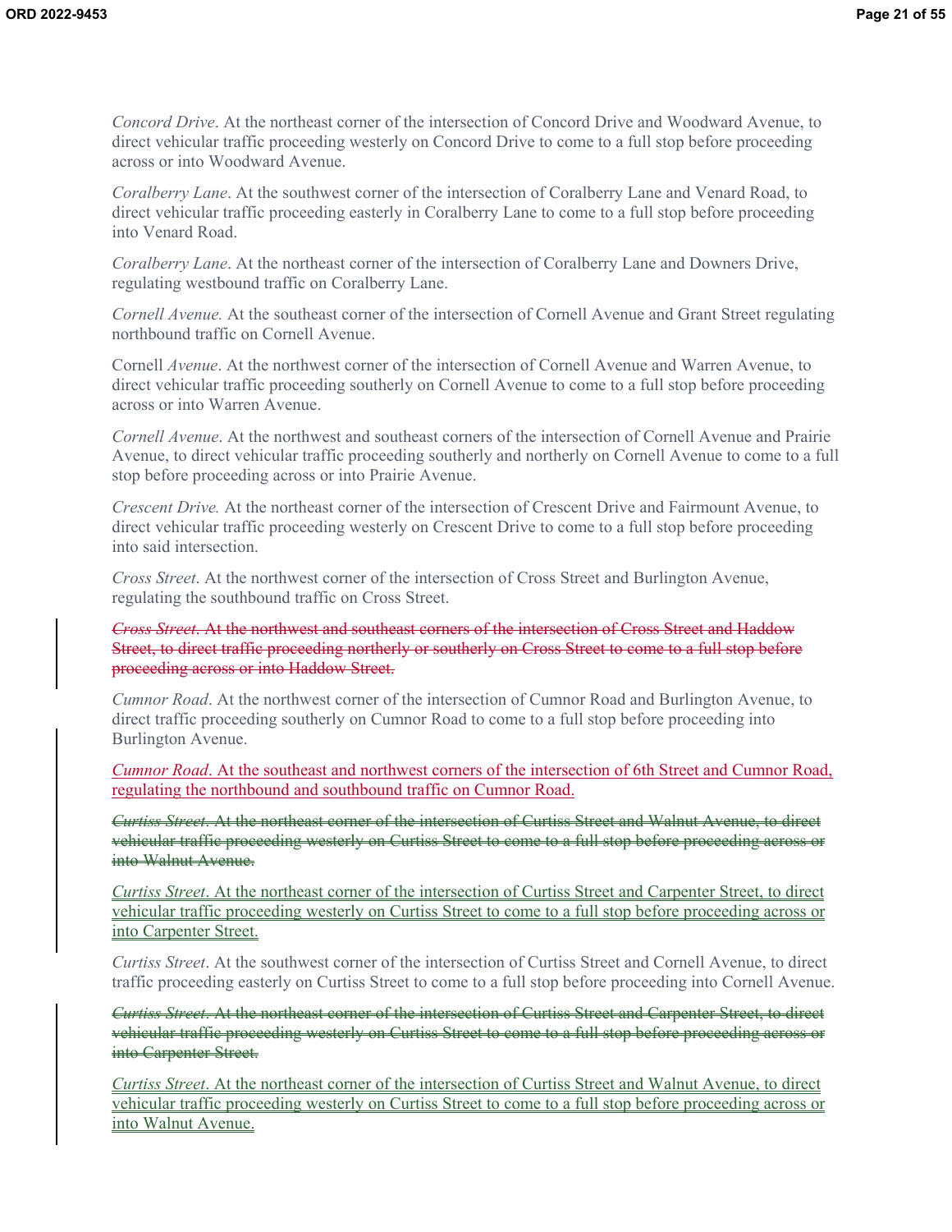*Concord Drive*. At the northeast corner of the intersection of Concord Drive and Woodward Avenue, to direct vehicular traffic proceeding westerly on Concord Drive to come to a full stop before proceeding across or into Woodward Avenue.

*Coralberry Lane*. At the southwest corner of the intersection of Coralberry Lane and Venard Road, to direct vehicular traffic proceeding easterly in Coralberry Lane to come to a full stop before proceeding into Venard Road.

*Coralberry Lane*. At the northeast corner of the intersection of Coralberry Lane and Downers Drive, regulating westbound traffic on Coralberry Lane.

*Cornell Avenue.* At the southeast corner of the intersection of Cornell Avenue and Grant Street regulating northbound traffic on Cornell Avenue.

Cornell *Avenue*. At the northwest corner of the intersection of Cornell Avenue and Warren Avenue, to direct vehicular traffic proceeding southerly on Cornell Avenue to come to a full stop before proceeding across or into Warren Avenue.

*Cornell Avenue*. At the northwest and southeast corners of the intersection of Cornell Avenue and Prairie Avenue, to direct vehicular traffic proceeding southerly and northerly on Cornell Avenue to come to a full stop before proceeding across or into Prairie Avenue.

*Crescent Drive.* At the northeast corner of the intersection of Crescent Drive and Fairmount Avenue, to direct vehicular traffic proceeding westerly on Crescent Drive to come to a full stop before proceeding into said intersection.

*Cross Street*. At the northwest corner of the intersection of Cross Street and Burlington Avenue, regulating the southbound traffic on Cross Street.

~~*Cross Street*. At the northwest and southeast corners of the intersection of Cross Street and Haddow Street, to direct traffic proceeding northerly or southerly on Cross Street to come to a full stop before proceeding across or into Haddow Street.~~

*Cumnor Road*. At the northwest corner of the intersection of Cumnor Road and Burlington Avenue, to direct traffic proceeding southerly on Cumnor Road to come to a full stop before proceeding into Burlington Avenue.

<u>*Cumnor Road*. At the southeast and northwest corners of the intersection of 6th Street and Cumnor Road, regulating the northbound and southbound traffic on Cumnor Road.</u>

~~*Curtiss Street*. At the northeast corner of the intersection of Curtiss Street and Walnut Avenue, to direct vehicular traffic proceeding westerly on Curtiss Street to come to a full stop before proceeding across or into Walnut Avenue.~~

<u>*Curtiss Street*. At the northeast corner of the intersection of Curtiss Street and Carpenter Street, to direct vehicular traffic proceeding westerly on Curtiss Street to come to a full stop before proceeding across or into Carpenter Street.</u>

*Curtiss Street*. At the southwest corner of the intersection of Curtiss Street and Cornell Avenue, to direct traffic proceeding easterly on Curtiss Street to come to a full stop before proceeding into Cornell Avenue.

~~*Curtiss Street*. At the northeast corner of the intersection of Curtiss Street and Carpenter Street, to direct vehicular traffic proceeding westerly on Curtiss Street to come to a full stop before proceeding across or into Carpenter Street.~~

<u>*Curtiss Street*. At the northeast corner of the intersection of Curtiss Street and Walnut Avenue, to direct vehicular traffic proceeding westerly on Curtiss Street to come to a full stop before proceeding across or into Walnut Avenue.</u>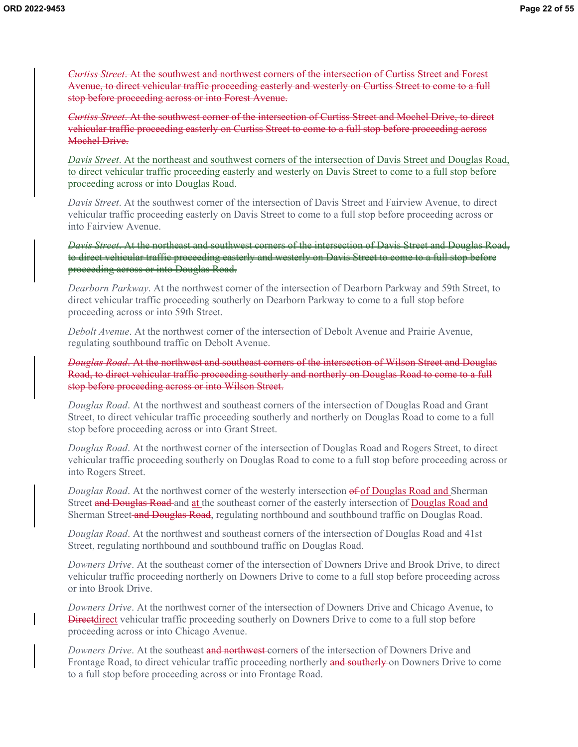~~*Curtiss Street*. At the southwest and northwest corners of the intersection of Curtiss Street and Forest Avenue, to direct vehicular traffic proceeding easterly and westerly on Curtiss Street to come to a full stop before proceeding across or into Forest Avenue.~~

~~*Curtiss Street*. At the southwest corner of the intersection of Curtiss Street and Mochel Drive, to direct vehicular traffic proceeding easterly on Curtiss Street to come to a full stop before proceeding across Mochel Drive.~~

<u>*Davis Street*. At the northeast and southwest corners of the intersection of Davis Street and Douglas Road, to direct vehicular traffic proceeding easterly and westerly on Davis Street to come to a full stop before proceeding across or into Douglas Road.</u>

*Davis Street*. At the southwest corner of the intersection of Davis Street and Fairview Avenue, to direct vehicular traffic proceeding easterly on Davis Street to come to a full stop before proceeding across or into Fairview Avenue.

~~*Davis Street*. At the northeast and southwest corners of the intersection of Davis Street and Douglas Road, to direct vehicular traffic proceeding easterly and westerly on Davis Street to come to a full stop before proceeding across or into Douglas Road.~~

*Dearborn Parkway*. At the northwest corner of the intersection of Dearborn Parkway and 59th Street, to direct vehicular traffic proceeding southerly on Dearborn Parkway to come to a full stop before proceeding across or into 59th Street.

*Debolt Avenue*. At the northwest corner of the intersection of Debolt Avenue and Prairie Avenue, regulating southbound traffic on Debolt Avenue.

~~*Douglas Road*. At the northwest and southeast corners of the intersection of Wilson Street and Douglas Road, to direct vehicular traffic proceeding southerly and northerly on Douglas Road to come to a full stop before proceeding across or into Wilson Street.~~

*Douglas Road*. At the northwest and southeast corners of the intersection of Douglas Road and Grant Street, to direct vehicular traffic proceeding southerly and northerly on Douglas Road to come to a full stop before proceeding across or into Grant Street.

*Douglas Road*. At the northwest corner of the intersection of Douglas Road and Rogers Street, to direct vehicular traffic proceeding southerly on Douglas Road to come to a full stop before proceeding across or into Rogers Street.

*Douglas Road*. At the northwest corner of the westerly intersection ~~of~~ <u>of Douglas Road and</u> Sherman Street ~~and Douglas Road~~ and <u>at</u> the southeast corner of the easterly intersection of <u>Douglas Road and</u> Sherman Street ~~and Douglas Road~~, regulating northbound and southbound traffic on Douglas Road.

*Douglas Road*. At the northwest and southeast corners of the intersection of Douglas Road and 41st Street, regulating northbound and southbound traffic on Douglas Road.

*Downers Drive*. At the southeast corner of the intersection of Downers Drive and Brook Drive, to direct vehicular traffic proceeding northerly on Downers Drive to come to a full stop before proceeding across or into Brook Drive.

*Downers Drive*. At the northwest corner of the intersection of Downers Drive and Chicago Avenue, to ~~Direct~~<u>direct</u> vehicular traffic proceeding southerly on Downers Drive to come to a full stop before proceeding across or into Chicago Avenue.

*Downers Drive*. At the southeast ~~and northwest~~ corner~~s~~ of the intersection of Downers Drive and Frontage Road, to direct vehicular traffic proceeding northerly ~~and southerly~~ on Downers Drive to come to a full stop before proceeding across or into Frontage Road.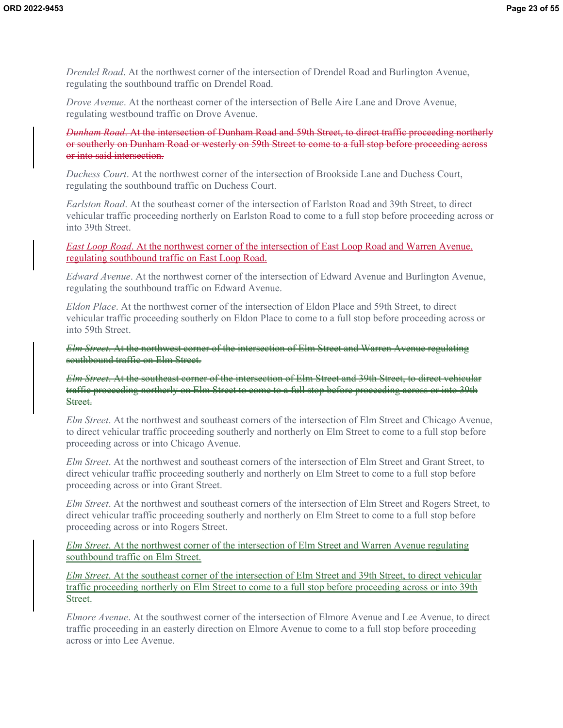*Drendel Road*. At the northwest corner of the intersection of Drendel Road and Burlington Avenue, regulating the southbound traffic on Drendel Road.

*Drove Avenue*. At the northeast corner of the intersection of Belle Aire Lane and Drove Avenue, regulating westbound traffic on Drove Avenue.

~~*Dunham Road*. At the intersection of Dunham Road and 59th Street, to direct traffic proceeding northerly or southerly on Dunham Road or westerly on 59th Street to come to a full stop before proceeding across or into said intersection.~~

*Duchess Court*. At the northwest corner of the intersection of Brookside Lane and Duchess Court, regulating the southbound traffic on Duchess Court.

*Earlston Road*. At the southeast corner of the intersection of Earlston Road and 39th Street, to direct vehicular traffic proceeding northerly on Earlston Road to come to a full stop before proceeding across or into 39th Street.

<u>*East Loop Road*. At the northwest corner of the intersection of East Loop Road and Warren Avenue, regulating southbound traffic on East Loop Road.</u>

*Edward Avenue*. At the northwest corner of the intersection of Edward Avenue and Burlington Avenue, regulating the southbound traffic on Edward Avenue.

*Eldon Place*. At the northwest corner of the intersection of Eldon Place and 59th Street, to direct vehicular traffic proceeding southerly on Eldon Place to come to a full stop before proceeding across or into 59th Street.

~~*Elm Street*. At the northwest corner of the intersection of Elm Street and Warren Avenue regulating southbound traffic on Elm Street.~~

~~*Elm Street*. At the southeast corner of the intersection of Elm Street and 39th Street, to direct vehicular traffic proceeding northerly on Elm Street to come to a full stop before proceeding across or into 39th Street.~~

*Elm Street*. At the northwest and southeast corners of the intersection of Elm Street and Chicago Avenue, to direct vehicular traffic proceeding southerly and northerly on Elm Street to come to a full stop before proceeding across or into Chicago Avenue.

*Elm Street*. At the northwest and southeast corners of the intersection of Elm Street and Grant Street, to direct vehicular traffic proceeding southerly and northerly on Elm Street to come to a full stop before proceeding across or into Grant Street.

*Elm Street*. At the northwest and southeast corners of the intersection of Elm Street and Rogers Street, to direct vehicular traffic proceeding southerly and northerly on Elm Street to come to a full stop before proceeding across or into Rogers Street.

<u>*Elm Street*. At the northwest corner of the intersection of Elm Street and Warren Avenue regulating southbound traffic on Elm Street.</u>

<u>*Elm Street*. At the southeast corner of the intersection of Elm Street and 39th Street, to direct vehicular traffic proceeding northerly on Elm Street to come to a full stop before proceeding across or into 39th Street.</u>

*Elmore Avenue*. At the southwest corner of the intersection of Elmore Avenue and Lee Avenue, to direct traffic proceeding in an easterly direction on Elmore Avenue to come to a full stop before proceeding across or into Lee Avenue.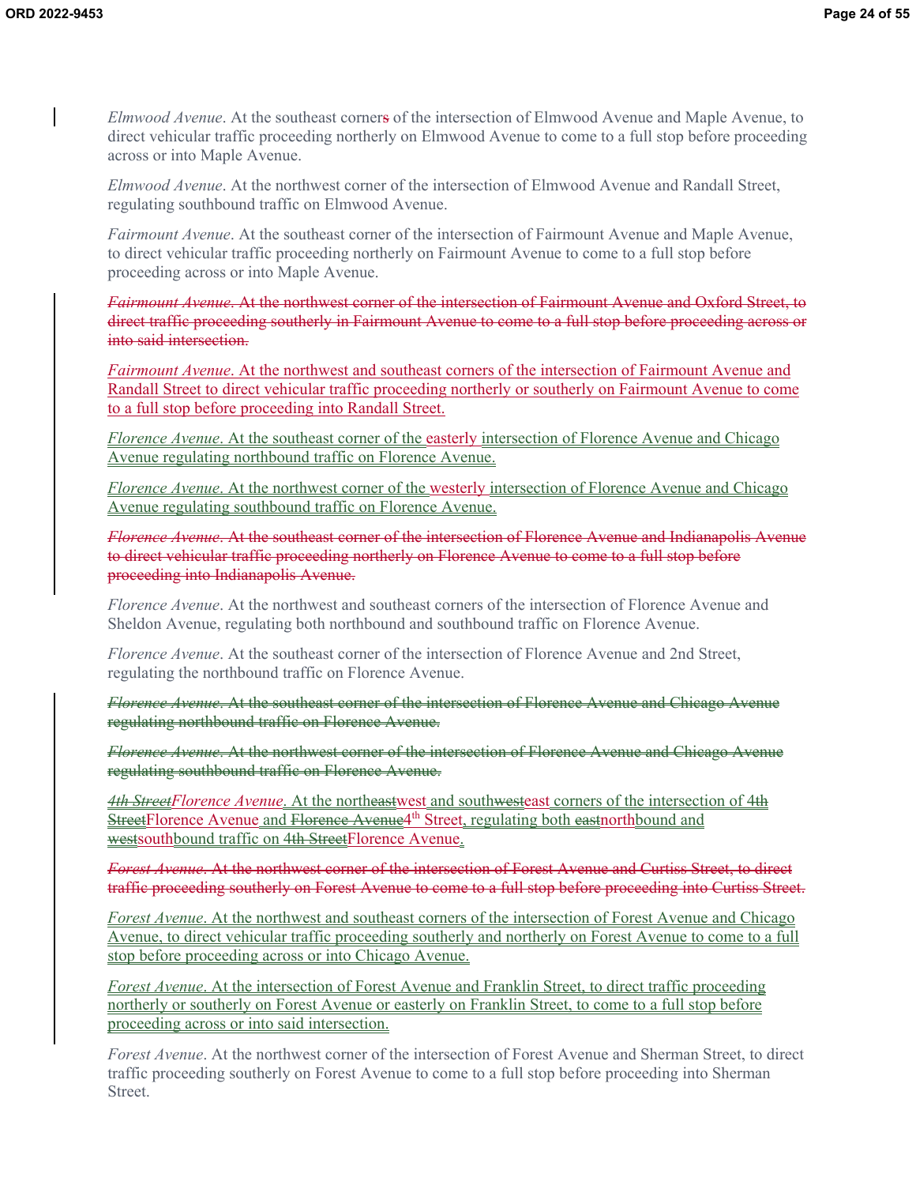*Elmwood Avenue*. At the southeast corner~~s~~ of the intersection of Elmwood Avenue and Maple Avenue, to direct vehicular traffic proceeding northerly on Elmwood Avenue to come to a full stop before proceeding across or into Maple Avenue.

*Elmwood Avenue*. At the northwest corner of the intersection of Elmwood Avenue and Randall Street, regulating southbound traffic on Elmwood Avenue.

*Fairmount Avenue*. At the southeast corner of the intersection of Fairmount Avenue and Maple Avenue, to direct vehicular traffic proceeding northerly on Fairmount Avenue to come to a full stop before proceeding across or into Maple Avenue.

~~*Fairmount Avenue*. At the northwest corner of the intersection of Fairmount Avenue and Oxford Street, to direct traffic proceeding southerly in Fairmount Avenue to come to a full stop before proceeding across or into said intersection.~~

*Fairmount Avenue*. At the northwest and southeast corners of the intersection of Fairmount Avenue and Randall Street to direct vehicular traffic proceeding northerly or southerly on Fairmount Avenue to come to a full stop before proceeding into Randall Street.

*Florence Avenue*. At the southeast corner of the easterly intersection of Florence Avenue and Chicago Avenue regulating northbound traffic on Florence Avenue.

*Florence Avenue*. At the northwest corner of the westerly intersection of Florence Avenue and Chicago Avenue regulating southbound traffic on Florence Avenue.

~~*Florence Avenue*. At the southeast corner of the intersection of Florence Avenue and Indianapolis Avenue to direct vehicular traffic proceeding northerly on Florence Avenue to come to a full stop before proceeding into Indianapolis Avenue.~~

*Florence Avenue*. At the northwest and southeast corners of the intersection of Florence Avenue and Sheldon Avenue, regulating both northbound and southbound traffic on Florence Avenue.

*Florence Avenue*. At the southeast corner of the intersection of Florence Avenue and 2nd Street, regulating the northbound traffic on Florence Avenue.

~~*Florence Avenue*. At the southeast corner of the intersection of Florence Avenue and Chicago Avenue regulating northbound traffic on Florence Avenue.~~

~~*Florence Avenue*. At the northwest corner of the intersection of Florence Avenue and Chicago Avenue regulating southbound traffic on Florence Avenue.~~

~~*4th Street*~~*Florence Avenue*. At the north~~east~~west and south~~west~~east corners of the intersection of ~~4th Street~~Florence Avenue and ~~Florence Avenue~~4th Street, regulating both ~~east~~northbound and ~~west~~southbound traffic on ~~4th Street~~Florence Avenue.

~~*Forest Avenue*. At the northwest corner of the intersection of Forest Avenue and Curtiss Street, to direct traffic proceeding southerly on Forest Avenue to come to a full stop before proceeding into Curtiss Street.~~

*Forest Avenue*. At the northwest and southeast corners of the intersection of Forest Avenue and Chicago Avenue, to direct vehicular traffic proceeding southerly and northerly on Forest Avenue to come to a full stop before proceeding across or into Chicago Avenue.

*Forest Avenue*. At the intersection of Forest Avenue and Franklin Street, to direct traffic proceeding northerly or southerly on Forest Avenue or easterly on Franklin Street, to come to a full stop before proceeding across or into said intersection.

*Forest Avenue*. At the northwest corner of the intersection of Forest Avenue and Sherman Street, to direct traffic proceeding southerly on Forest Avenue to come to a full stop before proceeding into Sherman Street.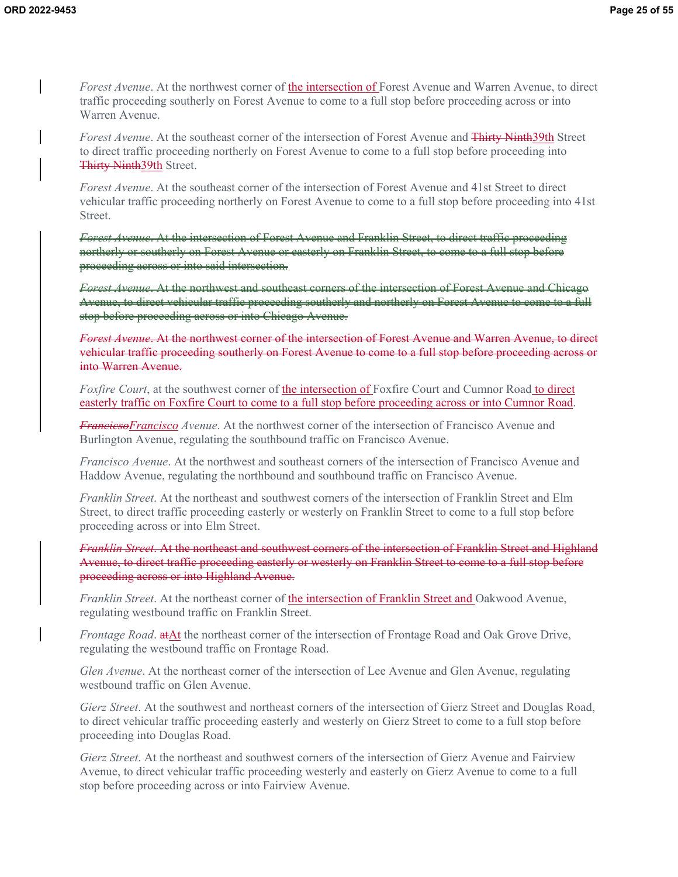*Forest Avenue*. At the northwest corner of <u>the intersection of</u> Forest Avenue and Warren Avenue, to direct traffic proceeding southerly on Forest Avenue to come to a full stop before proceeding across or into Warren Avenue.

*Forest Avenue*. At the southeast corner of the intersection of Forest Avenue and ~~Thirty Ninth~~<u>39th</u> Street to direct traffic proceeding northerly on Forest Avenue to come to a full stop before proceeding into ~~Thirty Ninth~~<u>39th</u> Street.

*Forest Avenue*. At the southeast corner of the intersection of Forest Avenue and 41st Street to direct vehicular traffic proceeding northerly on Forest Avenue to come to a full stop before proceeding into 41st Street.

~~*Forest Avenue*. At the intersection of Forest Avenue and Franklin Street, to direct traffic proceeding northerly or southerly on Forest Avenue or easterly on Franklin Street, to come to a full stop before proceeding across or into said intersection.~~

~~*Forest Avenue*. At the northwest and southeast corners of the intersection of Forest Avenue and Chicago Avenue, to direct vehicular traffic proceeding southerly and northerly on Forest Avenue to come to a full stop before proceeding across or into Chicago Avenue.~~

~~*Forest Avenue*. At the northwest corner of the intersection of Forest Avenue and Warren Avenue, to direct vehicular traffic proceeding southerly on Forest Avenue to come to a full stop before proceeding across or into Warren Avenue.~~

*Foxfire Court*, at the southwest corner of <u>the intersection of</u> Foxfire Court and Cumnor Road<u> to direct easterly traffic on Foxfire Court to come to a full stop before proceeding across or into Cumnor Road</u>.

~~*Franciso*~~<u>*Francisco*</u> *Avenue*. At the northwest corner of the intersection of Francisco Avenue and Burlington Avenue, regulating the southbound traffic on Francisco Avenue.

*Francisco Avenue*. At the northwest and southeast corners of the intersection of Francisco Avenue and Haddow Avenue, regulating the northbound and southbound traffic on Francisco Avenue.

*Franklin Street*. At the northeast and southwest corners of the intersection of Franklin Street and Elm Street, to direct traffic proceeding easterly or westerly on Franklin Street to come to a full stop before proceeding across or into Elm Street.

~~*Franklin Street*. At the northeast and southwest corners of the intersection of Franklin Street and Highland Avenue, to direct traffic proceeding easterly or westerly on Franklin Street to come to a full stop before proceeding across or into Highland Avenue.~~

*Franklin Street*. At the northeast corner of <u>the intersection of Franklin Street and</u> Oakwood Avenue, regulating westbound traffic on Franklin Street.

*Frontage Road*. ~~at~~<u>At</u> the northeast corner of the intersection of Frontage Road and Oak Grove Drive, regulating the westbound traffic on Frontage Road.

*Glen Avenue*. At the northeast corner of the intersection of Lee Avenue and Glen Avenue, regulating westbound traffic on Glen Avenue.

*Gierz Street*. At the southwest and northeast corners of the intersection of Gierz Street and Douglas Road, to direct vehicular traffic proceeding easterly and westerly on Gierz Street to come to a full stop before proceeding into Douglas Road.

*Gierz Street*. At the northeast and southwest corners of the intersection of Gierz Avenue and Fairview Avenue, to direct vehicular traffic proceeding westerly and easterly on Gierz Avenue to come to a full stop before proceeding across or into Fairview Avenue.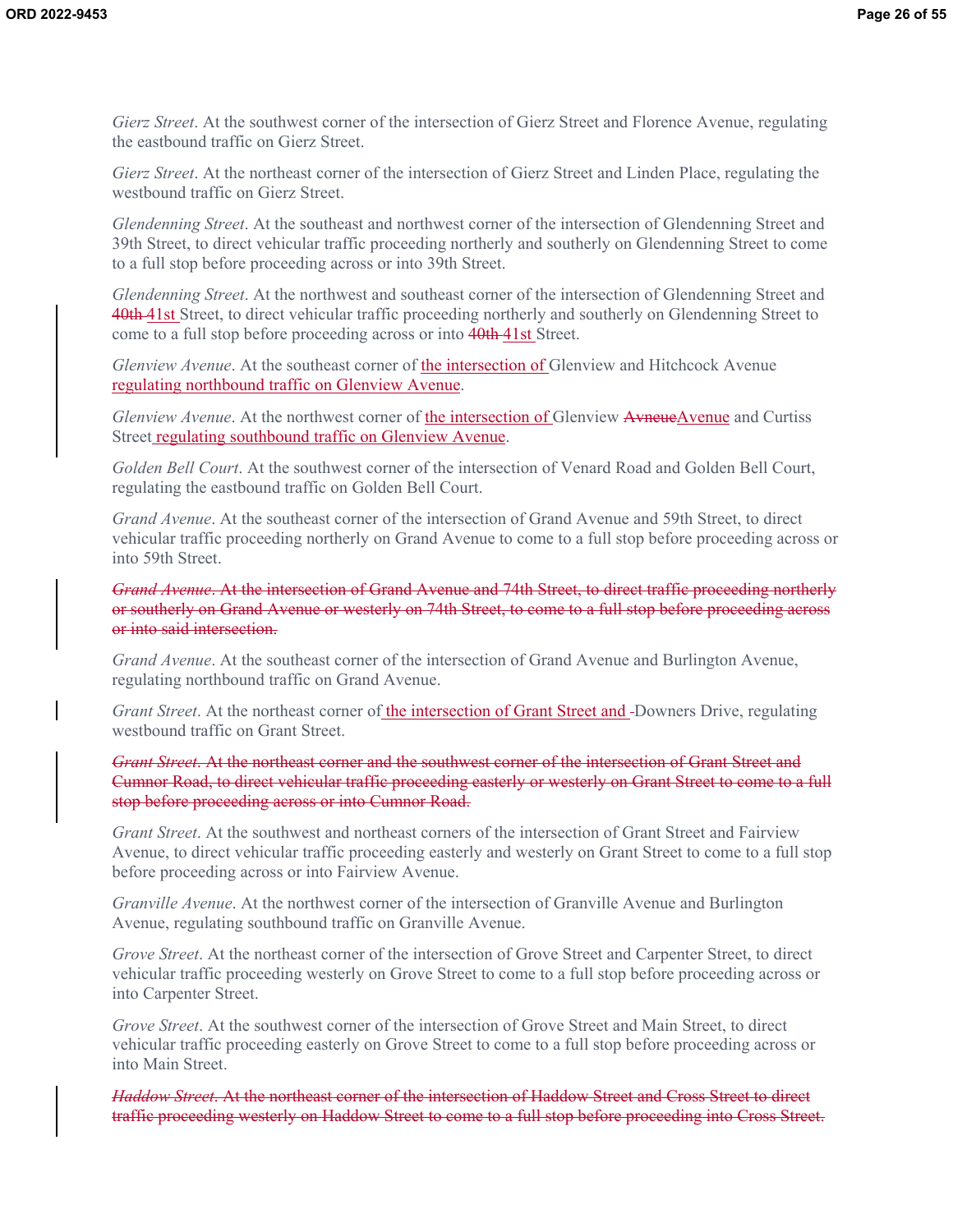*Gierz Street*. At the southwest corner of the intersection of Gierz Street and Florence Avenue, regulating the eastbound traffic on Gierz Street.

*Gierz Street*. At the northeast corner of the intersection of Gierz Street and Linden Place, regulating the westbound traffic on Gierz Street.

*Glendenning Street*. At the southeast and northwest corner of the intersection of Glendenning Street and 39th Street, to direct vehicular traffic proceeding northerly and southerly on Glendenning Street to come to a full stop before proceeding across or into 39th Street.

*Glendenning Street*. At the northwest and southeast corner of the intersection of Glendenning Street and ~~40th~~ 41st Street, to direct vehicular traffic proceeding northerly and southerly on Glendenning Street to come to a full stop before proceeding across or into ~~40th~~ 41st Street.

*Glenview Avenue*. At the southeast corner of the intersection of Glenview and Hitchcock Avenue regulating northbound traffic on Glenview Avenue.

*Glenview Avenue*. At the northwest corner of the intersection of Glenview ~~Avneue~~Avenue and Curtiss Street regulating southbound traffic on Glenview Avenue.

*Golden Bell Court*. At the southwest corner of the intersection of Venard Road and Golden Bell Court, regulating the eastbound traffic on Golden Bell Court.

*Grand Avenue*. At the southeast corner of the intersection of Grand Avenue and 59th Street, to direct vehicular traffic proceeding northerly on Grand Avenue to come to a full stop before proceeding across or into 59th Street.

~~*Grand Avenue*. At the intersection of Grand Avenue and 74th Street, to direct traffic proceeding northerly or southerly on Grand Avenue or westerly on 74th Street, to come to a full stop before proceeding across or into said intersection.~~

*Grand Avenue*. At the southeast corner of the intersection of Grand Avenue and Burlington Avenue, regulating northbound traffic on Grand Avenue.

*Grant Street*. At the northeast corner of the intersection of Grant Street and Downers Drive, regulating westbound traffic on Grant Street.

~~*Grant Street*. At the northeast corner and the southwest corner of the intersection of Grant Street and Cumnor Road, to direct vehicular traffic proceeding easterly or westerly on Grant Street to come to a full stop before proceeding across or into Cumnor Road.~~

*Grant Street*. At the southwest and northeast corners of the intersection of Grant Street and Fairview Avenue, to direct vehicular traffic proceeding easterly and westerly on Grant Street to come to a full stop before proceeding across or into Fairview Avenue.

*Granville Avenue*. At the northwest corner of the intersection of Granville Avenue and Burlington Avenue, regulating southbound traffic on Granville Avenue.

*Grove Street*. At the northeast corner of the intersection of Grove Street and Carpenter Street, to direct vehicular traffic proceeding westerly on Grove Street to come to a full stop before proceeding across or into Carpenter Street.

*Grove Street*. At the southwest corner of the intersection of Grove Street and Main Street, to direct vehicular traffic proceeding easterly on Grove Street to come to a full stop before proceeding across or into Main Street.

~~*Haddow Street*. At the northeast corner of the intersection of Haddow Street and Cross Street to direct traffic proceeding westerly on Haddow Street to come to a full stop before proceeding into Cross Street.~~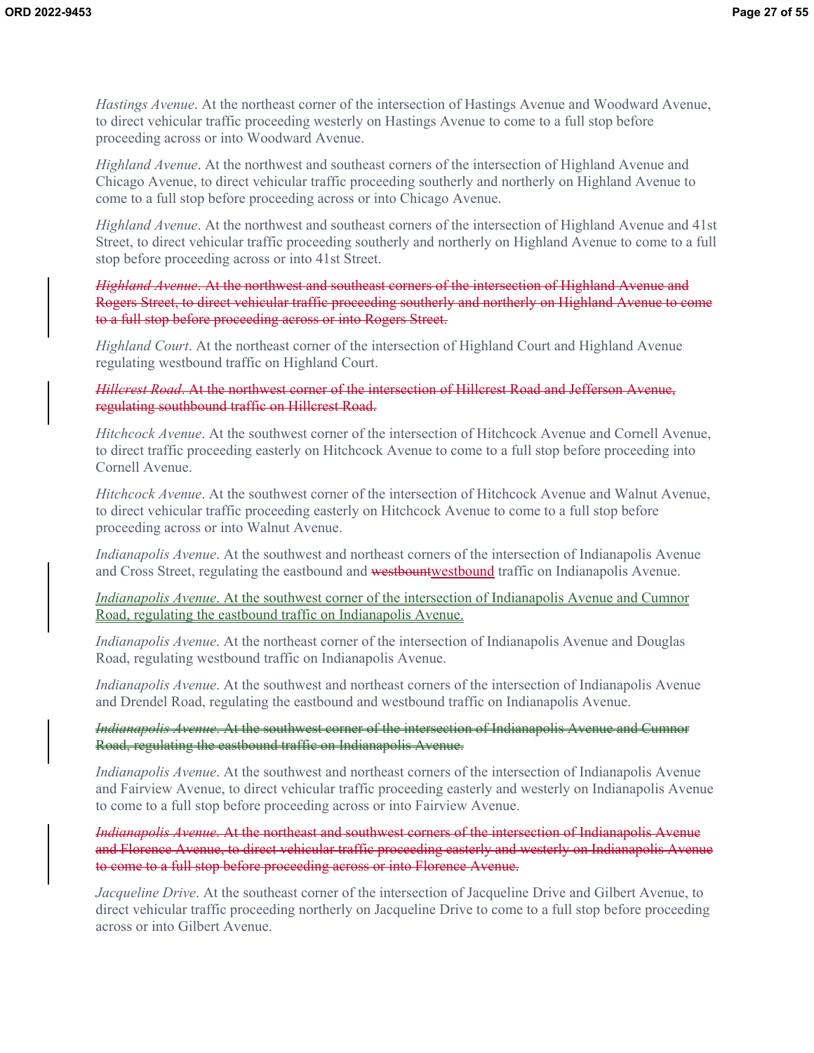*Hastings Avenue*. At the northeast corner of the intersection of Hastings Avenue and Woodward Avenue, to direct vehicular traffic proceeding westerly on Hastings Avenue to come to a full stop before proceeding across or into Woodward Avenue.

*Highland Avenue*. At the northwest and southeast corners of the intersection of Highland Avenue and Chicago Avenue, to direct vehicular traffic proceeding southerly and northerly on Highland Avenue to come to a full stop before proceeding across or into Chicago Avenue.

*Highland Avenue*. At the northwest and southeast corners of the intersection of Highland Avenue and 41st Street, to direct vehicular traffic proceeding southerly and northerly on Highland Avenue to come to a full stop before proceeding across or into 41st Street.

~~*Highland Avenue*. At the northwest and southeast corners of the intersection of Highland Avenue and Rogers Street, to direct vehicular traffic proceeding southerly and northerly on Highland Avenue to come to a full stop before proceeding across or into Rogers Street.~~

*Highland Court*. At the northeast corner of the intersection of Highland Court and Highland Avenue regulating westbound traffic on Highland Court.

~~*Hillcrest Road*. At the northwest corner of the intersection of Hillcrest Road and Jefferson Avenue, regulating southbound traffic on Hillcrest Road.~~

*Hitchcock Avenue*. At the southwest corner of the intersection of Hitchcock Avenue and Cornell Avenue, to direct traffic proceeding easterly on Hitchcock Avenue to come to a full stop before proceeding into Cornell Avenue.

*Hitchcock Avenue*. At the southwest corner of the intersection of Hitchcock Avenue and Walnut Avenue, to direct vehicular traffic proceeding easterly on Hitchcock Avenue to come to a full stop before proceeding across or into Walnut Avenue.

*Indianapolis Avenue*. At the southwest and northeast corners of the intersection of Indianapolis Avenue and Cross Street, regulating the eastbound and ~~westbount~~<u>westbound</u> traffic on Indianapolis Avenue.

<u>*Indianapolis Avenue*. At the southwest corner of the intersection of Indianapolis Avenue and Cumnor Road, regulating the eastbound traffic on Indianapolis Avenue.</u>

*Indianapolis Avenue*. At the northeast corner of the intersection of Indianapolis Avenue and Douglas Road, regulating westbound traffic on Indianapolis Avenue.

*Indianapolis Avenue*. At the southwest and northeast corners of the intersection of Indianapolis Avenue and Drendel Road, regulating the eastbound and westbound traffic on Indianapolis Avenue.

~~*Indianapolis Avenue*. At the southwest corner of the intersection of Indianapolis Avenue and Cumnor Road, regulating the eastbound traffic on Indianapolis Avenue.~~

*Indianapolis Avenue*. At the southwest and northeast corners of the intersection of Indianapolis Avenue and Fairview Avenue, to direct vehicular traffic proceeding easterly and westerly on Indianapolis Avenue to come to a full stop before proceeding across or into Fairview Avenue.

~~*Indianapolis Avenue*. At the northeast and southwest corners of the intersection of Indianapolis Avenue and Florence Avenue, to direct vehicular traffic proceeding easterly and westerly on Indianapolis Avenue to come to a full stop before proceeding across or into Florence Avenue.~~

*Jacqueline Drive*. At the southeast corner of the intersection of Jacqueline Drive and Gilbert Avenue, to direct vehicular traffic proceeding northerly on Jacqueline Drive to come to a full stop before proceeding across or into Gilbert Avenue.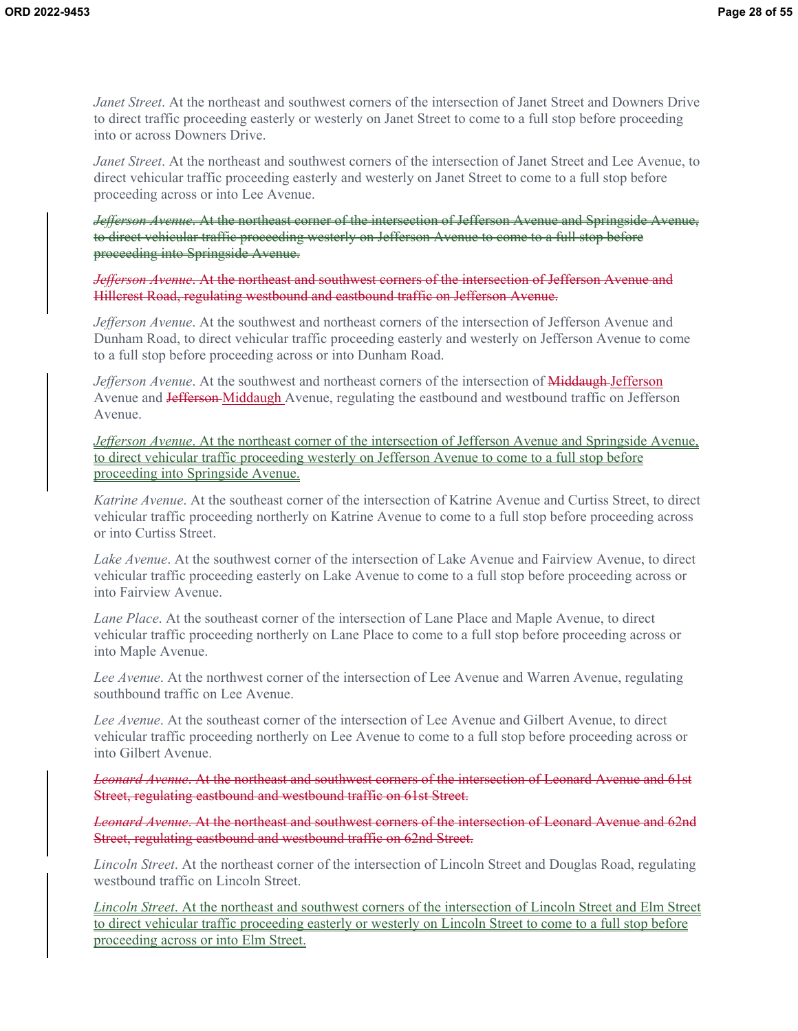*Janet Street*. At the northeast and southwest corners of the intersection of Janet Street and Downers Drive to direct traffic proceeding easterly or westerly on Janet Street to come to a full stop before proceeding into or across Downers Drive.

*Janet Street*. At the northeast and southwest corners of the intersection of Janet Street and Lee Avenue, to direct vehicular traffic proceeding easterly and westerly on Janet Street to come to a full stop before proceeding across or into Lee Avenue.

~~*Jefferson Avenue*. At the northeast corner of the intersection of Jefferson Avenue and Springside Avenue, to direct vehicular traffic proceeding westerly on Jefferson Avenue to come to a full stop before proceeding into Springside Avenue.~~

~~*Jefferson Avenue*. At the northeast and southwest corners of the intersection of Jefferson Avenue and Hillcrest Road, regulating westbound and eastbound traffic on Jefferson Avenue.~~

*Jefferson Avenue*. At the southwest and northeast corners of the intersection of Jefferson Avenue and Dunham Road, to direct vehicular traffic proceeding easterly and westerly on Jefferson Avenue to come to a full stop before proceeding across or into Dunham Road.

*Jefferson Avenue*. At the southwest and northeast corners of the intersection of ~~Middaugh~~ <u>Jefferson</u> Avenue and ~~Jefferson~~ <u>Middaugh</u> Avenue, regulating the eastbound and westbound traffic on Jefferson Avenue.

<u>*Jefferson Avenue*. At the northeast corner of the intersection of Jefferson Avenue and Springside Avenue, to direct vehicular traffic proceeding westerly on Jefferson Avenue to come to a full stop before proceeding into Springside Avenue.</u>

*Katrine Avenue*. At the southeast corner of the intersection of Katrine Avenue and Curtiss Street, to direct vehicular traffic proceeding northerly on Katrine Avenue to come to a full stop before proceeding across or into Curtiss Street.

*Lake Avenue*. At the southwest corner of the intersection of Lake Avenue and Fairview Avenue, to direct vehicular traffic proceeding easterly on Lake Avenue to come to a full stop before proceeding across or into Fairview Avenue.

*Lane Place*. At the southeast corner of the intersection of Lane Place and Maple Avenue, to direct vehicular traffic proceeding northerly on Lane Place to come to a full stop before proceeding across or into Maple Avenue.

*Lee Avenue*. At the northwest corner of the intersection of Lee Avenue and Warren Avenue, regulating southbound traffic on Lee Avenue.

*Lee Avenue*. At the southeast corner of the intersection of Lee Avenue and Gilbert Avenue, to direct vehicular traffic proceeding northerly on Lee Avenue to come to a full stop before proceeding across or into Gilbert Avenue.

~~*Leonard Avenue*. At the northeast and southwest corners of the intersection of Leonard Avenue and 61st Street, regulating eastbound and westbound traffic on 61st Street.~~

~~*Leonard Avenue*. At the northeast and southwest corners of the intersection of Leonard Avenue and 62nd Street, regulating eastbound and westbound traffic on 62nd Street.~~

*Lincoln Street*. At the northeast corner of the intersection of Lincoln Street and Douglas Road, regulating westbound traffic on Lincoln Street.

<u>*Lincoln Street*. At the northeast and southwest corners of the intersection of Lincoln Street and Elm Street to direct vehicular traffic proceeding easterly or westerly on Lincoln Street to come to a full stop before proceeding across or into Elm Street.</u>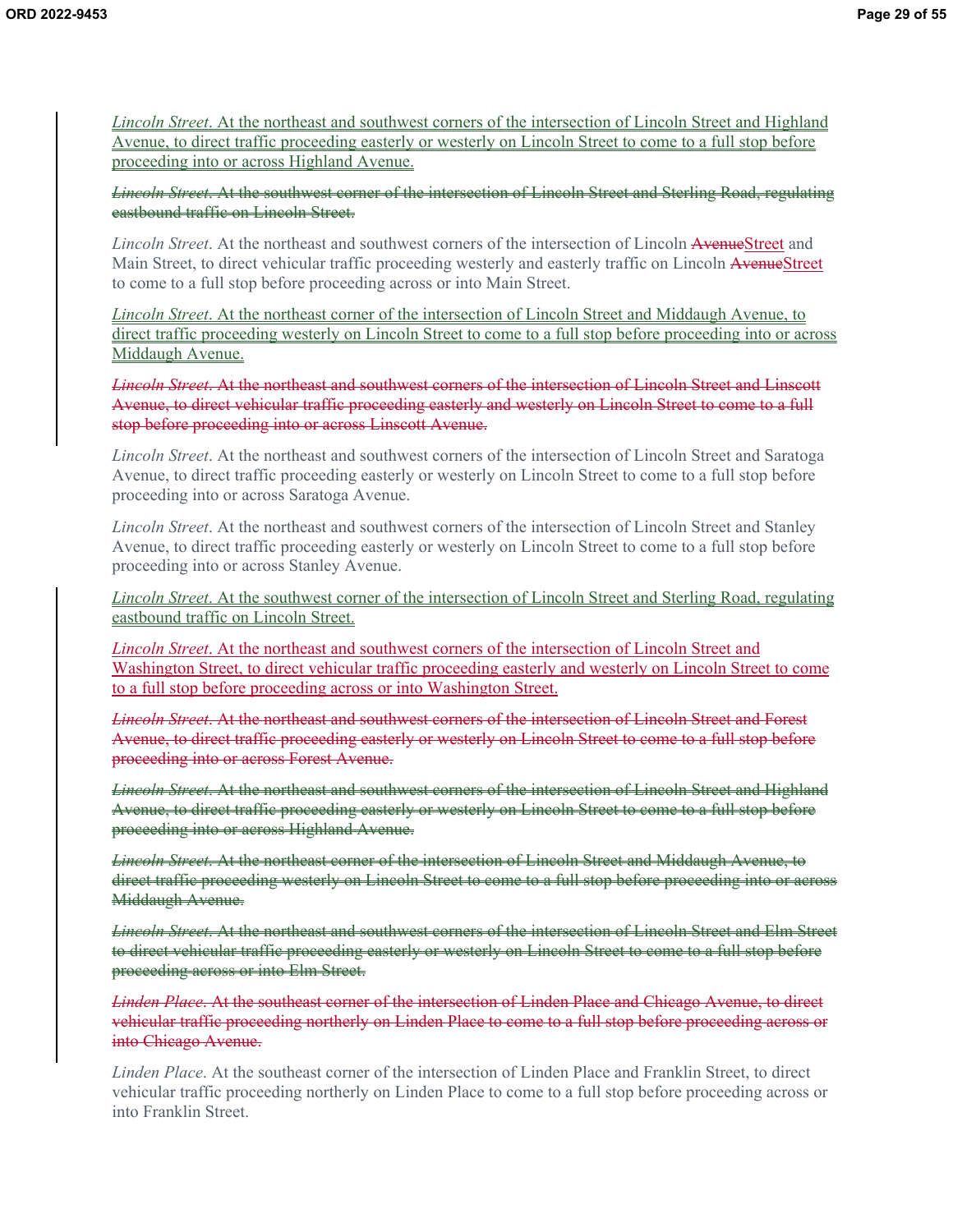<u>*Lincoln Street*. At the northeast and southwest corners of the intersection of Lincoln Street and Highland Avenue, to direct traffic proceeding easterly or westerly on Lincoln Street to come to a full stop before proceeding into or across Highland Avenue.</u>

~~*Lincoln Street*. At the southwest corner of the intersection of Lincoln Street and Sterling Road, regulating eastbound traffic on Lincoln Street.~~

*Lincoln Street*. At the northeast and southwest corners of the intersection of Lincoln ~~Avenue~~<u>Street</u> and Main Street, to direct vehicular traffic proceeding westerly and easterly traffic on Lincoln ~~Avenue~~<u>Street</u> to come to a full stop before proceeding across or into Main Street.

<u>*Lincoln Street*. At the northeast corner of the intersection of Lincoln Street and Middaugh Avenue, to direct traffic proceeding westerly on Lincoln Street to come to a full stop before proceeding into or across Middaugh Avenue.</u>

~~*Lincoln Street*. At the northeast and southwest corners of the intersection of Lincoln Street and Linscott Avenue, to direct vehicular traffic proceeding easterly and westerly on Lincoln Street to come to a full stop before proceeding into or across Linscott Avenue.~~

*Lincoln Street*. At the northeast and southwest corners of the intersection of Lincoln Street and Saratoga Avenue, to direct traffic proceeding easterly or westerly on Lincoln Street to come to a full stop before proceeding into or across Saratoga Avenue.

*Lincoln Street*. At the northeast and southwest corners of the intersection of Lincoln Street and Stanley Avenue, to direct traffic proceeding easterly or westerly on Lincoln Street to come to a full stop before proceeding into or across Stanley Avenue.

<u>*Lincoln Street*. At the southwest corner of the intersection of Lincoln Street and Sterling Road, regulating eastbound traffic on Lincoln Street.</u>

<u>*Lincoln Street*. At the northeast and southwest corners of the intersection of Lincoln Street and Washington Street, to direct vehicular traffic proceeding easterly and westerly on Lincoln Street to come to a full stop before proceeding across or into Washington Street.</u>

~~*Lincoln Street*. At the northeast and southwest corners of the intersection of Lincoln Street and Forest Avenue, to direct traffic proceeding easterly or westerly on Lincoln Street to come to a full stop before proceeding into or across Forest Avenue.~~

~~*Lincoln Street*. At the northeast and southwest corners of the intersection of Lincoln Street and Highland Avenue, to direct traffic proceeding easterly or westerly on Lincoln Street to come to a full stop before proceeding into or across Highland Avenue.~~

~~*Lincoln Street*. At the northeast corner of the intersection of Lincoln Street and Middaugh Avenue, to direct traffic proceeding westerly on Lincoln Street to come to a full stop before proceeding into or across Middaugh Avenue.~~

~~*Lincoln Street*. At the northeast and southwest corners of the intersection of Lincoln Street and Elm Street to direct vehicular traffic proceeding easterly or westerly on Lincoln Street to come to a full stop before proceeding across or into Elm Street.~~

~~*Linden Place*. At the southeast corner of the intersection of Linden Place and Chicago Avenue, to direct vehicular traffic proceeding northerly on Linden Place to come to a full stop before proceeding across or into Chicago Avenue.~~

*Linden Place*. At the southeast corner of the intersection of Linden Place and Franklin Street, to direct vehicular traffic proceeding northerly on Linden Place to come to a full stop before proceeding across or into Franklin Street.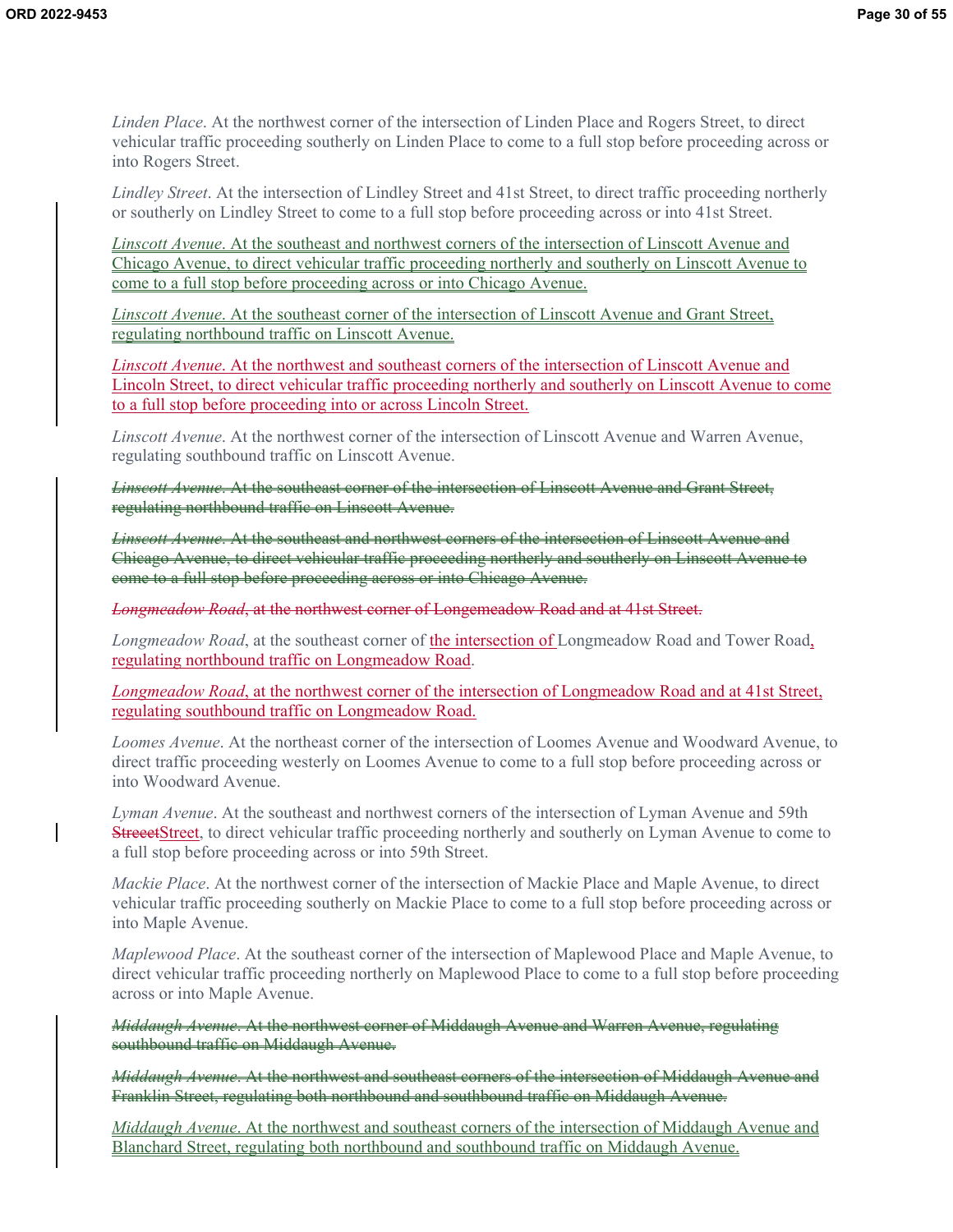*Linden Place*. At the northwest corner of the intersection of Linden Place and Rogers Street, to direct vehicular traffic proceeding southerly on Linden Place to come to a full stop before proceeding across or into Rogers Street.

*Lindley Street*. At the intersection of Lindley Street and 41st Street, to direct traffic proceeding northerly or southerly on Lindley Street to come to a full stop before proceeding across or into 41st Street.

*Linscott Avenue*. At the southeast and northwest corners of the intersection of Linscott Avenue and Chicago Avenue, to direct vehicular traffic proceeding northerly and southerly on Linscott Avenue to come to a full stop before proceeding across or into Chicago Avenue.

*Linscott Avenue*. At the southeast corner of the intersection of Linscott Avenue and Grant Street, regulating northbound traffic on Linscott Avenue.

*Linscott Avenue*. At the northwest and southeast corners of the intersection of Linscott Avenue and Lincoln Street, to direct vehicular traffic proceeding northerly and southerly on Linscott Avenue to come to a full stop before proceeding into or across Lincoln Street.

*Linscott Avenue*. At the northwest corner of the intersection of Linscott Avenue and Warren Avenue, regulating southbound traffic on Linscott Avenue.

~~*Linscott Avenue*. At the southeast corner of the intersection of Linscott Avenue and Grant Street, regulating northbound traffic on Linscott Avenue.~~

~~*Linscott Avenue*. At the southeast and northwest corners of the intersection of Linscott Avenue and Chicago Avenue, to direct vehicular traffic proceeding northerly and southerly on Linscott Avenue to come to a full stop before proceeding across or into Chicago Avenue.~~

~~*Longmeadow Road*, at the northwest corner of Longemeadow Road and at 41st Street.~~

*Longmeadow Road*, at the southeast corner of the intersection of Longmeadow Road and Tower Road, regulating northbound traffic on Longmeadow Road.

*Longmeadow Road*, at the northwest corner of the intersection of Longmeadow Road and at 41st Street, regulating southbound traffic on Longmeadow Road.

*Loomes Avenue*. At the northeast corner of the intersection of Loomes Avenue and Woodward Avenue, to direct traffic proceeding westerly on Loomes Avenue to come to a full stop before proceeding across or into Woodward Avenue.

*Lyman Avenue*. At the southeast and northwest corners of the intersection of Lyman Avenue and 59th ~~Streeet~~Street, to direct vehicular traffic proceeding northerly and southerly on Lyman Avenue to come to a full stop before proceeding across or into 59th Street.

*Mackie Place*. At the northwest corner of the intersection of Mackie Place and Maple Avenue, to direct vehicular traffic proceeding southerly on Mackie Place to come to a full stop before proceeding across or into Maple Avenue.

*Maplewood Place*. At the southeast corner of the intersection of Maplewood Place and Maple Avenue, to direct vehicular traffic proceeding northerly on Maplewood Place to come to a full stop before proceeding across or into Maple Avenue.

~~*Middaugh Avenue*. At the northwest corner of Middaugh Avenue and Warren Avenue, regulating southbound traffic on Middaugh Avenue.~~

~~*Middaugh Avenue*. At the northwest and southeast corners of the intersection of Middaugh Avenue and Franklin Street, regulating both northbound and southbound traffic on Middaugh Avenue.~~

*Middaugh Avenue*. At the northwest and southeast corners of the intersection of Middaugh Avenue and Blanchard Street, regulating both northbound and southbound traffic on Middaugh Avenue.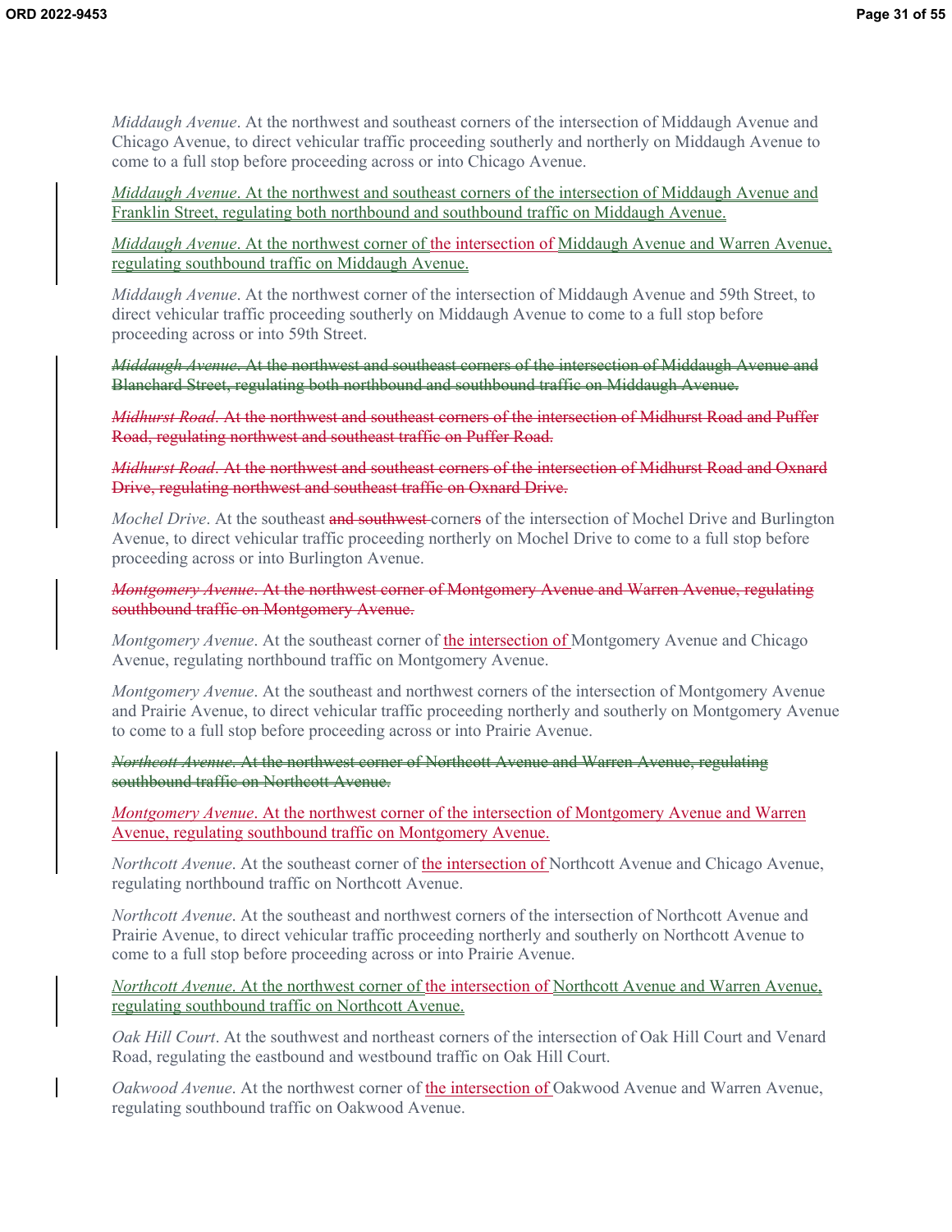*Middaugh Avenue*. At the northwest and southeast corners of the intersection of Middaugh Avenue and Chicago Avenue, to direct vehicular traffic proceeding southerly and northerly on Middaugh Avenue to come to a full stop before proceeding across or into Chicago Avenue.

*Middaugh Avenue*. At the northwest and southeast corners of the intersection of Middaugh Avenue and Franklin Street, regulating both northbound and southbound traffic on Middaugh Avenue.

*Middaugh Avenue*. At the northwest corner of the intersection of Middaugh Avenue and Warren Avenue, regulating southbound traffic on Middaugh Avenue.

*Middaugh Avenue*. At the northwest corner of the intersection of Middaugh Avenue and 59th Street, to direct vehicular traffic proceeding southerly on Middaugh Avenue to come to a full stop before proceeding across or into 59th Street.

~~*Middaugh Avenue*. At the northwest and southeast corners of the intersection of Middaugh Avenue and Blanchard Street, regulating both northbound and southbound traffic on Middaugh Avenue.~~

~~*Midhurst Road*. At the northwest and southeast corners of the intersection of Midhurst Road and Puffer Road, regulating northwest and southeast traffic on Puffer Road.~~

~~*Midhurst Road*. At the northwest and southeast corners of the intersection of Midhurst Road and Oxnard Drive, regulating northwest and southeast traffic on Oxnard Drive.~~

*Mochel Drive*. At the southeast ~~and southwest~~ corner~~s~~ of the intersection of Mochel Drive and Burlington Avenue, to direct vehicular traffic proceeding northerly on Mochel Drive to come to a full stop before proceeding across or into Burlington Avenue.

~~*Montgomery Avenue*. At the northwest corner of Montgomery Avenue and Warren Avenue, regulating southbound traffic on Montgomery Avenue.~~

*Montgomery Avenue*. At the southeast corner of the intersection of Montgomery Avenue and Chicago Avenue, regulating northbound traffic on Montgomery Avenue.

*Montgomery Avenue*. At the southeast and northwest corners of the intersection of Montgomery Avenue and Prairie Avenue, to direct vehicular traffic proceeding northerly and southerly on Montgomery Avenue to come to a full stop before proceeding across or into Prairie Avenue.

~~*Northcott Avenue*. At the northwest corner of Northcott Avenue and Warren Avenue, regulating southbound traffic on Northcott Avenue.~~

*Montgomery Avenue*. At the northwest corner of the intersection of Montgomery Avenue and Warren Avenue, regulating southbound traffic on Montgomery Avenue.

*Northcott Avenue*. At the southeast corner of the intersection of Northcott Avenue and Chicago Avenue, regulating northbound traffic on Northcott Avenue.

*Northcott Avenue*. At the southeast and northwest corners of the intersection of Northcott Avenue and Prairie Avenue, to direct vehicular traffic proceeding northerly and southerly on Northcott Avenue to come to a full stop before proceeding across or into Prairie Avenue.

*Northcott Avenue*. At the northwest corner of the intersection of Northcott Avenue and Warren Avenue, regulating southbound traffic on Northcott Avenue.

*Oak Hill Court*. At the southwest and northeast corners of the intersection of Oak Hill Court and Venard Road, regulating the eastbound and westbound traffic on Oak Hill Court.

*Oakwood Avenue*. At the northwest corner of the intersection of Oakwood Avenue and Warren Avenue, regulating southbound traffic on Oakwood Avenue.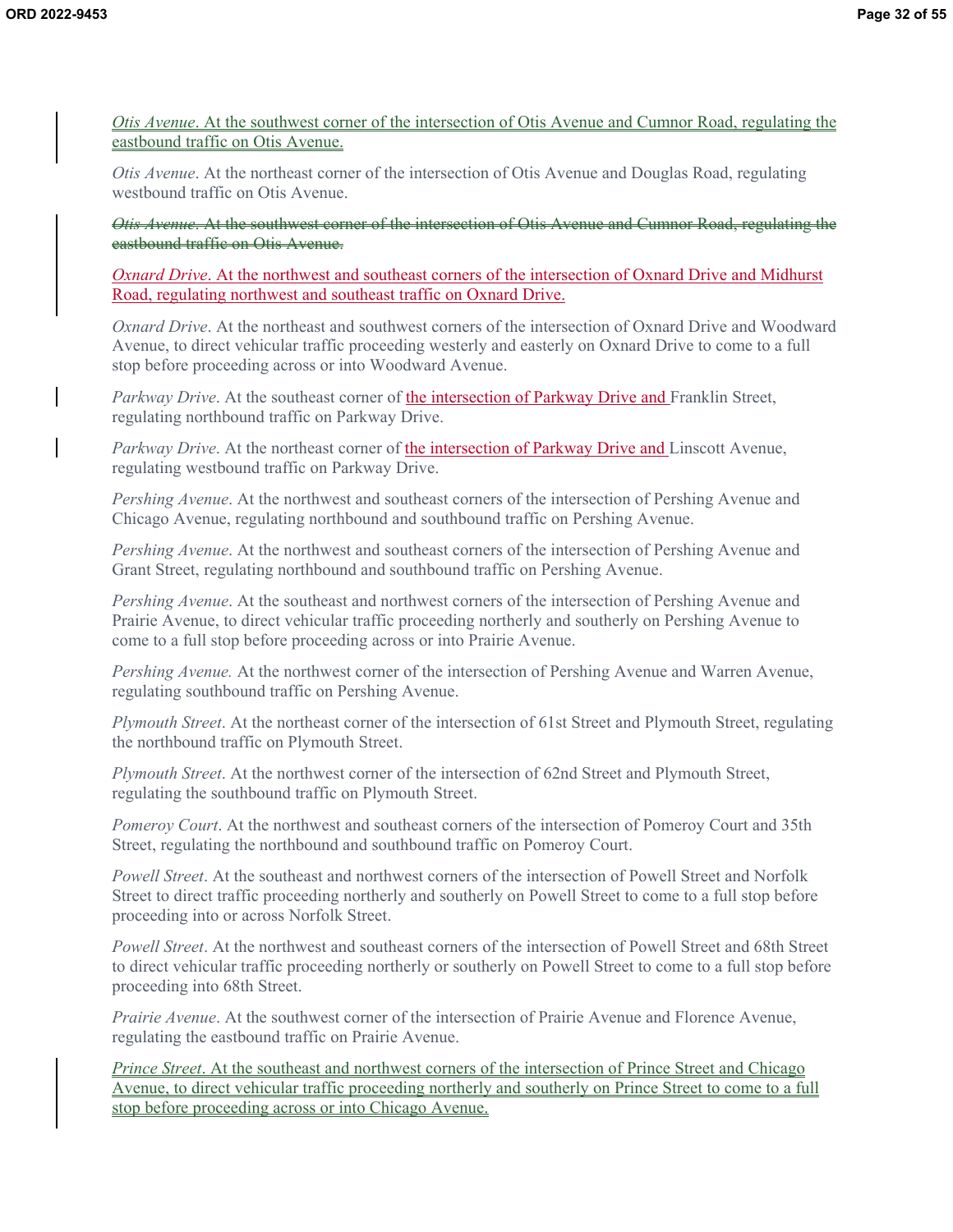*Otis Avenue*. At the southwest corner of the intersection of Otis Avenue and Cumnor Road, regulating the eastbound traffic on Otis Avenue.

*Otis Avenue*. At the northeast corner of the intersection of Otis Avenue and Douglas Road, regulating westbound traffic on Otis Avenue.

~~*Otis Avenue*. At the southwest corner of the intersection of Otis Avenue and Cumnor Road, regulating the eastbound traffic on Otis Avenue.~~

*Oxnard Drive*. At the northwest and southeast corners of the intersection of Oxnard Drive and Midhurst Road, regulating northwest and southeast traffic on Oxnard Drive.

*Oxnard Drive*. At the northeast and southwest corners of the intersection of Oxnard Drive and Woodward Avenue, to direct vehicular traffic proceeding westerly and easterly on Oxnard Drive to come to a full stop before proceeding across or into Woodward Avenue.

*Parkway Drive*. At the southeast corner of the intersection of Parkway Drive and Franklin Street, regulating northbound traffic on Parkway Drive.

*Parkway Drive*. At the northeast corner of the intersection of Parkway Drive and Linscott Avenue, regulating westbound traffic on Parkway Drive.

*Pershing Avenue*. At the northwest and southeast corners of the intersection of Pershing Avenue and Chicago Avenue, regulating northbound and southbound traffic on Pershing Avenue.

*Pershing Avenue*. At the northwest and southeast corners of the intersection of Pershing Avenue and Grant Street, regulating northbound and southbound traffic on Pershing Avenue.

*Pershing Avenue*. At the southeast and northwest corners of the intersection of Pershing Avenue and Prairie Avenue, to direct vehicular traffic proceeding northerly and southerly on Pershing Avenue to come to a full stop before proceeding across or into Prairie Avenue.

*Pershing Avenue.* At the northwest corner of the intersection of Pershing Avenue and Warren Avenue, regulating southbound traffic on Pershing Avenue.

*Plymouth Street*. At the northeast corner of the intersection of 61st Street and Plymouth Street, regulating the northbound traffic on Plymouth Street.

*Plymouth Street*. At the northwest corner of the intersection of 62nd Street and Plymouth Street, regulating the southbound traffic on Plymouth Street.

*Pomeroy Court*. At the northwest and southeast corners of the intersection of Pomeroy Court and 35th Street, regulating the northbound and southbound traffic on Pomeroy Court.

*Powell Street*. At the southeast and northwest corners of the intersection of Powell Street and Norfolk Street to direct traffic proceeding northerly and southerly on Powell Street to come to a full stop before proceeding into or across Norfolk Street.

*Powell Street*. At the northwest and southeast corners of the intersection of Powell Street and 68th Street to direct vehicular traffic proceeding northerly or southerly on Powell Street to come to a full stop before proceeding into 68th Street.

*Prairie Avenue*. At the southwest corner of the intersection of Prairie Avenue and Florence Avenue, regulating the eastbound traffic on Prairie Avenue.

*Prince Street*. At the southeast and northwest corners of the intersection of Prince Street and Chicago Avenue, to direct vehicular traffic proceeding northerly and southerly on Prince Street to come to a full stop before proceeding across or into Chicago Avenue.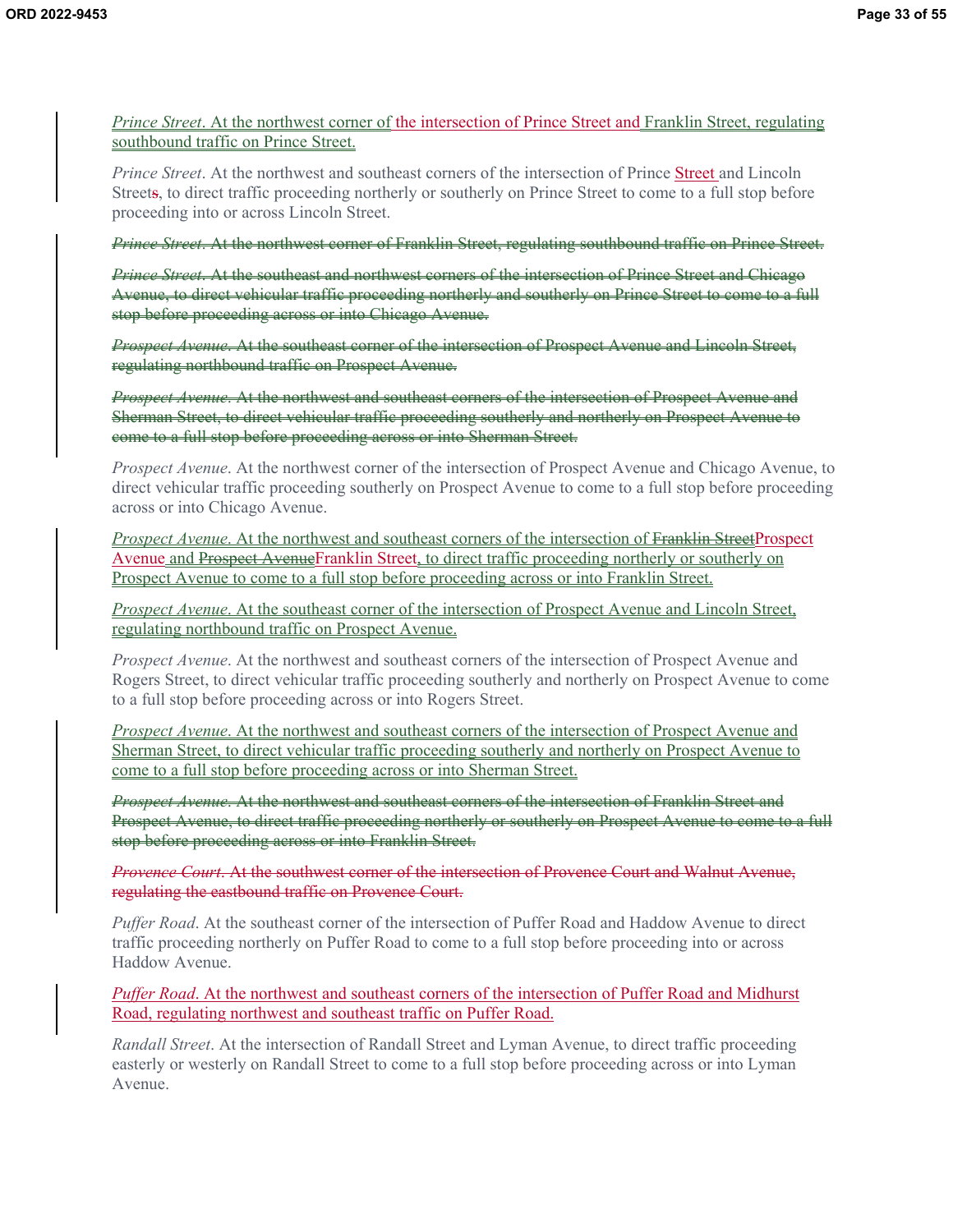*Prince Street*. At the northwest corner of the intersection of Prince Street and Franklin Street, regulating southbound traffic on Prince Street.

*Prince Street*. At the northwest and southeast corners of the intersection of Prince Street and Lincoln Streets, to direct traffic proceeding northerly or southerly on Prince Street to come to a full stop before proceeding into or across Lincoln Street.

~~*Prince Street*. At the northwest corner of Franklin Street, regulating southbound traffic on Prince Street.~~

~~*Prince Street*. At the southeast and northwest corners of the intersection of Prince Street and Chicago Avenue, to direct vehicular traffic proceeding northerly and southerly on Prince Street to come to a full stop before proceeding across or into Chicago Avenue.~~

~~*Prospect Avenue*. At the southeast corner of the intersection of Prospect Avenue and Lincoln Street, regulating northbound traffic on Prospect Avenue.~~

~~*Prospect Avenue*. At the northwest and southeast corners of the intersection of Prospect Avenue and Sherman Street, to direct vehicular traffic proceeding southerly and northerly on Prospect Avenue to come to a full stop before proceeding across or into Sherman Street.~~

*Prospect Avenue*. At the northwest corner of the intersection of Prospect Avenue and Chicago Avenue, to direct vehicular traffic proceeding southerly on Prospect Avenue to come to a full stop before proceeding across or into Chicago Avenue.

*Prospect Avenue*. At the northwest and southeast corners of the intersection of ~~Franklin Street~~Prospect Avenue and ~~Prospect Avenue~~Franklin Street, to direct traffic proceeding northerly or southerly on Prospect Avenue to come to a full stop before proceeding across or into Franklin Street.

*Prospect Avenue*. At the southeast corner of the intersection of Prospect Avenue and Lincoln Street, regulating northbound traffic on Prospect Avenue.

*Prospect Avenue*. At the northwest and southeast corners of the intersection of Prospect Avenue and Rogers Street, to direct vehicular traffic proceeding southerly and northerly on Prospect Avenue to come to a full stop before proceeding across or into Rogers Street.

*Prospect Avenue*. At the northwest and southeast corners of the intersection of Prospect Avenue and Sherman Street, to direct vehicular traffic proceeding southerly and northerly on Prospect Avenue to come to a full stop before proceeding across or into Sherman Street.

~~*Prospect Avenue*. At the northwest and southeast corners of the intersection of Franklin Street and Prospect Avenue, to direct traffic proceeding northerly or southerly on Prospect Avenue to come to a full stop before proceeding across or into Franklin Street.~~

~~*Provence Court*. At the southwest corner of the intersection of Provence Court and Walnut Avenue, regulating the eastbound traffic on Provence Court.~~

*Puffer Road*. At the southeast corner of the intersection of Puffer Road and Haddow Avenue to direct traffic proceeding northerly on Puffer Road to come to a full stop before proceeding into or across Haddow Avenue.

*Puffer Road*. At the northwest and southeast corners of the intersection of Puffer Road and Midhurst Road, regulating northwest and southeast traffic on Puffer Road.

*Randall Street*. At the intersection of Randall Street and Lyman Avenue, to direct traffic proceeding easterly or westerly on Randall Street to come to a full stop before proceeding across or into Lyman Avenue.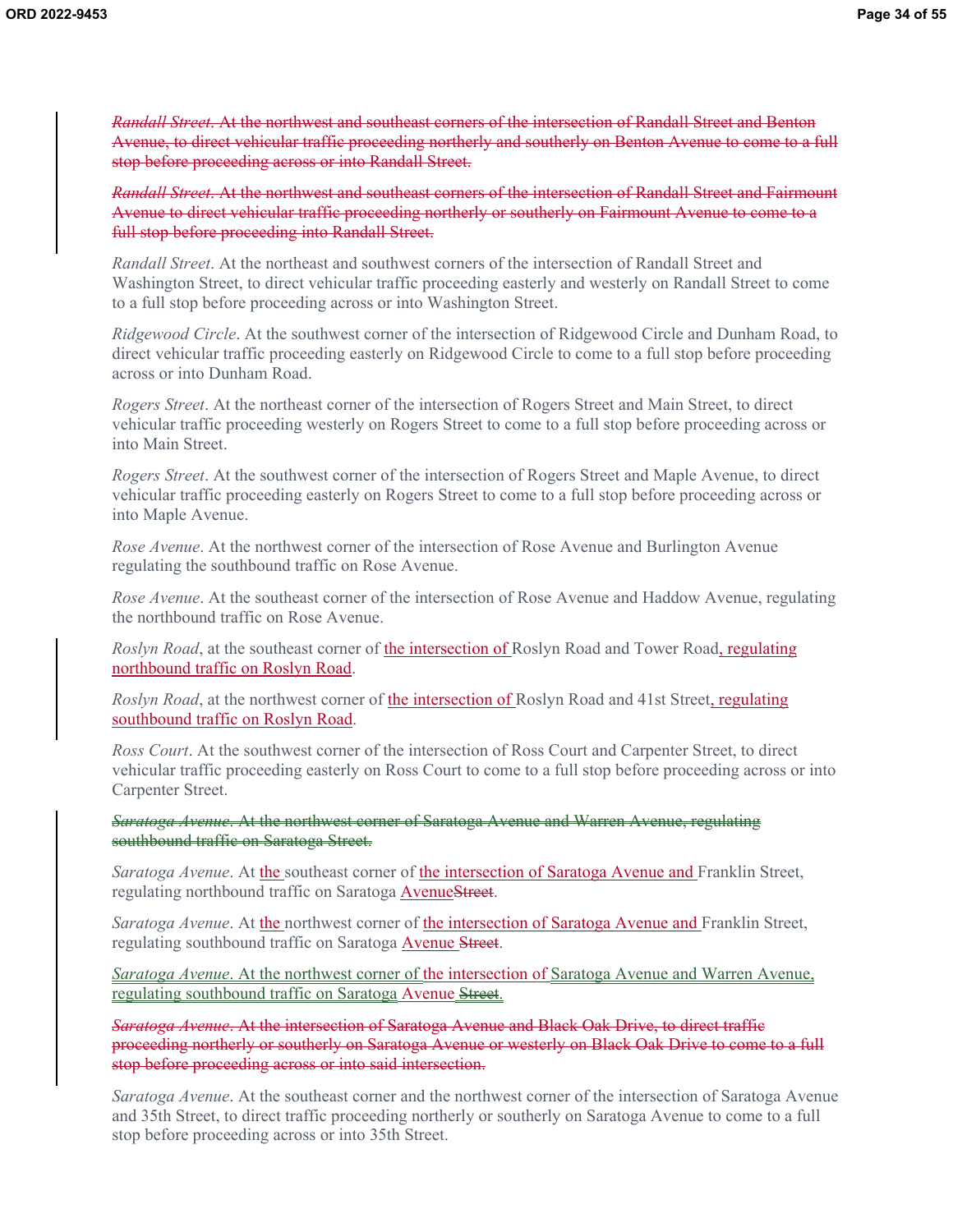~~*Randall Street*. At the northwest and southeast corners of the intersection of Randall Street and Benton Avenue, to direct vehicular traffic proceeding northerly and southerly on Benton Avenue to come to a full stop before proceeding across or into Randall Street.~~

~~*Randall Street*. At the northwest and southeast corners of the intersection of Randall Street and Fairmount Avenue to direct vehicular traffic proceeding northerly or southerly on Fairmount Avenue to come to a full stop before proceeding into Randall Street.~~

*Randall Street*. At the northeast and southwest corners of the intersection of Randall Street and Washington Street, to direct vehicular traffic proceeding easterly and westerly on Randall Street to come to a full stop before proceeding across or into Washington Street.

*Ridgewood Circle*. At the southwest corner of the intersection of Ridgewood Circle and Dunham Road, to direct vehicular traffic proceeding easterly on Ridgewood Circle to come to a full stop before proceeding across or into Dunham Road.

*Rogers Street*. At the northeast corner of the intersection of Rogers Street and Main Street, to direct vehicular traffic proceeding westerly on Rogers Street to come to a full stop before proceeding across or into Main Street.

*Rogers Street*. At the southwest corner of the intersection of Rogers Street and Maple Avenue, to direct vehicular traffic proceeding easterly on Rogers Street to come to a full stop before proceeding across or into Maple Avenue.

*Rose Avenue*. At the northwest corner of the intersection of Rose Avenue and Burlington Avenue regulating the southbound traffic on Rose Avenue.

*Rose Avenue*. At the southeast corner of the intersection of Rose Avenue and Haddow Avenue, regulating the northbound traffic on Rose Avenue.

*Roslyn Road*, at the southeast corner of <u>the intersection of </u>Roslyn Road and Tower Road<u>, regulating northbound traffic on Roslyn Road</u>.

*Roslyn Road*, at the northwest corner of <u>the intersection of </u>Roslyn Road and 41st Street<u>, regulating southbound traffic on Roslyn Road</u>.

*Ross Court*. At the southwest corner of the intersection of Ross Court and Carpenter Street, to direct vehicular traffic proceeding easterly on Ross Court to come to a full stop before proceeding across or into Carpenter Street.

~~*Saratoga Avenue*. At the northwest corner of Saratoga Avenue and Warren Avenue, regulating southbound traffic on Saratoga Street.~~

*Saratoga Avenue*. At <u>the </u>southeast corner of <u>the intersection of Saratoga Avenue and </u>Franklin Street, regulating northbound traffic on Saratoga <u>Avenue</u>~~Street~~.

*Saratoga Avenue*. At <u>the </u>northwest corner of <u>the intersection of Saratoga Avenue and </u>Franklin Street, regulating southbound traffic on Saratoga <u>Avenue </u>~~Street~~.

<u>*Saratoga Avenue*. At the northwest corner of the intersection of Saratoga Avenue and Warren Avenue, regulating southbound traffic on Saratoga Avenue</u> ~~Street~~<u>.</u>

~~*Saratoga Avenue*. At the intersection of Saratoga Avenue and Black Oak Drive, to direct traffic proceeding northerly or southerly on Saratoga Avenue or westerly on Black Oak Drive to come to a full stop before proceeding across or into said intersection.~~

*Saratoga Avenue*. At the southeast corner and the northwest corner of the intersection of Saratoga Avenue and 35th Street, to direct traffic proceeding northerly or southerly on Saratoga Avenue to come to a full stop before proceeding across or into 35th Street.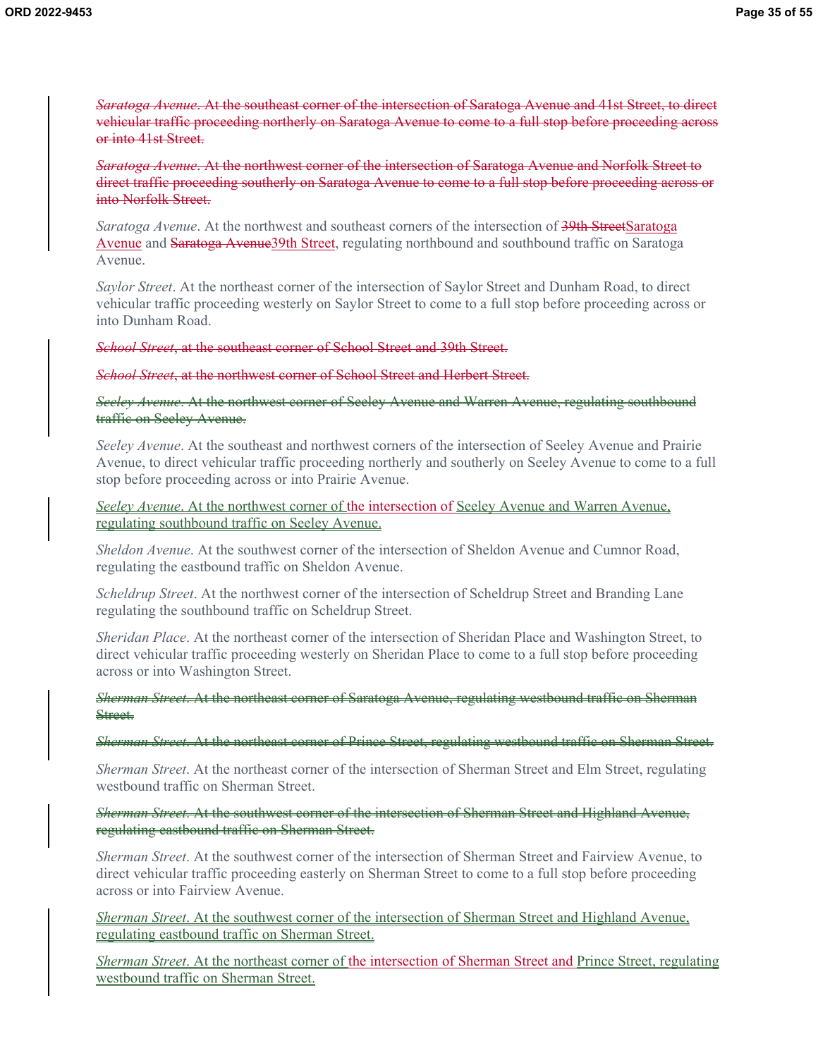~~*Saratoga Avenue*. At the southeast corner of the intersection of Saratoga Avenue and 41st Street, to direct vehicular traffic proceeding northerly on Saratoga Avenue to come to a full stop before proceeding across or into 41st Street.~~

~~*Saratoga Avenue*. At the northwest corner of the intersection of Saratoga Avenue and Norfolk Street to direct traffic proceeding southerly on Saratoga Avenue to come to a full stop before proceeding across or into Norfolk Street.~~

*Saratoga Avenue*. At the northwest and southeast corners of the intersection of ~~39th Street~~<u>Saratoga Avenue</u> and ~~Saratoga Avenue~~<u>39th Street</u>, regulating northbound and southbound traffic on Saratoga Avenue.

*Saylor Street*. At the northeast corner of the intersection of Saylor Street and Dunham Road, to direct vehicular traffic proceeding westerly on Saylor Street to come to a full stop before proceeding across or into Dunham Road.

~~*School Street*, at the southeast corner of School Street and 39th Street.~~

~~*School Street*, at the northwest corner of School Street and Herbert Street.~~

~~*Seeley Avenue*. At the northwest corner of Seeley Avenue and Warren Avenue, regulating southbound traffic on Seeley Avenue.~~

*Seeley Avenue*. At the southeast and northwest corners of the intersection of Seeley Avenue and Prairie Avenue, to direct vehicular traffic proceeding northerly and southerly on Seeley Avenue to come to a full stop before proceeding across or into Prairie Avenue.

<u>*Seeley Avenue*. At the northwest corner of the intersection of Seeley Avenue and Warren Avenue, regulating southbound traffic on Seeley Avenue.</u>

*Sheldon Avenue*. At the southwest corner of the intersection of Sheldon Avenue and Cumnor Road, regulating the eastbound traffic on Sheldon Avenue.

*Scheldrup Street*. At the northwest corner of the intersection of Scheldrup Street and Branding Lane regulating the southbound traffic on Scheldrup Street.

*Sheridan Place*. At the northeast corner of the intersection of Sheridan Place and Washington Street, to direct vehicular traffic proceeding westerly on Sheridan Place to come to a full stop before proceeding across or into Washington Street.

~~*Sherman Street*. At the northeast corner of Saratoga Avenue, regulating westbound traffic on Sherman Street.~~

~~*Sherman Street*. At the northeast corner of Prince Street, regulating westbound traffic on Sherman Street.~~

*Sherman Street*. At the northeast corner of the intersection of Sherman Street and Elm Street, regulating westbound traffic on Sherman Street.

~~*Sherman Street*. At the southwest corner of the intersection of Sherman Street and Highland Avenue, regulating eastbound traffic on Sherman Street.~~

*Sherman Street*. At the southwest corner of the intersection of Sherman Street and Fairview Avenue, to direct vehicular traffic proceeding easterly on Sherman Street to come to a full stop before proceeding across or into Fairview Avenue.

<u>*Sherman Street*. At the southwest corner of the intersection of Sherman Street and Highland Avenue, regulating eastbound traffic on Sherman Street.</u>

<u>*Sherman Street*. At the northeast corner of the intersection of Sherman Street and Prince Street, regulating westbound traffic on Sherman Street.</u>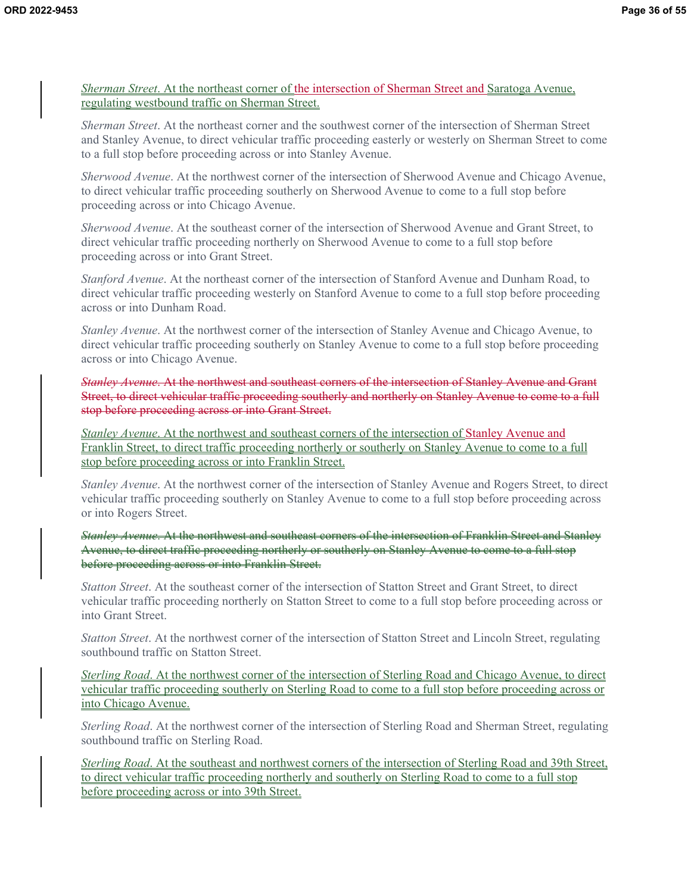*Sherman Street*. At the northeast corner of the intersection of Sherman Street and Saratoga Avenue, regulating westbound traffic on Sherman Street.

*Sherman Street*. At the northeast corner and the southwest corner of the intersection of Sherman Street and Stanley Avenue, to direct vehicular traffic proceeding easterly or westerly on Sherman Street to come to a full stop before proceeding across or into Stanley Avenue.

*Sherwood Avenue*. At the northwest corner of the intersection of Sherwood Avenue and Chicago Avenue, to direct vehicular traffic proceeding southerly on Sherwood Avenue to come to a full stop before proceeding across or into Chicago Avenue.

*Sherwood Avenue*. At the southeast corner of the intersection of Sherwood Avenue and Grant Street, to direct vehicular traffic proceeding northerly on Sherwood Avenue to come to a full stop before proceeding across or into Grant Street.

*Stanford Avenue*. At the northeast corner of the intersection of Stanford Avenue and Dunham Road, to direct vehicular traffic proceeding westerly on Stanford Avenue to come to a full stop before proceeding across or into Dunham Road.

*Stanley Avenue*. At the northwest corner of the intersection of Stanley Avenue and Chicago Avenue, to direct vehicular traffic proceeding southerly on Stanley Avenue to come to a full stop before proceeding across or into Chicago Avenue.

~~*Stanley Avenue*. At the northwest and southeast corners of the intersection of Stanley Avenue and Grant Street, to direct vehicular traffic proceeding southerly and northerly on Stanley Avenue to come to a full stop before proceeding across or into Grant Street.~~

*Stanley Avenue*. At the northwest and southeast corners of the intersection of Stanley Avenue and Franklin Street, to direct traffic proceeding northerly or southerly on Stanley Avenue to come to a full stop before proceeding across or into Franklin Street.

*Stanley Avenue*. At the northwest corner of the intersection of Stanley Avenue and Rogers Street, to direct vehicular traffic proceeding southerly on Stanley Avenue to come to a full stop before proceeding across or into Rogers Street.

~~*Stanley Avenue*. At the northwest and southeast corners of the intersection of Franklin Street and Stanley Avenue, to direct traffic proceeding northerly or southerly on Stanley Avenue to come to a full stop before proceeding across or into Franklin Street.~~

*Statton Street*. At the southeast corner of the intersection of Statton Street and Grant Street, to direct vehicular traffic proceeding northerly on Statton Street to come to a full stop before proceeding across or into Grant Street.

*Statton Street*. At the northwest corner of the intersection of Statton Street and Lincoln Street, regulating southbound traffic on Statton Street.

*Sterling Road*. At the northwest corner of the intersection of Sterling Road and Chicago Avenue, to direct vehicular traffic proceeding southerly on Sterling Road to come to a full stop before proceeding across or into Chicago Avenue.

*Sterling Road*. At the northwest corner of the intersection of Sterling Road and Sherman Street, regulating southbound traffic on Sterling Road.

*Sterling Road*. At the southeast and northwest corners of the intersection of Sterling Road and 39th Street, to direct vehicular traffic proceeding northerly and southerly on Sterling Road to come to a full stop before proceeding across or into 39th Street.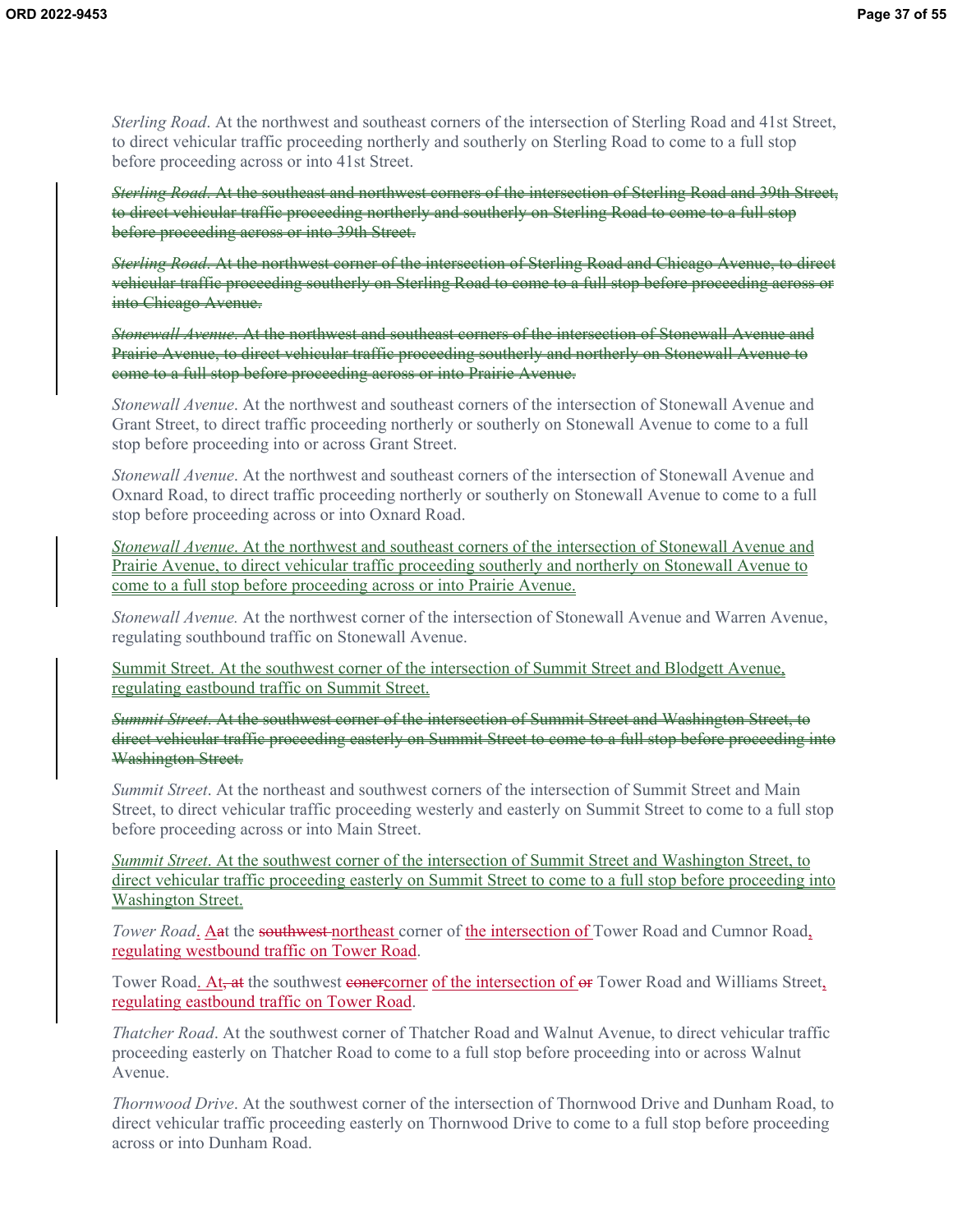*Sterling Road*. At the northwest and southeast corners of the intersection of Sterling Road and 41st Street, to direct vehicular traffic proceeding northerly and southerly on Sterling Road to come to a full stop before proceeding across or into 41st Street.

~~*Sterling Road*. At the southeast and northwest corners of the intersection of Sterling Road and 39th Street, to direct vehicular traffic proceeding northerly and southerly on Sterling Road to come to a full stop before proceeding across or into 39th Street.~~

~~*Sterling Road*. At the northwest corner of the intersection of Sterling Road and Chicago Avenue, to direct vehicular traffic proceeding southerly on Sterling Road to come to a full stop before proceeding across or into Chicago Avenue.~~

~~*Stonewall Avenue*. At the northwest and southeast corners of the intersection of Stonewall Avenue and Prairie Avenue, to direct vehicular traffic proceeding southerly and northerly on Stonewall Avenue to come to a full stop before proceeding across or into Prairie Avenue.~~

*Stonewall Avenue*. At the northwest and southeast corners of the intersection of Stonewall Avenue and Grant Street, to direct traffic proceeding northerly or southerly on Stonewall Avenue to come to a full stop before proceeding into or across Grant Street.

*Stonewall Avenue*. At the northwest and southeast corners of the intersection of Stonewall Avenue and Oxnard Road, to direct traffic proceeding northerly or southerly on Stonewall Avenue to come to a full stop before proceeding across or into Oxnard Road.

<u>*Stonewall Avenue*. At the northwest and southeast corners of the intersection of Stonewall Avenue and Prairie Avenue, to direct vehicular traffic proceeding southerly and northerly on Stonewall Avenue to come to a full stop before proceeding across or into Prairie Avenue.</u>

*Stonewall Avenue.* At the northwest corner of the intersection of Stonewall Avenue and Warren Avenue, regulating southbound traffic on Stonewall Avenue.

<u>Summit Street. At the southwest corner of the intersection of Summit Street and Blodgett Avenue, regulating eastbound traffic on Summit Street.</u>

~~*Summit Street*. At the southwest corner of the intersection of Summit Street and Washington Street, to direct vehicular traffic proceeding easterly on Summit Street to come to a full stop before proceeding into Washington Street.~~

*Summit Street*. At the northeast and southwest corners of the intersection of Summit Street and Main Street, to direct vehicular traffic proceeding westerly and easterly on Summit Street to come to a full stop before proceeding across or into Main Street.

<u>*Summit Street*. At the southwest corner of the intersection of Summit Street and Washington Street, to direct vehicular traffic proceeding easterly on Summit Street to come to a full stop before proceeding into Washington Street.</u>

*Tower Road*<u>.</u> <u>A</u>~~a~~t the ~~southwest~~ <u>northeast</u> corner of <u>the intersection of</u> Tower Road and Cumnor Road<u>, regulating westbound traffic on Tower Road</u>.

Tower Road<u>. At</u>~~, at~~ the southwest ~~coner~~<u>corner</u> <u>of the intersection of</u> ~~or~~ Tower Road and Williams Street<u>, regulating eastbound traffic on Tower Road</u>.

*Thatcher Road*. At the southwest corner of Thatcher Road and Walnut Avenue, to direct vehicular traffic proceeding easterly on Thatcher Road to come to a full stop before proceeding into or across Walnut Avenue.

*Thornwood Drive*. At the southwest corner of the intersection of Thornwood Drive and Dunham Road, to direct vehicular traffic proceeding easterly on Thornwood Drive to come to a full stop before proceeding across or into Dunham Road.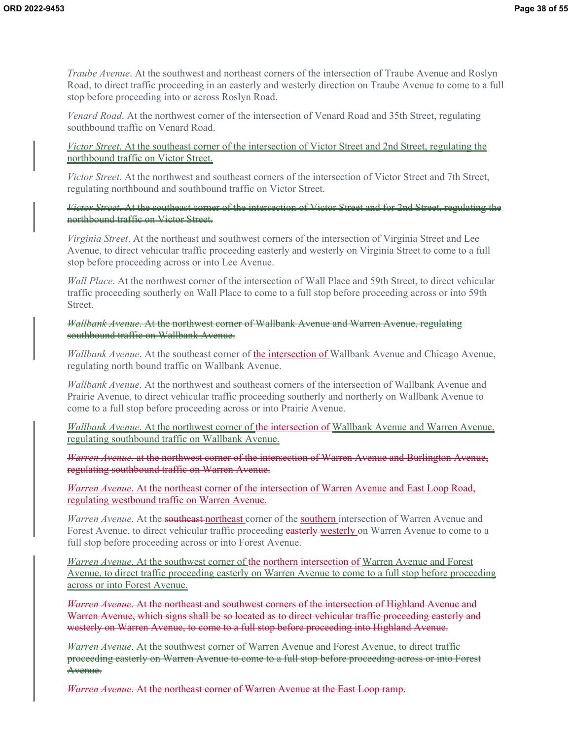*Traube Avenue*. At the southwest and northeast corners of the intersection of Traube Avenue and Roslyn Road, to direct traffic proceeding in an easterly and westerly direction on Traube Avenue to come to a full stop before proceeding into or across Roslyn Road.

*Venard Road*. At the northwest corner of the intersection of Venard Road and 35th Street, regulating southbound traffic on Venard Road.

<u>*Victor Street*. At the southeast corner of the intersection of Victor Street and 2nd Street, regulating the northbound traffic on Victor Street.</u>

*Victor Street*. At the northwest and southeast corners of the intersection of Victor Street and 7th Street, regulating northbound and southbound traffic on Victor Street.

~~*Victor Street*. At the southeast corner of the intersection of Victor Street and for 2nd Street, regulating the northbound traffic on Victor Street.~~

*Virginia Street*. At the northeast and southwest corners of the intersection of Virginia Street and Lee Avenue, to direct vehicular traffic proceeding easterly and westerly on Virginia Street to come to a full stop before proceeding across or into Lee Avenue.

*Wall Place*. At the northwest corner of the intersection of Wall Place and 59th Street, to direct vehicular traffic proceeding southerly on Wall Place to come to a full stop before proceeding across or into 59th Street.

~~*Wallbank Avenue*. At the northwest corner of Wallbank Avenue and Warren Avenue, regulating southbound traffic on Wallbank Avenue.~~

*Wallbank Avenue*. At the southeast corner of <u>the intersection of</u> Wallbank Avenue and Chicago Avenue, regulating north bound traffic on Wallbank Avenue.

*Wallbank Avenue*. At the northwest and southeast corners of the intersection of Wallbank Avenue and Prairie Avenue, to direct vehicular traffic proceeding southerly and northerly on Wallbank Avenue to come to a full stop before proceeding across or into Prairie Avenue.

<u>*Wallbank Avenue*. At the northwest corner of the intersection of Wallbank Avenue and Warren Avenue, regulating southbound traffic on Wallbank Avenue.</u>

~~*Warren Avenue*. at the northwest corner of the intersection of Warren Avenue and Burlington Avenue, regulating southbound traffic on Warren Avenue.~~

<u>*Warren Avenue*. At the northeast corner of the intersection of Warren Avenue and East Loop Road, regulating westbound traffic on Warren Avenue.</u>

*Warren Avenue*. At the ~~southeast~~ <u>northeast</u> corner of the <u>southern</u> intersection of Warren Avenue and Forest Avenue, to direct vehicular traffic proceeding ~~easterly~~ <u>westerly</u> on Warren Avenue to come to a full stop before proceeding across or into Forest Avenue.

<u>*Warren Avenue*. At the southwest corner of the northern intersection of Warren Avenue and Forest Avenue, to direct traffic proceeding easterly on Warren Avenue to come to a full stop before proceeding across or into Forest Avenue.</u>

~~*Warren Avenue*. At the northeast and southwest corners of the intersection of Highland Avenue and Warren Avenue, which signs shall be so located as to direct vehicular traffic proceeding easterly and westerly on Warren Avenue, to come to a full stop before proceeding into Highland Avenue.~~

~~*Warren Avenue*. At the southwest corner of Warren Avenue and Forest Avenue, to direct traffic proceeding easterly on Warren Avenue to come to a full stop before proceeding across or into Forest Avenue.~~

~~*Warren Avenue*. At the northeast corner of Warren Avenue at the East Loop ramp.~~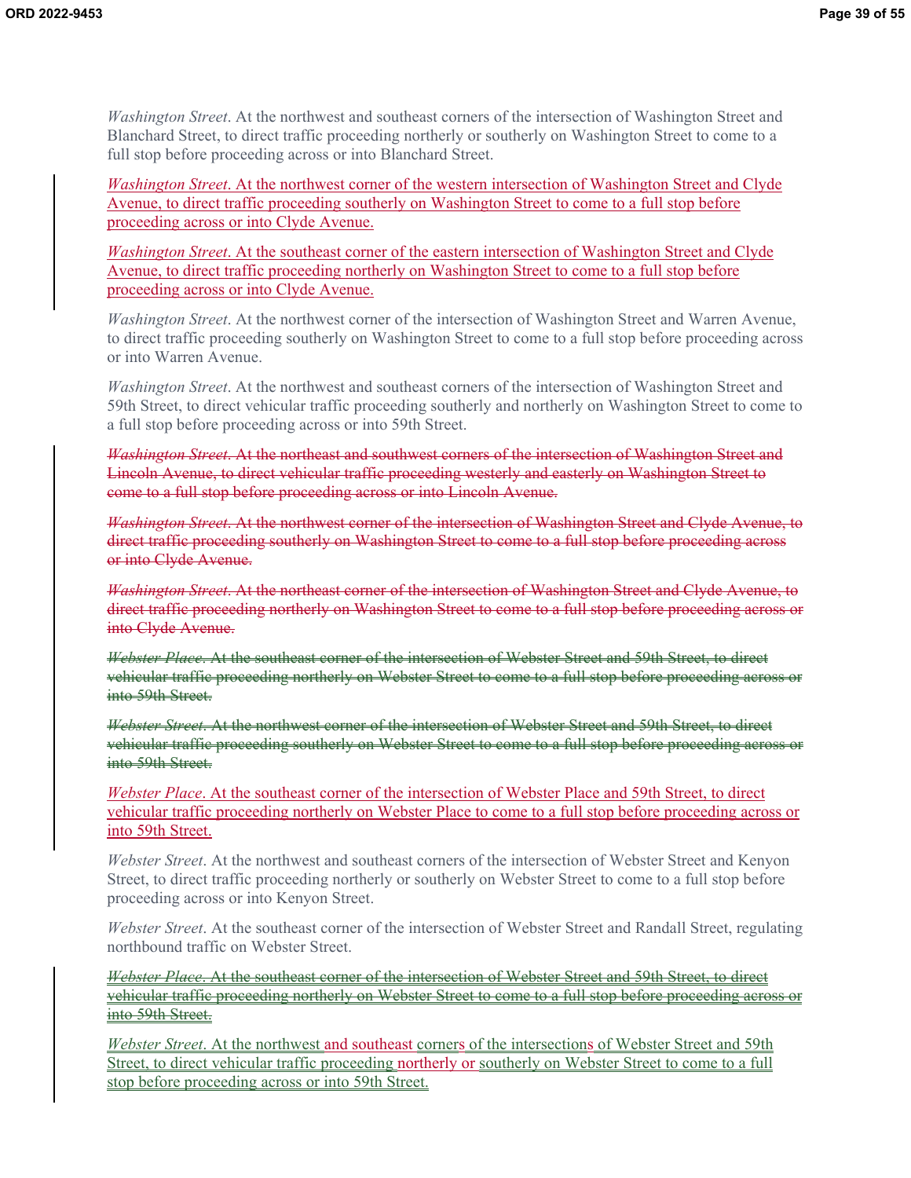*Washington Street*. At the northwest and southeast corners of the intersection of Washington Street and Blanchard Street, to direct traffic proceeding northerly or southerly on Washington Street to come to a full stop before proceeding across or into Blanchard Street.

*Washington Street*. At the northwest corner of the western intersection of Washington Street and Clyde Avenue, to direct traffic proceeding southerly on Washington Street to come to a full stop before proceeding across or into Clyde Avenue.

*Washington Street*. At the southeast corner of the eastern intersection of Washington Street and Clyde Avenue, to direct traffic proceeding northerly on Washington Street to come to a full stop before proceeding across or into Clyde Avenue.

*Washington Street*. At the northwest corner of the intersection of Washington Street and Warren Avenue, to direct traffic proceeding southerly on Washington Street to come to a full stop before proceeding across or into Warren Avenue.

*Washington Street*. At the northwest and southeast corners of the intersection of Washington Street and 59th Street, to direct vehicular traffic proceeding southerly and northerly on Washington Street to come to a full stop before proceeding across or into 59th Street.

~~*Washington Street*. At the northeast and southwest corners of the intersection of Washington Street and Lincoln Avenue, to direct vehicular traffic proceeding westerly and easterly on Washington Street to come to a full stop before proceeding across or into Lincoln Avenue.~~

~~*Washington Street*. At the northwest corner of the intersection of Washington Street and Clyde Avenue, to direct traffic proceeding southerly on Washington Street to come to a full stop before proceeding across or into Clyde Avenue.~~

~~*Washington Street*. At the northeast corner of the intersection of Washington Street and Clyde Avenue, to direct traffic proceeding northerly on Washington Street to come to a full stop before proceeding across or into Clyde Avenue.~~

~~*Webster Place*. At the southeast corner of the intersection of Webster Street and 59th Street, to direct vehicular traffic proceeding northerly on Webster Street to come to a full stop before proceeding across or into 59th Street.~~

~~*Webster Street*. At the northwest corner of the intersection of Webster Street and 59th Street, to direct vehicular traffic proceeding southerly on Webster Street to come to a full stop before proceeding across or into 59th Street.~~

*Webster Place*. At the southeast corner of the intersection of Webster Place and 59th Street, to direct vehicular traffic proceeding northerly on Webster Place to come to a full stop before proceeding across or into 59th Street.

*Webster Street*. At the northwest and southeast corners of the intersection of Webster Street and Kenyon Street, to direct traffic proceeding northerly or southerly on Webster Street to come to a full stop before proceeding across or into Kenyon Street.

*Webster Street*. At the southeast corner of the intersection of Webster Street and Randall Street, regulating northbound traffic on Webster Street.

~~*Webster Place*. At the southeast corner of the intersection of Webster Street and 59th Street, to direct vehicular traffic proceeding northerly on Webster Street to come to a full stop before proceeding across or into 59th Street.~~

*Webster Street*. At the northwest and southeast corners of the intersections of Webster Street and 59th Street, to direct vehicular traffic proceeding northerly or southerly on Webster Street to come to a full stop before proceeding across or into 59th Street.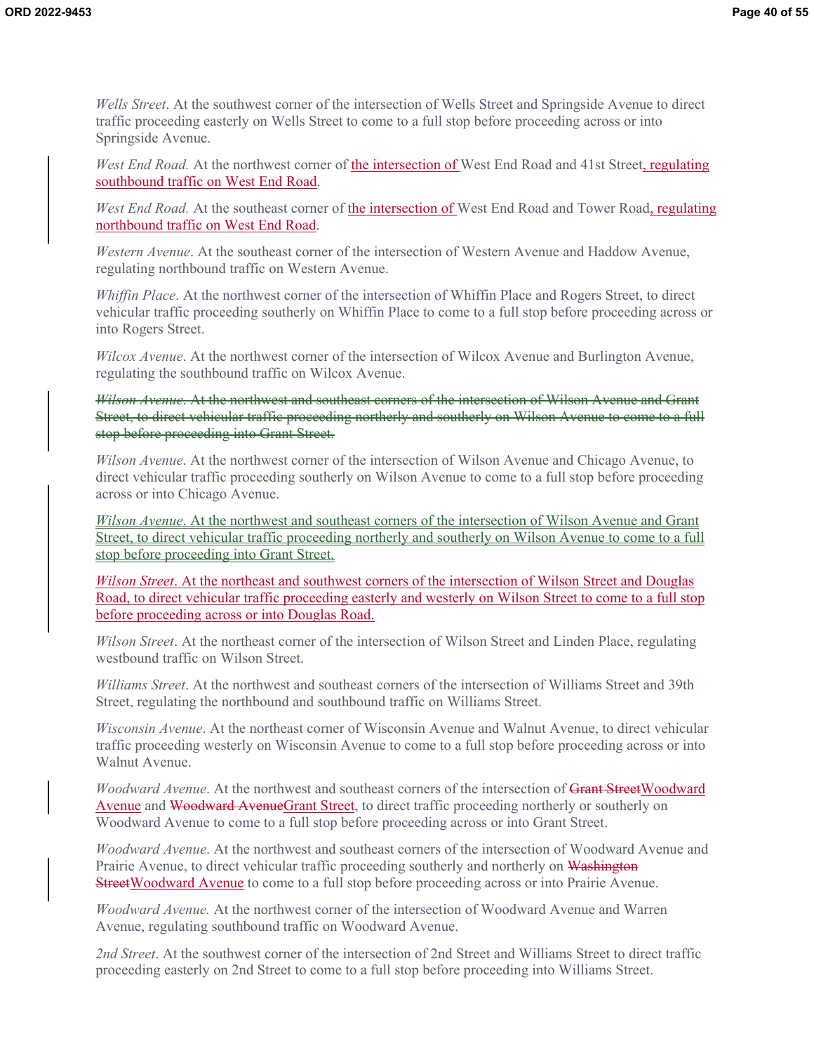*Wells Street*. At the southwest corner of the intersection of Wells Street and Springside Avenue to direct traffic proceeding easterly on Wells Street to come to a full stop before proceeding across or into Springside Avenue.

*West End Road.* At the northwest corner of the intersection of West End Road and 41st Street, regulating southbound traffic on West End Road.

*West End Road.* At the southeast corner of the intersection of West End Road and Tower Road, regulating northbound traffic on West End Road.

*Western Avenue*. At the southeast corner of the intersection of Western Avenue and Haddow Avenue, regulating northbound traffic on Western Avenue.

*Whiffin Place*. At the northwest corner of the intersection of Whiffin Place and Rogers Street, to direct vehicular traffic proceeding southerly on Whiffin Place to come to a full stop before proceeding across or into Rogers Street.

*Wilcox Avenue*. At the northwest corner of the intersection of Wilcox Avenue and Burlington Avenue, regulating the southbound traffic on Wilcox Avenue.

~~*Wilson Avenue*. At the northwest and southeast corners of the intersection of Wilson Avenue and Grant Street, to direct vehicular traffic proceeding northerly and southerly on Wilson Avenue to come to a full stop before proceeding into Grant Street.~~

*Wilson Avenue*. At the northwest corner of the intersection of Wilson Avenue and Chicago Avenue, to direct vehicular traffic proceeding southerly on Wilson Avenue to come to a full stop before proceeding across or into Chicago Avenue.

*Wilson Avenue*. At the northwest and southeast corners of the intersection of Wilson Avenue and Grant Street, to direct vehicular traffic proceeding northerly and southerly on Wilson Avenue to come to a full stop before proceeding into Grant Street.

*Wilson Street*. At the northeast and southwest corners of the intersection of Wilson Street and Douglas Road, to direct vehicular traffic proceeding easterly and westerly on Wilson Street to come to a full stop before proceeding across or into Douglas Road.

*Wilson Street*. At the northeast corner of the intersection of Wilson Street and Linden Place, regulating westbound traffic on Wilson Street.

*Williams Street*. At the northwest and southeast corners of the intersection of Williams Street and 39th Street, regulating the northbound and southbound traffic on Williams Street.

*Wisconsin Avenue*. At the northeast corner of Wisconsin Avenue and Walnut Avenue, to direct vehicular traffic proceeding westerly on Wisconsin Avenue to come to a full stop before proceeding across or into Walnut Avenue.

*Woodward Avenue*. At the northwest and southeast corners of the intersection of ~~Grant Street~~Woodward Avenue and ~~Woodward Avenue~~Grant Street, to direct traffic proceeding northerly or southerly on Woodward Avenue to come to a full stop before proceeding across or into Grant Street.

*Woodward Avenue*. At the northwest and southeast corners of the intersection of Woodward Avenue and Prairie Avenue, to direct vehicular traffic proceeding southerly and northerly on ~~Washington Street~~Woodward Avenue to come to a full stop before proceeding across or into Prairie Avenue.

*Woodward Avenue.* At the northwest corner of the intersection of Woodward Avenue and Warren Avenue, regulating southbound traffic on Woodward Avenue.

*2nd Street*. At the southwest corner of the intersection of 2nd Street and Williams Street to direct traffic proceeding easterly on 2nd Street to come to a full stop before proceeding into Williams Street.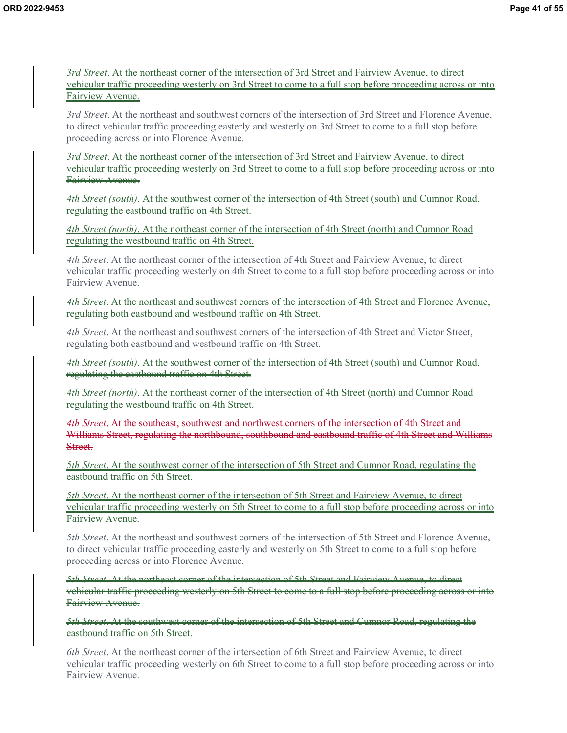<ins>*3rd Street*. At the northeast corner of the intersection of 3rd Street and Fairview Avenue, to direct vehicular traffic proceeding westerly on 3rd Street to come to a full stop before proceeding across or into Fairview Avenue.</ins>

*3rd Street*. At the northeast and southwest corners of the intersection of 3rd Street and Florence Avenue, to direct vehicular traffic proceeding easterly and westerly on 3rd Street to come to a full stop before proceeding across or into Florence Avenue.

~~*3rd Street*. At the northeast corner of the intersection of 3rd Street and Fairview Avenue, to direct vehicular traffic proceeding westerly on 3rd Street to come to a full stop before proceeding across or into Fairview Avenue.~~

<ins>*4th Street (south)*. At the southwest corner of the intersection of 4th Street (south) and Cumnor Road, regulating the eastbound traffic on 4th Street.</ins>

<ins>*4th Street (north)*. At the northeast corner of the intersection of 4th Street (north) and Cumnor Road regulating the westbound traffic on 4th Street.</ins>

*4th Street*. At the northeast corner of the intersection of 4th Street and Fairview Avenue, to direct vehicular traffic proceeding westerly on 4th Street to come to a full stop before proceeding across or into Fairview Avenue.

~~*4th Street*. At the northeast and southwest corners of the intersection of 4th Street and Florence Avenue, regulating both eastbound and westbound traffic on 4th Street.~~

*4th Street*. At the northeast and southwest corners of the intersection of 4th Street and Victor Street, regulating both eastbound and westbound traffic on 4th Street.

~~*4th Street (south)*. At the southwest corner of the intersection of 4th Street (south) and Cumnor Road, regulating the eastbound traffic on 4th Street.~~

~~*4th Street (north)*. At the northeast corner of the intersection of 4th Street (north) and Cumnor Road regulating the westbound traffic on 4th Street.~~

~~*4th Street*. At the southeast, southwest and northwest corners of the intersection of 4th Street and Williams Street, regulating the northbound, southbound and eastbound traffic of 4th Street and Williams Street.~~

<ins>*5th Street*. At the southwest corner of the intersection of 5th Street and Cumnor Road, regulating the eastbound traffic on 5th Street.</ins>

<ins>*5th Street*. At the northeast corner of the intersection of 5th Street and Fairview Avenue, to direct vehicular traffic proceeding westerly on 5th Street to come to a full stop before proceeding across or into Fairview Avenue.</ins>

*5th Street*. At the northeast and southwest corners of the intersection of 5th Street and Florence Avenue, to direct vehicular traffic proceeding easterly and westerly on 5th Street to come to a full stop before proceeding across or into Florence Avenue.

~~*5th Street*. At the northeast corner of the intersection of 5th Street and Fairview Avenue, to direct vehicular traffic proceeding westerly on 5th Street to come to a full stop before proceeding across or into Fairview Avenue.~~

~~*5th Street*. At the southwest corner of the intersection of 5th Street and Cumnor Road, regulating the eastbound traffic on 5th Street.~~

*6th Street*. At the northeast corner of the intersection of 6th Street and Fairview Avenue, to direct vehicular traffic proceeding westerly on 6th Street to come to a full stop before proceeding across or into Fairview Avenue.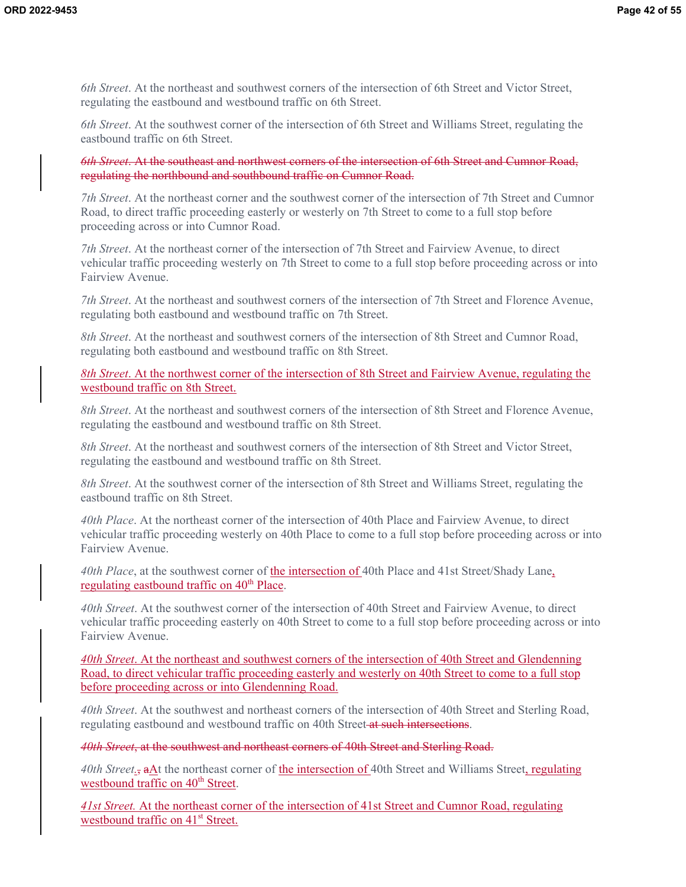*6th Street*. At the northeast and southwest corners of the intersection of 6th Street and Victor Street, regulating the eastbound and westbound traffic on 6th Street.

*6th Street*. At the southwest corner of the intersection of 6th Street and Williams Street, regulating the eastbound traffic on 6th Street.

~~*6th Street*. At the southeast and northwest corners of the intersection of 6th Street and Cumnor Road, regulating the northbound and southbound traffic on Cumnor Road.~~

*7th Street*. At the northeast corner and the southwest corner of the intersection of 7th Street and Cumnor Road, to direct traffic proceeding easterly or westerly on 7th Street to come to a full stop before proceeding across or into Cumnor Road.

*7th Street*. At the northeast corner of the intersection of 7th Street and Fairview Avenue, to direct vehicular traffic proceeding westerly on 7th Street to come to a full stop before proceeding across or into Fairview Avenue.

*7th Street*. At the northeast and southwest corners of the intersection of 7th Street and Florence Avenue, regulating both eastbound and westbound traffic on 7th Street.

*8th Street*. At the northeast and southwest corners of the intersection of 8th Street and Cumnor Road, regulating both eastbound and westbound traffic on 8th Street.

*8th Street*. At the northwest corner of the intersection of 8th Street and Fairview Avenue, regulating the westbound traffic on 8th Street.

*8th Street*. At the northeast and southwest corners of the intersection of 8th Street and Florence Avenue, regulating the eastbound and westbound traffic on 8th Street.

*8th Street*. At the northeast and southwest corners of the intersection of 8th Street and Victor Street, regulating the eastbound and westbound traffic on 8th Street.

*8th Street*. At the southwest corner of the intersection of 8th Street and Williams Street, regulating the eastbound traffic on 8th Street.

*40th Place*. At the northeast corner of the intersection of 40th Place and Fairview Avenue, to direct vehicular traffic proceeding westerly on 40th Place to come to a full stop before proceeding across or into Fairview Avenue.

*40th Place*, at the southwest corner of the intersection of 40th Place and 41st Street/Shady Lane, regulating eastbound traffic on 40th Place.

*40th Street*. At the southwest corner of the intersection of 40th Street and Fairview Avenue, to direct vehicular traffic proceeding easterly on 40th Street to come to a full stop before proceeding across or into Fairview Avenue.

*40th Street*. At the northeast and southwest corners of the intersection of 40th Street and Glendenning Road, to direct vehicular traffic proceeding easterly and westerly on 40th Street to come to a full stop before proceeding across or into Glendenning Road.

*40th Street*. At the southwest and northeast corners of the intersection of 40th Street and Sterling Road, regulating eastbound and westbound traffic on 40th Street ~~at such intersections~~.

~~*40th Street*, at the southwest and northeast corners of 40th Street and Sterling Road.~~

*40th Street*.~~,~~ ~~a~~At the northeast corner of the intersection of 40th Street and Williams Street, regulating westbound traffic on 40th Street.

*41st Street*. At the northeast corner of the intersection of 41st Street and Cumnor Road, regulating westbound traffic on 41st Street.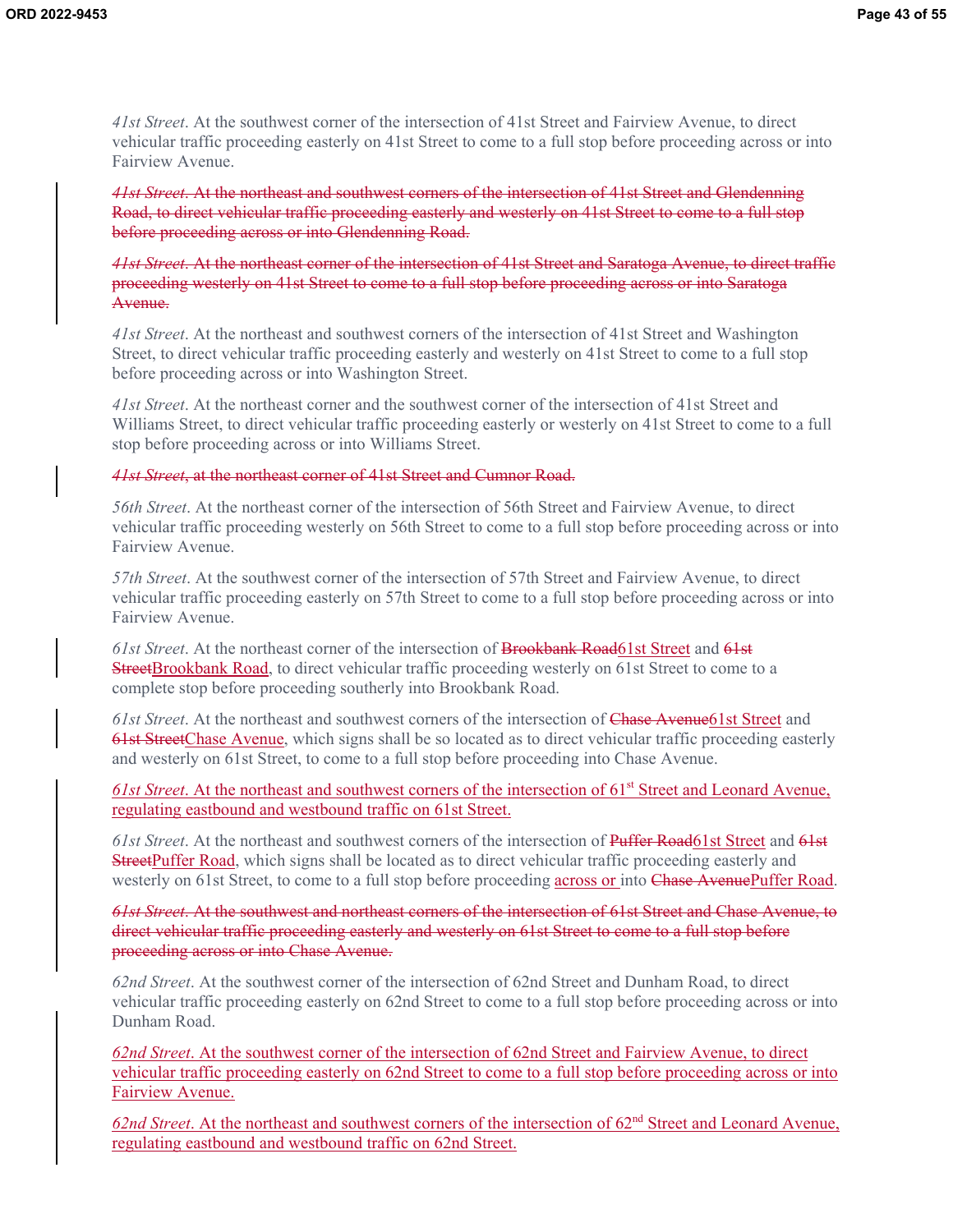*41st Street*. At the southwest corner of the intersection of 41st Street and Fairview Avenue, to direct vehicular traffic proceeding easterly on 41st Street to come to a full stop before proceeding across or into Fairview Avenue.

~~*41st Street*. At the northeast and southwest corners of the intersection of 41st Street and Glendenning Road, to direct vehicular traffic proceeding easterly and westerly on 41st Street to come to a full stop before proceeding across or into Glendenning Road.~~

~~*41st Street*. At the northeast corner of the intersection of 41st Street and Saratoga Avenue, to direct traffic proceeding westerly on 41st Street to come to a full stop before proceeding across or into Saratoga Avenue.~~

*41st Street*. At the northeast and southwest corners of the intersection of 41st Street and Washington Street, to direct vehicular traffic proceeding easterly and westerly on 41st Street to come to a full stop before proceeding across or into Washington Street.

*41st Street*. At the northeast corner and the southwest corner of the intersection of 41st Street and Williams Street, to direct vehicular traffic proceeding easterly or westerly on 41st Street to come to a full stop before proceeding across or into Williams Street.

~~*41st Street*, at the northeast corner of 41st Street and Cumnor Road.~~

*56th Street*. At the northeast corner of the intersection of 56th Street and Fairview Avenue, to direct vehicular traffic proceeding westerly on 56th Street to come to a full stop before proceeding across or into Fairview Avenue.

*57th Street*. At the southwest corner of the intersection of 57th Street and Fairview Avenue, to direct vehicular traffic proceeding easterly on 57th Street to come to a full stop before proceeding across or into Fairview Avenue.

*61st Street*. At the northeast corner of the intersection of ~~Brookbank Road~~61st Street and ~~61st Street~~Brookbank Road, to direct vehicular traffic proceeding westerly on 61st Street to come to a complete stop before proceeding southerly into Brookbank Road.

*61st Street*. At the northeast and southwest corners of the intersection of ~~Chase Avenue~~61st Street and ~~61st Street~~Chase Avenue, which signs shall be so located as to direct vehicular traffic proceeding easterly and westerly on 61st Street, to come to a full stop before proceeding into Chase Avenue.

*61st Street*. At the northeast and southwest corners of the intersection of 61st Street and Leonard Avenue, regulating eastbound and westbound traffic on 61st Street.

*61st Street*. At the northeast and southwest corners of the intersection of ~~Puffer Road~~61st Street and ~~61st Street~~Puffer Road, which signs shall be located as to direct vehicular traffic proceeding easterly and westerly on 61st Street, to come to a full stop before proceeding across or into ~~Chase Avenue~~Puffer Road.

~~*61st Street*. At the southwest and northeast corners of the intersection of 61st Street and Chase Avenue, to direct vehicular traffic proceeding easterly and westerly on 61st Street to come to a full stop before proceeding across or into Chase Avenue.~~

*62nd Street*. At the southwest corner of the intersection of 62nd Street and Dunham Road, to direct vehicular traffic proceeding easterly on 62nd Street to come to a full stop before proceeding across or into Dunham Road.

*62nd Street*. At the southwest corner of the intersection of 62nd Street and Fairview Avenue, to direct vehicular traffic proceeding easterly on 62nd Street to come to a full stop before proceeding across or into Fairview Avenue.

*62nd Street*. At the northeast and southwest corners of the intersection of 62nd Street and Leonard Avenue, regulating eastbound and westbound traffic on 62nd Street.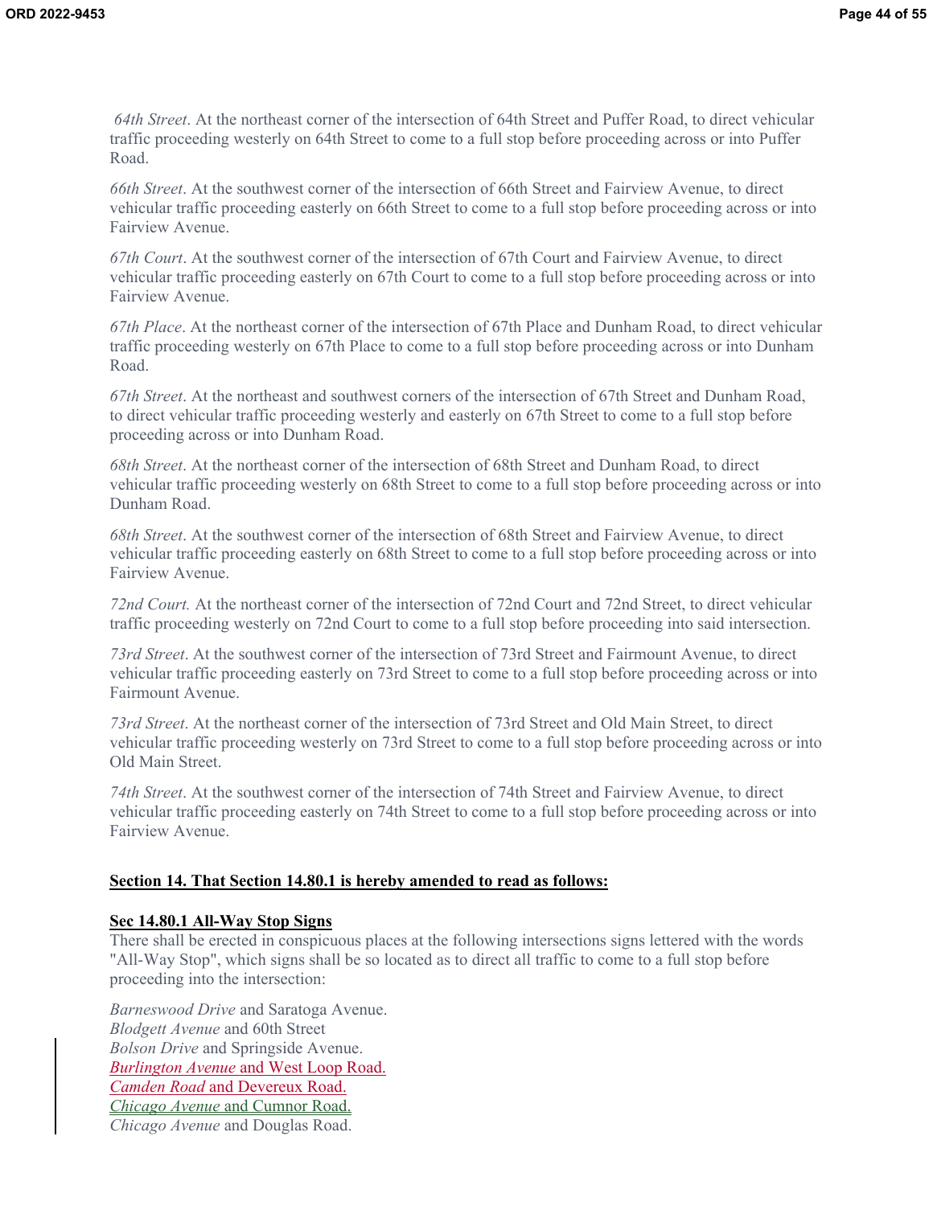*64th Street*. At the northeast corner of the intersection of 64th Street and Puffer Road, to direct vehicular traffic proceeding westerly on 64th Street to come to a full stop before proceeding across or into Puffer Road.

*66th Street*. At the southwest corner of the intersection of 66th Street and Fairview Avenue, to direct vehicular traffic proceeding easterly on 66th Street to come to a full stop before proceeding across or into Fairview Avenue.

*67th Court*. At the southwest corner of the intersection of 67th Court and Fairview Avenue, to direct vehicular traffic proceeding easterly on 67th Court to come to a full stop before proceeding across or into Fairview Avenue.

*67th Place*. At the northeast corner of the intersection of 67th Place and Dunham Road, to direct vehicular traffic proceeding westerly on 67th Place to come to a full stop before proceeding across or into Dunham Road.

*67th Street*. At the northeast and southwest corners of the intersection of 67th Street and Dunham Road, to direct vehicular traffic proceeding westerly and easterly on 67th Street to come to a full stop before proceeding across or into Dunham Road.

*68th Street*. At the northeast corner of the intersection of 68th Street and Dunham Road, to direct vehicular traffic proceeding westerly on 68th Street to come to a full stop before proceeding across or into Dunham Road.

*68th Street*. At the southwest corner of the intersection of 68th Street and Fairview Avenue, to direct vehicular traffic proceeding easterly on 68th Street to come to a full stop before proceeding across or into Fairview Avenue.

*72nd Court.* At the northeast corner of the intersection of 72nd Court and 72nd Street, to direct vehicular traffic proceeding westerly on 72nd Court to come to a full stop before proceeding into said intersection.

*73rd Street*. At the southwest corner of the intersection of 73rd Street and Fairmount Avenue, to direct vehicular traffic proceeding easterly on 73rd Street to come to a full stop before proceeding across or into Fairmount Avenue.

*73rd Street*. At the northeast corner of the intersection of 73rd Street and Old Main Street, to direct vehicular traffic proceeding westerly on 73rd Street to come to a full stop before proceeding across or into Old Main Street.

*74th Street*. At the southwest corner of the intersection of 74th Street and Fairview Avenue, to direct vehicular traffic proceeding easterly on 74th Street to come to a full stop before proceeding across or into Fairview Avenue.

**Section 14. That Section 14.80.1 is hereby amended to read as follows:**

**Sec 14.80.1 All-Way Stop Signs**

There shall be erected in conspicuous places at the following intersections signs lettered with the words "All-Way Stop", which signs shall be so located as to direct all traffic to come to a full stop before proceeding into the intersection:

*Barneswood Drive* and Saratoga Avenue.
*Blodgett Avenue* and 60th Street
*Bolson Drive* and Springside Avenue.
*Burlington Avenue* and West Loop Road.
*Camden Road* and Devereux Road.
*Chicago Avenue* and Cumnor Road.
*Chicago Avenue* and Douglas Road.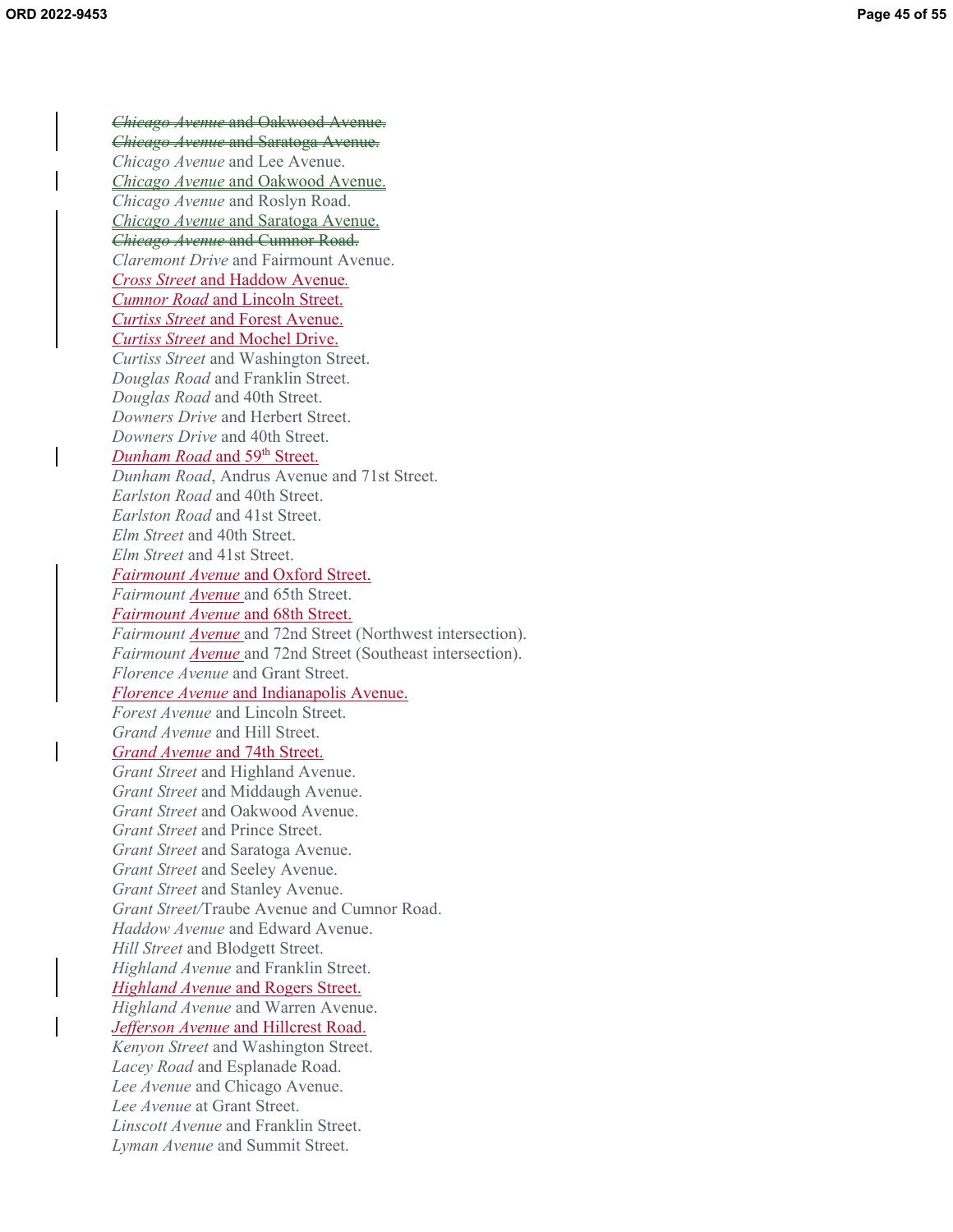~~*Chicago Avenue* and Oakwood Avenue.~~
~~*Chicago Avenue* and Saratoga Avenue.~~
*Chicago Avenue* and Lee Avenue.
*Chicago Avenue* and Oakwood Avenue.
*Chicago Avenue* and Roslyn Road.
*Chicago Avenue* and Saratoga Avenue.
~~*Chicago Avenue* and Cumnor Road.~~
*Claremont Drive* and Fairmount Avenue.
*Cross Street* and Haddow Avenue.
*Cumnor Road* and Lincoln Street.
*Curtiss Street* and Forest Avenue.
*Curtiss Street* and Mochel Drive.
*Curtiss Street* and Washington Street.
*Douglas Road* and Franklin Street.
*Douglas Road* and 40th Street.
*Downers Drive* and Herbert Street.
*Downers Drive* and 40th Street.
*Dunham Road* and 59th Street.
*Dunham Road*, Andrus Avenue and 71st Street.
*Earlston Road* and 40th Street.
*Earlston Road* and 41st Street.
*Elm Street* and 40th Street.
*Elm Street* and 41st Street.
*Fairmount Avenue* and Oxford Street.
*Fairmount Avenue* and 65th Street.
*Fairmount Avenue* and 68th Street.
*Fairmount Avenue* and 72nd Street (Northwest intersection).
*Fairmount Avenue* and 72nd Street (Southeast intersection).
*Florence Avenue* and Grant Street.
*Florence Avenue* and Indianapolis Avenue.
*Forest Avenue* and Lincoln Street.
*Grand Avenue* and Hill Street.
*Grand Avenue* and 74th Street.
*Grant Street* and Highland Avenue.
*Grant Street* and Middaugh Avenue.
*Grant Street* and Oakwood Avenue.
*Grant Street* and Prince Street.
*Grant Street* and Saratoga Avenue.
*Grant Street* and Seeley Avenue.
*Grant Street* and Stanley Avenue.
*Grant Street/*Traube Avenue and Cumnor Road.
*Haddow Avenue* and Edward Avenue.
*Hill Street* and Blodgett Street.
*Highland Avenue* and Franklin Street.
*Highland Avenue* and Rogers Street.
*Highland Avenue* and Warren Avenue.
*Jefferson Avenue* and Hillcrest Road.
*Kenyon Street* and Washington Street.
*Lacey Road* and Esplanade Road.
*Lee Avenue* and Chicago Avenue.
*Lee Avenue* at Grant Street.
*Linscott Avenue* and Franklin Street.
*Lyman Avenue* and Summit Street.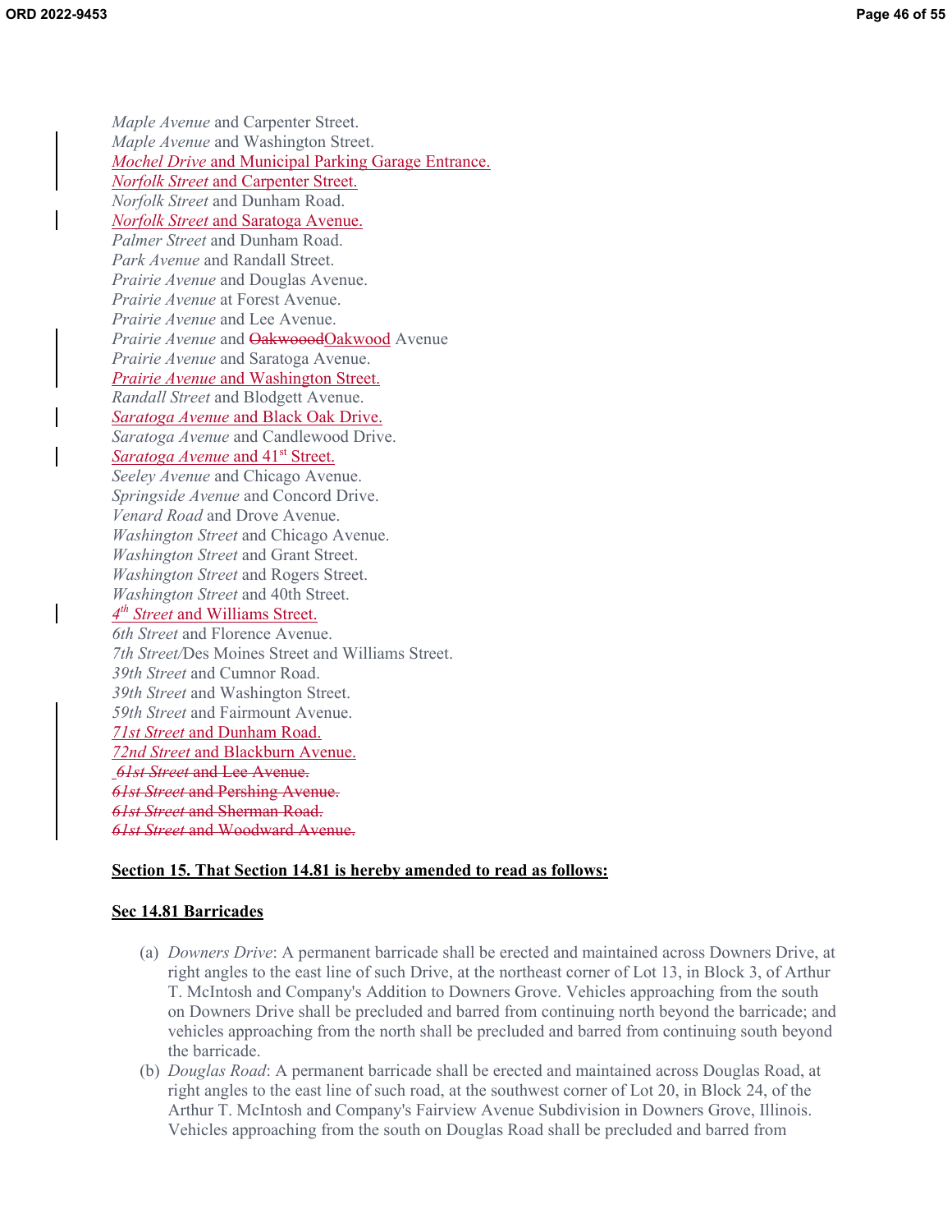*Maple Avenue* and Carpenter Street.
*Maple Avenue* and Washington Street.
*Mochel Drive* and Municipal Parking Garage Entrance.
*Norfolk Street* and Carpenter Street.
*Norfolk Street* and Dunham Road.
*Norfolk Street* and Saratoga Avenue.
*Palmer Street* and Dunham Road.
*Park Avenue* and Randall Street.
*Prairie Avenue* and Douglas Avenue.
*Prairie Avenue* at Forest Avenue.
*Prairie Avenue* and Lee Avenue.
*Prairie Avenue* and ~~Oakwoood~~Oakwood Avenue
*Prairie Avenue* and Saratoga Avenue.
*Prairie Avenue* and Washington Street.
*Randall Street* and Blodgett Avenue.
*Saratoga Avenue* and Black Oak Drive.
*Saratoga Avenue* and Candlewood Drive.
*Saratoga Avenue* and 41st Street.
*Seeley Avenue* and Chicago Avenue.
*Springside Avenue* and Concord Drive.
*Venard Road* and Drove Avenue.
*Washington Street* and Chicago Avenue.
*Washington Street* and Grant Street.
*Washington Street* and Rogers Street.
*Washington Street* and 40th Street.
*4th Street* and Williams Street.
*6th Street* and Florence Avenue.
*7th Street*/Des Moines Street and Williams Street.
*39th Street* and Cumnor Road.
*39th Street* and Washington Street.
*59th Street* and Fairmount Avenue.
*71st Street* and Dunham Road.
*72nd Street* and Blackburn Avenue.
~~*61st Street* and Lee Avenue.~~
~~*61st Street* and Pershing Avenue.~~
~~*61st Street* and Sherman Road.~~
~~*61st Street* and Woodward Avenue.~~

**Section 15. That Section 14.81 is hereby amended to read as follows:**

**Sec 14.81 Barricades**

(a) *Downers Drive*: A permanent barricade shall be erected and maintained across Downers Drive, at right angles to the east line of such Drive, at the northeast corner of Lot 13, in Block 3, of Arthur T. McIntosh and Company's Addition to Downers Grove. Vehicles approaching from the south on Downers Drive shall be precluded and barred from continuing north beyond the barricade; and vehicles approaching from the north shall be precluded and barred from continuing south beyond the barricade.

(b) *Douglas Road*: A permanent barricade shall be erected and maintained across Douglas Road, at right angles to the east line of such road, at the southwest corner of Lot 20, in Block 24, of the Arthur T. McIntosh and Company's Fairview Avenue Subdivision in Downers Grove, Illinois. Vehicles approaching from the south on Douglas Road shall be precluded and barred from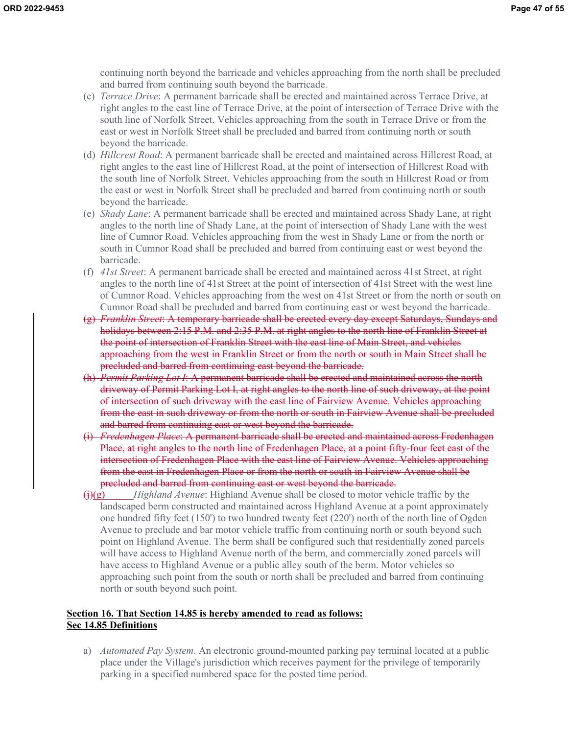continuing north beyond the barricade and vehicles approaching from the north shall be precluded and barred from continuing south beyond the barricade.

(c) *Terrace Drive*: A permanent barricade shall be erected and maintained across Terrace Drive, at right angles to the east line of Terrace Drive, at the point of intersection of Terrace Drive with the south line of Norfolk Street. Vehicles approaching from the south in Terrace Drive or from the east or west in Norfolk Street shall be precluded and barred from continuing north or south beyond the barricade.

(d) *Hillcrest Road*: A permanent barricade shall be erected and maintained across Hillcrest Road, at right angles to the east line of Hillcrest Road, at the point of intersection of Hillcrest Road with the south line of Norfolk Street. Vehicles approaching from the south in Hillcrest Road or from the east or west in Norfolk Street shall be precluded and barred from continuing north or south beyond the barricade.

(e) *Shady Lane*: A permanent barricade shall be erected and maintained across Shady Lane, at right angles to the north line of Shady Lane, at the point of intersection of Shady Lane with the west line of Cumnor Road. Vehicles approaching from the west in Shady Lane or from the north or south in Cumnor Road shall be precluded and barred from continuing east or west beyond the barricade.

(f) *41st Street*: A permanent barricade shall be erected and maintained across 41st Street, at right angles to the north line of 41st Street at the point of intersection of 41st Street with the west line of Cumnor Road. Vehicles approaching from the west on 41st Street or from the north or south on Cumnor Road shall be precluded and barred from continuing east or west beyond the barricade.

~~(g) *Franklin Street*: A temporary barricade shall be erected every day except Saturdays, Sundays and holidays between 2:15 P.M. and 2:35 P.M. at right angles to the north line of Franklin Street at the point of intersection of Franklin Street with the east line of Main Street, and vehicles approaching from the west in Franklin Street or from the north or south in Main Street shall be precluded and barred from continuing east beyond the barricade.~~

~~(h) *Permit Parking Lot I*: A permanent barricade shall be erected and maintained across the north driveway of Permit Parking Lot I, at right angles to the north line of such driveway, at the point of intersection of such driveway with the east line of Fairview Avenue. Vehicles approaching from the east in such driveway or from the north or south in Fairview Avenue shall be precluded and barred from continuing east or west beyond the barricade.~~

~~(i) *Fredenhagen Place*: A permanent barricade shall be erected and maintained across Fredenhagen Place, at right angles to the north line of Fredenhagen Place, at a point fifty-four feet east of the intersection of Fredenhagen Place with the east line of Fairview Avenue. Vehicles approaching from the east in Fredenhagen Place or from the north or south in Fairview Avenue shall be precluded and barred from continuing east or west beyond the barricade.~~

~~(j)~~(g) *Highland Avenue*: Highland Avenue shall be closed to motor vehicle traffic by the landscaped berm constructed and maintained across Highland Avenue at a point approximately one hundred fifty feet (150') to two hundred twenty feet (220') north of the north line of Ogden Avenue to preclude and bar motor vehicle traffic from continuing north or south beyond such point on Highland Avenue. The berm shall be configured such that residentially zoned parcels will have access to Highland Avenue north of the berm, and commercially zoned parcels will have access to Highland Avenue or a public alley south of the berm. Motor vehicles so approaching such point from the south or north shall be precluded and barred from continuing north or south beyond such point.

**Section 16. That Section 14.85 is hereby amended to read as follows:**
**Sec 14.85 Definitions**

a) *Automated Pay System*. An electronic ground-mounted parking pay terminal located at a public place under the Village's jurisdiction which receives payment for the privilege of temporarily parking in a specified numbered space for the posted time period.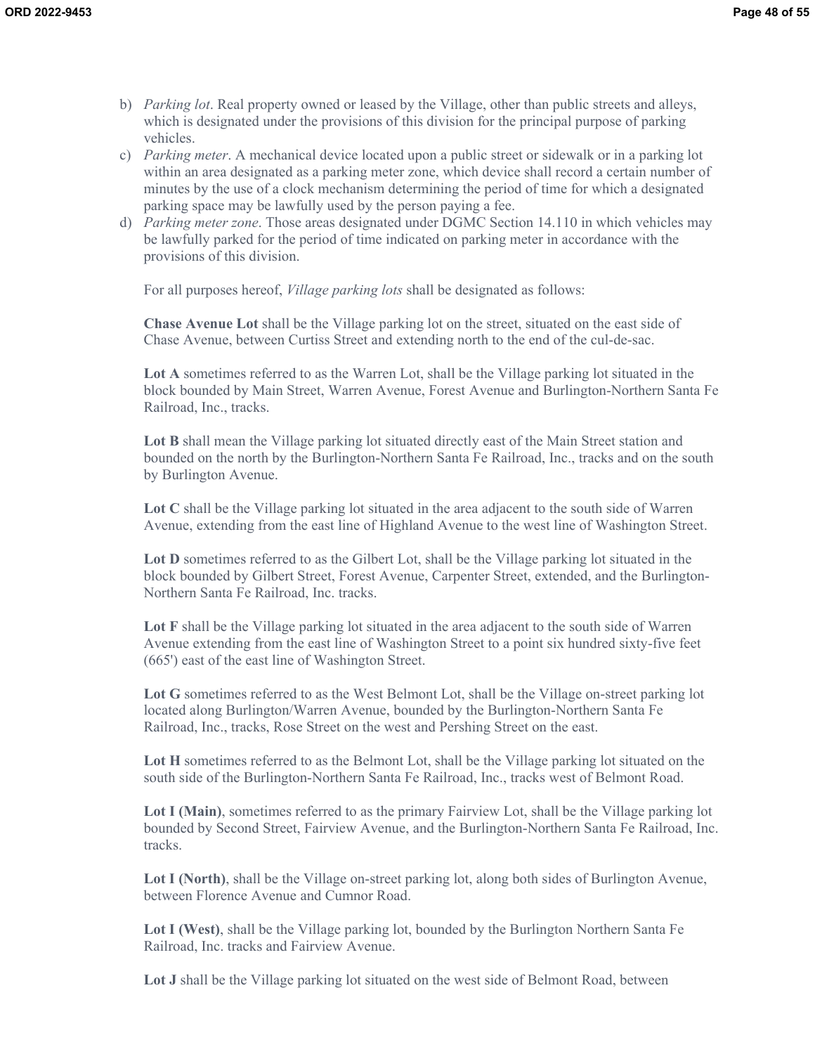b) *Parking lot*. Real property owned or leased by the Village, other than public streets and alleys, which is designated under the provisions of this division for the principal purpose of parking vehicles.
c) *Parking meter*. A mechanical device located upon a public street or sidewalk or in a parking lot within an area designated as a parking meter zone, which device shall record a certain number of minutes by the use of a clock mechanism determining the period of time for which a designated parking space may be lawfully used by the person paying a fee.
d) *Parking meter zone*. Those areas designated under DGMC Section 14.110 in which vehicles may be lawfully parked for the period of time indicated on parking meter in accordance with the provisions of this division.

 For all purposes hereof, *Village parking lots* shall be designated as follows:

 **Chase Avenue Lot** shall be the Village parking lot on the street, situated on the east side of Chase Avenue, between Curtiss Street and extending north to the end of the cul-de-sac.

 **Lot A** sometimes referred to as the Warren Lot, shall be the Village parking lot situated in the block bounded by Main Street, Warren Avenue, Forest Avenue and Burlington-Northern Santa Fe Railroad, Inc., tracks.

 **Lot B** shall mean the Village parking lot situated directly east of the Main Street station and bounded on the north by the Burlington-Northern Santa Fe Railroad, Inc., tracks and on the south by Burlington Avenue.

 **Lot C** shall be the Village parking lot situated in the area adjacent to the south side of Warren Avenue, extending from the east line of Highland Avenue to the west line of Washington Street.

 **Lot D** sometimes referred to as the Gilbert Lot, shall be the Village parking lot situated in the block bounded by Gilbert Street, Forest Avenue, Carpenter Street, extended, and the Burlington-Northern Santa Fe Railroad, Inc. tracks.

 **Lot F** shall be the Village parking lot situated in the area adjacent to the south side of Warren Avenue extending from the east line of Washington Street to a point six hundred sixty-five feet (665') east of the east line of Washington Street.

 **Lot G** sometimes referred to as the West Belmont Lot, shall be the Village on-street parking lot located along Burlington/Warren Avenue, bounded by the Burlington-Northern Santa Fe Railroad, Inc., tracks, Rose Street on the west and Pershing Street on the east.

 **Lot H** sometimes referred to as the Belmont Lot, shall be the Village parking lot situated on the south side of the Burlington-Northern Santa Fe Railroad, Inc., tracks west of Belmont Road.

 **Lot I (Main)**, sometimes referred to as the primary Fairview Lot, shall be the Village parking lot bounded by Second Street, Fairview Avenue, and the Burlington-Northern Santa Fe Railroad, Inc. tracks.

 **Lot I (North)**, shall be the Village on-street parking lot, along both sides of Burlington Avenue, between Florence Avenue and Cumnor Road.

 **Lot I (West)**, shall be the Village parking lot, bounded by the Burlington Northern Santa Fe Railroad, Inc. tracks and Fairview Avenue.

 **Lot J** shall be the Village parking lot situated on the west side of Belmont Road, between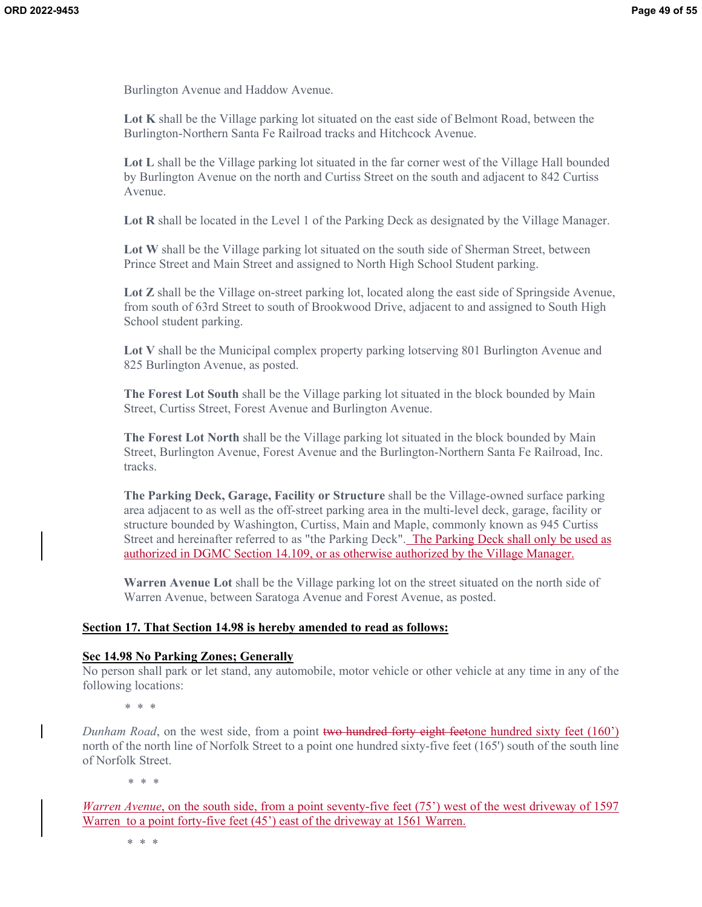Burlington Avenue and Haddow Avenue.

**Lot K** shall be the Village parking lot situated on the east side of Belmont Road, between the Burlington-Northern Santa Fe Railroad tracks and Hitchcock Avenue.

**Lot L** shall be the Village parking lot situated in the far corner west of the Village Hall bounded by Burlington Avenue on the north and Curtiss Street on the south and adjacent to 842 Curtiss Avenue.

**Lot R** shall be located in the Level 1 of the Parking Deck as designated by the Village Manager.

**Lot W** shall be the Village parking lot situated on the south side of Sherman Street, between Prince Street and Main Street and assigned to North High School Student parking.

**Lot Z** shall be the Village on-street parking lot, located along the east side of Springside Avenue, from south of 63rd Street to south of Brookwood Drive, adjacent to and assigned to South High School student parking.

**Lot V** shall be the Municipal complex property parking lotserving 801 Burlington Avenue and 825 Burlington Avenue, as posted.

**The Forest Lot South** shall be the Village parking lot situated in the block bounded by Main Street, Curtiss Street, Forest Avenue and Burlington Avenue.

**The Forest Lot North** shall be the Village parking lot situated in the block bounded by Main Street, Burlington Avenue, Forest Avenue and the Burlington-Northern Santa Fe Railroad, Inc. tracks.

**The Parking Deck, Garage, Facility or Structure** shall be the Village-owned surface parking area adjacent to as well as the off-street parking area in the multi-level deck, garage, facility or structure bounded by Washington, Curtiss, Main and Maple, commonly known as 945 Curtiss Street and hereinafter referred to as "the Parking Deck". The Parking Deck shall only be used as authorized in DGMC Section 14.109, or as otherwise authorized by the Village Manager.

**Warren Avenue Lot** shall be the Village parking lot on the street situated on the north side of Warren Avenue, between Saratoga Avenue and Forest Avenue, as posted.

**Section 17. That Section 14.98 is hereby amended to read as follows:**

**Sec 14.98 No Parking Zones; Generally**

No person shall park or let stand, any automobile, motor vehicle or other vehicle at any time in any of the following locations:

\* \* \*

*Dunham Road*, on the west side, from a point ~~two hundred forty eight feet~~one hundred sixty feet (160') north of the north line of Norfolk Street to a point one hundred sixty-five feet (165') south of the south line of Norfolk Street.

\* \* \*

*Warren Avenue*, on the south side, from a point seventy-five feet (75') west of the west driveway of 1597 Warren to a point forty-five feet (45') east of the driveway at 1561 Warren.

\* \* \*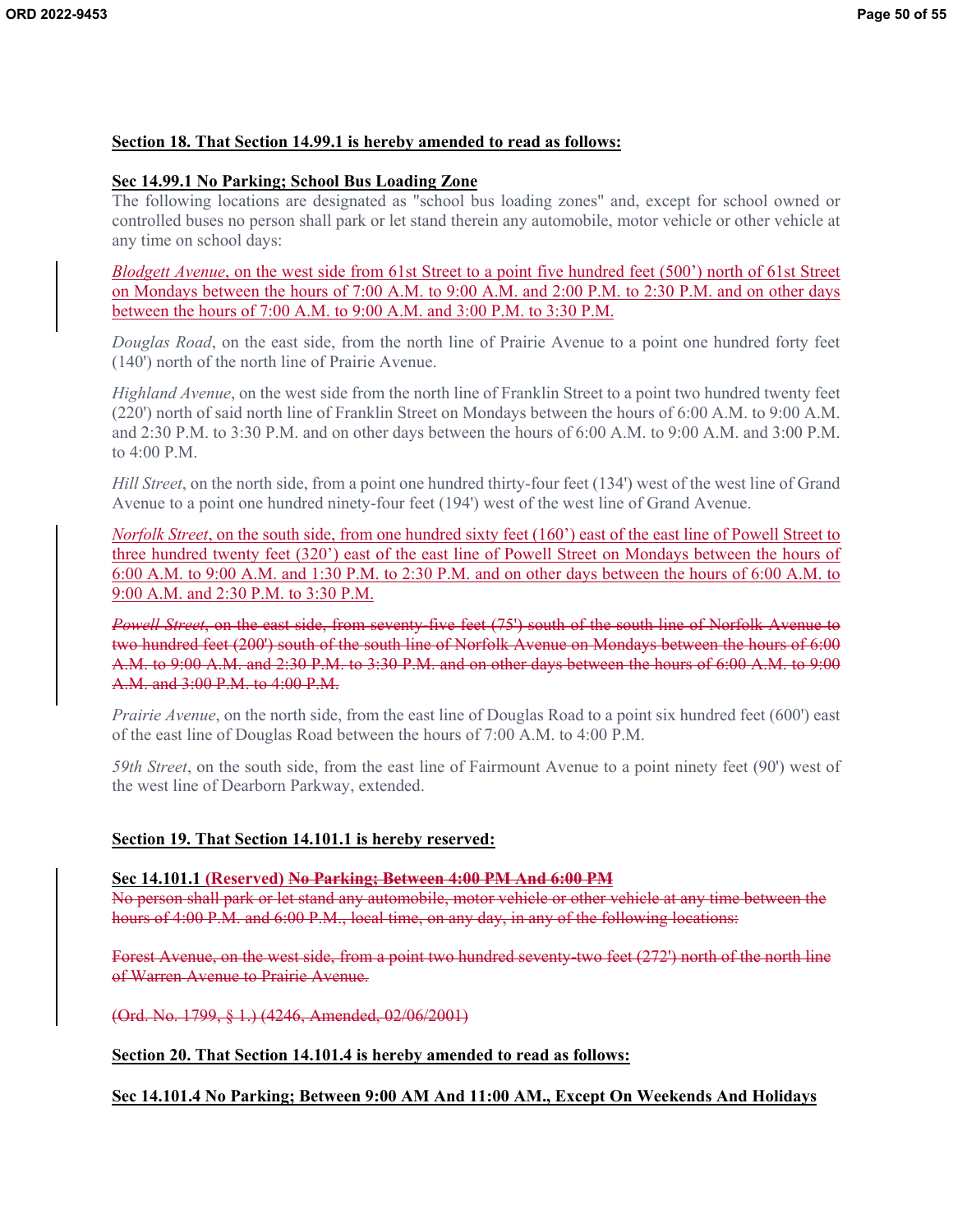**Section 18. That Section 14.99.1 is hereby amended to read as follows:**

**Sec 14.99.1 No Parking; School Bus Loading Zone**

The following locations are designated as "school bus loading zones" and, except for school owned or controlled buses no person shall park or let stand therein any automobile, motor vehicle or other vehicle at any time on school days:

*Blodgett Avenue*, on the west side from 61st Street to a point five hundred feet (500') north of 61st Street on Mondays between the hours of 7:00 A.M. to 9:00 A.M. and 2:00 P.M. to 2:30 P.M. and on other days between the hours of 7:00 A.M. to 9:00 A.M. and 3:00 P.M. to 3:30 P.M.

*Douglas Road*, on the east side, from the north line of Prairie Avenue to a point one hundred forty feet (140') north of the north line of Prairie Avenue.

*Highland Avenue*, on the west side from the north line of Franklin Street to a point two hundred twenty feet (220') north of said north line of Franklin Street on Mondays between the hours of 6:00 A.M. to 9:00 A.M. and 2:30 P.M. to 3:30 P.M. and on other days between the hours of 6:00 A.M. to 9:00 A.M. and 3:00 P.M. to 4:00 P.M.

*Hill Street*, on the north side, from a point one hundred thirty-four feet (134') west of the west line of Grand Avenue to a point one hundred ninety-four feet (194') west of the west line of Grand Avenue.

*Norfolk Street*, on the south side, from one hundred sixty feet (160') east of the east line of Powell Street to three hundred twenty feet (320') east of the east line of Powell Street on Mondays between the hours of 6:00 A.M. to 9:00 A.M. and 1:30 P.M. to 2:30 P.M. and on other days between the hours of 6:00 A.M. to 9:00 A.M. and 2:30 P.M. to 3:30 P.M.

~~*Powell Street*, on the east side, from seventy-five feet (75') south of the south line of Norfolk Avenue to two hundred feet (200') south of the south line of Norfolk Avenue on Mondays between the hours of 6:00 A.M. to 9:00 A.M. and 2:30 P.M. to 3:30 P.M. and on other days between the hours of 6:00 A.M. to 9:00 A.M. and 3:00 P.M. to 4:00 P.M.~~

*Prairie Avenue*, on the north side, from the east line of Douglas Road to a point six hundred feet (600') east of the east line of Douglas Road between the hours of 7:00 A.M. to 4:00 P.M.

*59th Street*, on the south side, from the east line of Fairmount Avenue to a point ninety feet (90') west of the west line of Dearborn Parkway, extended.

**Section 19. That Section 14.101.1 is hereby reserved:**

**Sec 14.101.1 (Reserved) ~~No Parking; Between 4:00 PM And 6:00 PM~~**

~~No person shall park or let stand any automobile, motor vehicle or other vehicle at any time between the hours of 4:00 P.M. and 6:00 P.M., local time, on any day, in any of the following locations:~~

~~Forest Avenue, on the west side, from a point two hundred seventy-two feet (272') north of the north line of Warren Avenue to Prairie Avenue.~~

~~(Ord. No. 1799, § 1.) (4246, Amended, 02/06/2001)~~

**Section 20. That Section 14.101.4 is hereby amended to read as follows:**

**Sec 14.101.4 No Parking; Between 9:00 AM And 11:00 AM., Except On Weekends And Holidays**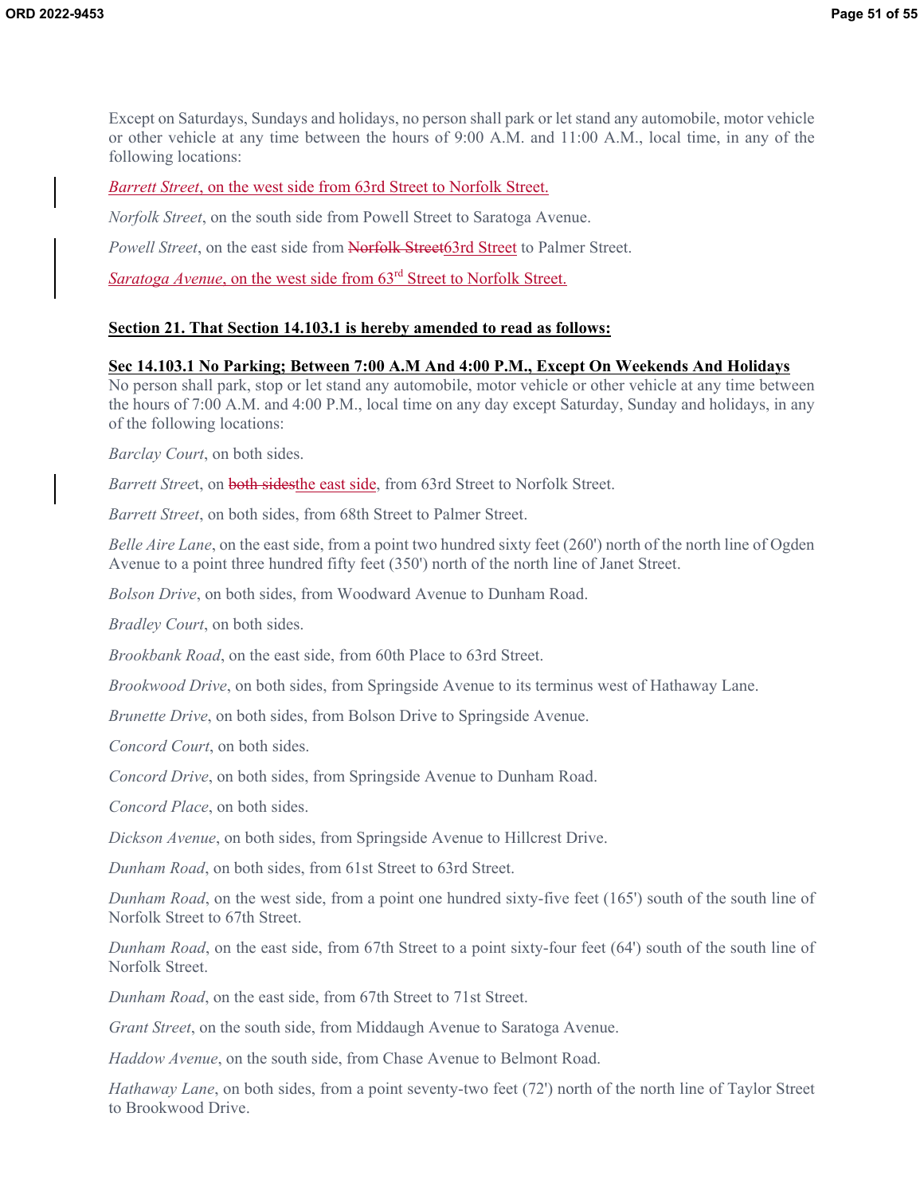Except on Saturdays, Sundays and holidays, no person shall park or let stand any automobile, motor vehicle or other vehicle at any time between the hours of 9:00 A.M. and 11:00 A.M., local time, in any of the following locations:

*Barrett Street*, on the west side from 63rd Street to Norfolk Street.

*Norfolk Street*, on the south side from Powell Street to Saratoga Avenue.

*Powell Street*, on the east side from ~~Norfolk Street~~63rd Street to Palmer Street.

*Saratoga Avenue*, on the west side from 63rd Street to Norfolk Street.

**Section 21. That Section 14.103.1 is hereby amended to read as follows:**

**Sec 14.103.1 No Parking; Between 7:00 A.M And 4:00 P.M., Except On Weekends And Holidays**

No person shall park, stop or let stand any automobile, motor vehicle or other vehicle at any time between the hours of 7:00 A.M. and 4:00 P.M., local time on any day except Saturday, Sunday and holidays, in any of the following locations:

*Barclay Court*, on both sides.

*Barrett Street*, on ~~both sides~~the east side, from 63rd Street to Norfolk Street.

*Barrett Street*, on both sides, from 68th Street to Palmer Street.

*Belle Aire Lane*, on the east side, from a point two hundred sixty feet (260') north of the north line of Ogden Avenue to a point three hundred fifty feet (350') north of the north line of Janet Street.

*Bolson Drive*, on both sides, from Woodward Avenue to Dunham Road.

*Bradley Court*, on both sides.

*Brookbank Road*, on the east side, from 60th Place to 63rd Street.

*Brookwood Drive*, on both sides, from Springside Avenue to its terminus west of Hathaway Lane.

*Brunette Drive*, on both sides, from Bolson Drive to Springside Avenue.

*Concord Court*, on both sides.

*Concord Drive*, on both sides, from Springside Avenue to Dunham Road.

*Concord Place*, on both sides.

*Dickson Avenue*, on both sides, from Springside Avenue to Hillcrest Drive.

*Dunham Road*, on both sides, from 61st Street to 63rd Street.

*Dunham Road*, on the west side, from a point one hundred sixty-five feet (165') south of the south line of Norfolk Street to 67th Street.

*Dunham Road*, on the east side, from 67th Street to a point sixty-four feet (64') south of the south line of Norfolk Street.

*Dunham Road*, on the east side, from 67th Street to 71st Street.

*Grant Street*, on the south side, from Middaugh Avenue to Saratoga Avenue.

*Haddow Avenue*, on the south side, from Chase Avenue to Belmont Road.

*Hathaway Lane*, on both sides, from a point seventy-two feet (72') north of the north line of Taylor Street to Brookwood Drive.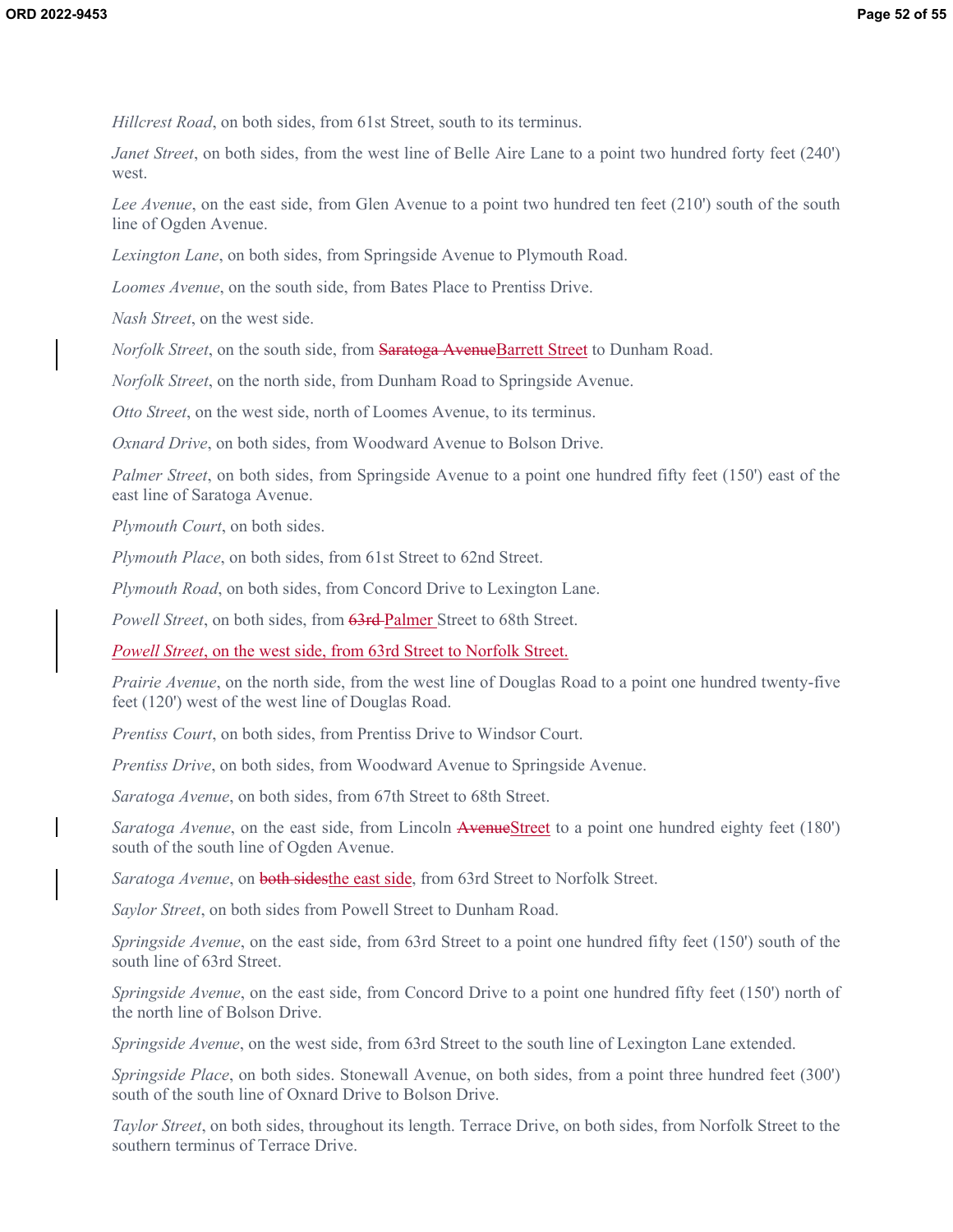*Hillcrest Road*, on both sides, from 61st Street, south to its terminus.

*Janet Street*, on both sides, from the west line of Belle Aire Lane to a point two hundred forty feet (240') west.

*Lee Avenue*, on the east side, from Glen Avenue to a point two hundred ten feet (210') south of the south line of Ogden Avenue.

*Lexington Lane*, on both sides, from Springside Avenue to Plymouth Road.

*Loomes Avenue*, on the south side, from Bates Place to Prentiss Drive.

*Nash Street*, on the west side.

*Norfolk Street*, on the south side, from ~~Saratoga Avenue~~Barrett Street to Dunham Road.

*Norfolk Street*, on the north side, from Dunham Road to Springside Avenue.

*Otto Street*, on the west side, north of Loomes Avenue, to its terminus.

*Oxnard Drive*, on both sides, from Woodward Avenue to Bolson Drive.

*Palmer Street*, on both sides, from Springside Avenue to a point one hundred fifty feet (150') east of the east line of Saratoga Avenue.

*Plymouth Court*, on both sides.

*Plymouth Place*, on both sides, from 61st Street to 62nd Street.

*Plymouth Road*, on both sides, from Concord Drive to Lexington Lane.

*Powell Street*, on both sides, from ~~63rd~~ Palmer Street to 68th Street.

*Powell Street, on the west side, from 63rd Street to Norfolk Street.*

*Prairie Avenue*, on the north side, from the west line of Douglas Road to a point one hundred twenty-five feet (120') west of the west line of Douglas Road.

*Prentiss Court*, on both sides, from Prentiss Drive to Windsor Court.

*Prentiss Drive*, on both sides, from Woodward Avenue to Springside Avenue.

*Saratoga Avenue*, on both sides, from 67th Street to 68th Street.

*Saratoga Avenue*, on the east side, from Lincoln ~~Avenue~~Street to a point one hundred eighty feet (180') south of the south line of Ogden Avenue.

*Saratoga Avenue*, on ~~both sides~~the east side, from 63rd Street to Norfolk Street.

*Saylor Street*, on both sides from Powell Street to Dunham Road.

*Springside Avenue*, on the east side, from 63rd Street to a point one hundred fifty feet (150') south of the south line of 63rd Street.

*Springside Avenue*, on the east side, from Concord Drive to a point one hundred fifty feet (150') north of the north line of Bolson Drive.

*Springside Avenue*, on the west side, from 63rd Street to the south line of Lexington Lane extended.

*Springside Place*, on both sides. Stonewall Avenue, on both sides, from a point three hundred feet (300') south of the south line of Oxnard Drive to Bolson Drive.

*Taylor Street*, on both sides, throughout its length. Terrace Drive, on both sides, from Norfolk Street to the southern terminus of Terrace Drive.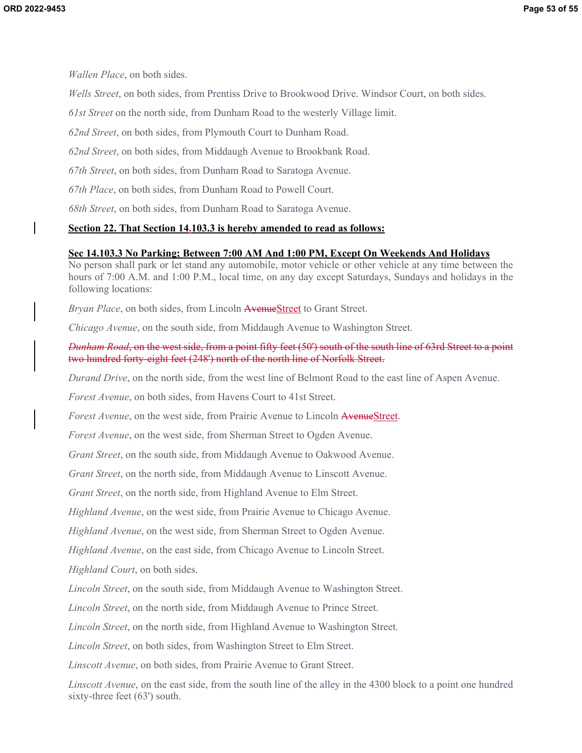*Wallen Place*, on both sides.

*Wells Street*, on both sides, from Prentiss Drive to Brookwood Drive. Windsor Court, on both sides.

*61st Street* on the north side, from Dunham Road to the westerly Village limit.

*62nd Street*, on both sides, from Plymouth Court to Dunham Road.

*62nd Street*, on both sides, from Middaugh Avenue to Brookbank Road.

*67th Street*, on both sides, from Dunham Road to Saratoga Avenue.

*67th Place*, on both sides, from Dunham Road to Powell Court.

*68th Street*, on both sides, from Dunham Road to Saratoga Avenue.

**Section 22. That Section 14.103.3 is hereby amended to read as follows:**

**Sec 14.103.3 No Parking; Between 7:00 AM And 1:00 PM, Except On Weekends And Holidays**

No person shall park or let stand any automobile, motor vehicle or other vehicle at any time between the hours of 7:00 A.M. and 1:00 P.M., local time, on any day except Saturdays, Sundays and holidays in the following locations:

*Bryan Place*, on both sides, from Lincoln ~~Avenue~~Street to Grant Street.

*Chicago Avenue*, on the south side, from Middaugh Avenue to Washington Street.

~~*Dunham Road*, on the west side, from a point fifty feet (50') south of the south line of 63rd Street to a point two hundred forty-eight feet (248') north of the north line of Norfolk Street.~~

*Durand Drive*, on the north side, from the west line of Belmont Road to the east line of Aspen Avenue.

*Forest Avenue*, on both sides, from Havens Court to 41st Street.

*Forest Avenue*, on the west side, from Prairie Avenue to Lincoln ~~Avenue~~Street.

*Forest Avenue*, on the west side, from Sherman Street to Ogden Avenue.

*Grant Street*, on the south side, from Middaugh Avenue to Oakwood Avenue.

*Grant Street*, on the north side, from Middaugh Avenue to Linscott Avenue.

*Grant Street*, on the north side, from Highland Avenue to Elm Street.

*Highland Avenue*, on the west side, from Prairie Avenue to Chicago Avenue.

*Highland Avenue*, on the west side, from Sherman Street to Ogden Avenue.

*Highland Avenue*, on the east side, from Chicago Avenue to Lincoln Street.

*Highland Court*, on both sides.

*Lincoln Street*, on the south side, from Middaugh Avenue to Washington Street.

*Lincoln Street*, on the north side, from Middaugh Avenue to Prince Street.

*Lincoln Street*, on the north side, from Highland Avenue to Washington Street.

*Lincoln Street*, on both sides, from Washington Street to Elm Street.

*Linscott Avenue*, on both sides, from Prairie Avenue to Grant Street.

*Linscott Avenue*, on the east side, from the south line of the alley in the 4300 block to a point one hundred sixty-three feet (63') south.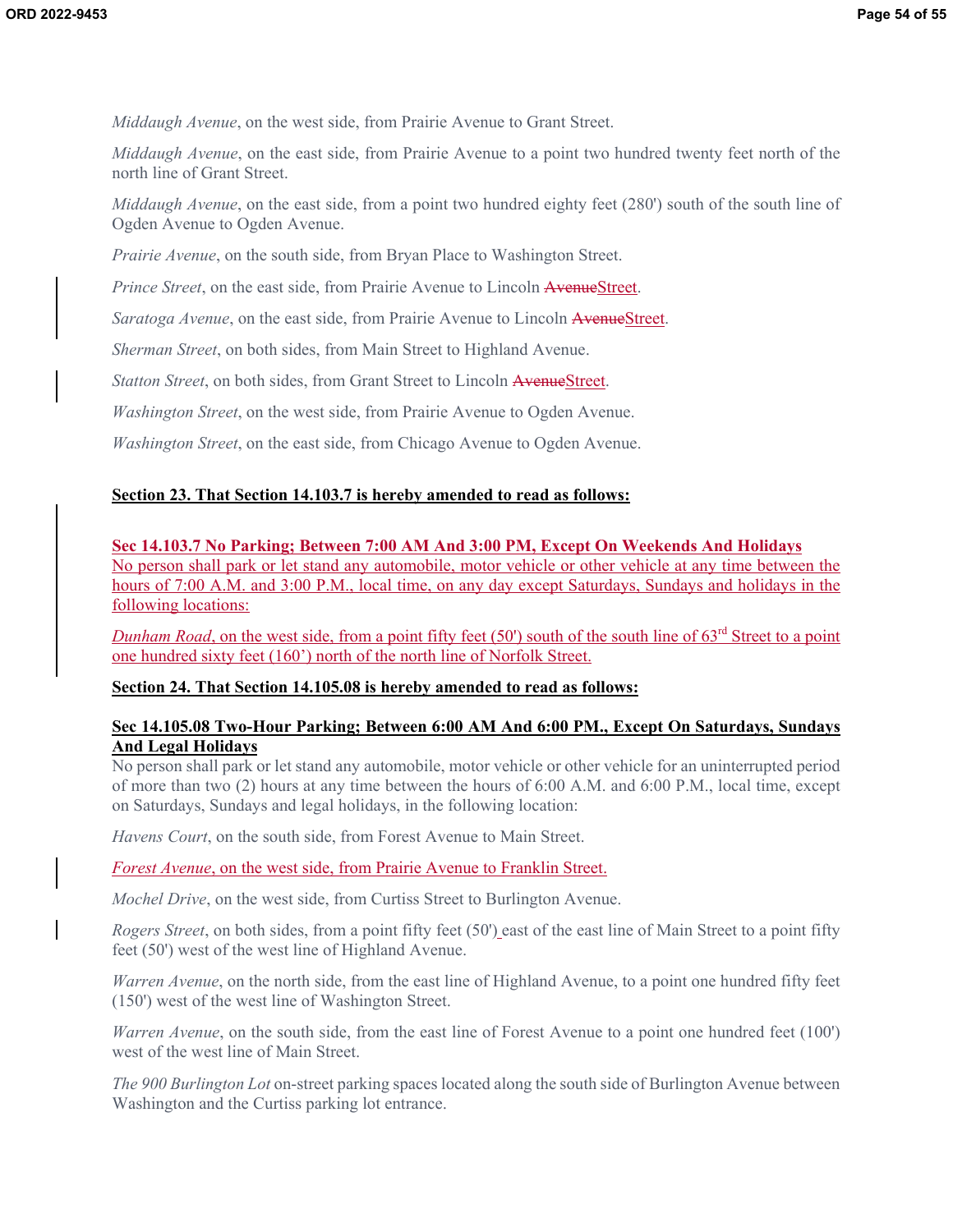*Middaugh Avenue*, on the west side, from Prairie Avenue to Grant Street.

*Middaugh Avenue*, on the east side, from Prairie Avenue to a point two hundred twenty feet north of the north line of Grant Street.

*Middaugh Avenue*, on the east side, from a point two hundred eighty feet (280') south of the south line of Ogden Avenue to Ogden Avenue.

*Prairie Avenue*, on the south side, from Bryan Place to Washington Street.

*Prince Street*, on the east side, from Prairie Avenue to Lincoln ~~Avenue~~Street.

*Saratoga Avenue*, on the east side, from Prairie Avenue to Lincoln ~~Avenue~~Street.

*Sherman Street*, on both sides, from Main Street to Highland Avenue.

*Statton Street*, on both sides, from Grant Street to Lincoln ~~Avenue~~Street.

*Washington Street*, on the west side, from Prairie Avenue to Ogden Avenue.

*Washington Street*, on the east side, from Chicago Avenue to Ogden Avenue.

**Section 23. That Section 14.103.7 is hereby amended to read as follows:**

**Sec 14.103.7 No Parking; Between 7:00 AM And 3:00 PM, Except On Weekends And Holidays**
No person shall park or let stand any automobile, motor vehicle or other vehicle at any time between the hours of 7:00 A.M. and 3:00 P.M., local time, on any day except Saturdays, Sundays and holidays in the following locations:

*Dunham Road*, on the west side, from a point fifty feet (50') south of the south line of 63rd Street to a point one hundred sixty feet (160') north of the north line of Norfolk Street.

**Section 24. That Section 14.105.08 is hereby amended to read as follows:**

**Sec 14.105.08 Two-Hour Parking; Between 6:00 AM And 6:00 PM., Except On Saturdays, Sundays And Legal Holidays**
No person shall park or let stand any automobile, motor vehicle or other vehicle for an uninterrupted period of more than two (2) hours at any time between the hours of 6:00 A.M. and 6:00 P.M., local time, except on Saturdays, Sundays and legal holidays, in the following location:

*Havens Court*, on the south side, from Forest Avenue to Main Street.

*Forest Avenue*, on the west side, from Prairie Avenue to Franklin Street.

*Mochel Drive*, on the west side, from Curtiss Street to Burlington Avenue.

*Rogers Street*, on both sides, from a point fifty feet (50') east of the east line of Main Street to a point fifty feet (50') west of the west line of Highland Avenue.

*Warren Avenue*, on the north side, from the east line of Highland Avenue, to a point one hundred fifty feet (150') west of the west line of Washington Street.

*Warren Avenue*, on the south side, from the east line of Forest Avenue to a point one hundred feet (100') west of the west line of Main Street.

*The 900 Burlington Lot* on-street parking spaces located along the south side of Burlington Avenue between Washington and the Curtiss parking lot entrance.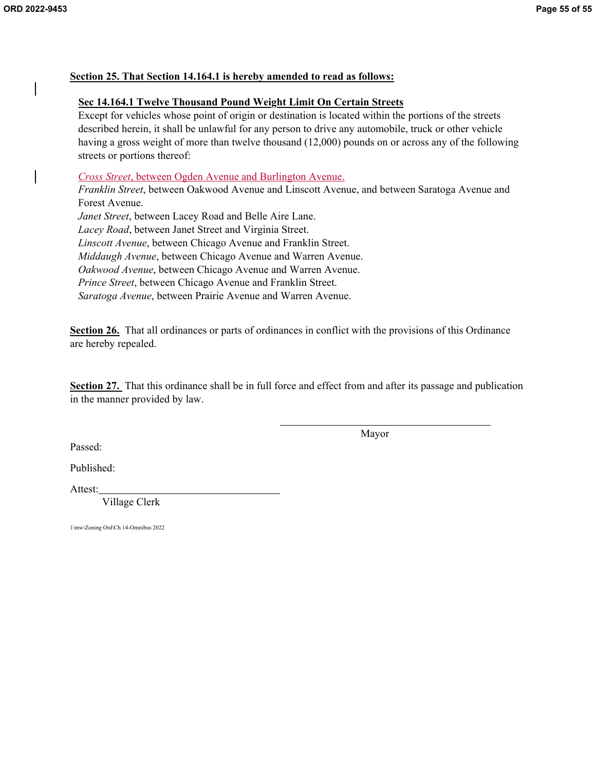**Section 25. That Section 14.164.1 is hereby amended to read as follows:**

**Sec 14.164.1 Twelve Thousand Pound Weight Limit On Certain Streets**

Except for vehicles whose point of origin or destination is located within the portions of the streets described herein, it shall be unlawful for any person to drive any automobile, truck or other vehicle having a gross weight of more than twelve thousand (12,000) pounds on or across any of the following streets or portions thereof:

*Cross Street*, between Ogden Avenue and Burlington Avenue.
*Franklin Street*, between Oakwood Avenue and Linscott Avenue, and between Saratoga Avenue and Forest Avenue.
*Janet Street*, between Lacey Road and Belle Aire Lane.
*Lacey Road*, between Janet Street and Virginia Street.
*Linscott Avenue*, between Chicago Avenue and Franklin Street.
*Middaugh Avenue*, between Chicago Avenue and Warren Avenue.
*Oakwood Avenue*, between Chicago Avenue and Warren Avenue.
*Prince Street*, between Chicago Avenue and Franklin Street.
*Saratoga Avenue*, between Prairie Avenue and Warren Avenue.

**Section 26.** That all ordinances or parts of ordinances in conflict with the provisions of this Ordinance are hereby repealed.

**Section 27.** That this ordinance shall be in full force and effect from and after its passage and publication in the manner provided by law.

\_\_\_\_\_\_\_\_\_\_\_\_\_\_\_\_\_\_\_\_\_\_\_\_\_\_\_\_\_\_\_\_\_\_\_\_
Mayor

Passed:

Published:

Attest:\_\_\_\_\_\_\_\_\_\_\_\_\_\_\_\_\_\_\_\_\_\_\_\_\_\_\_\_\_\_\_\_
Village Clerk

1\mw\Zoning Ord\Ch 14-Omnibus 2022